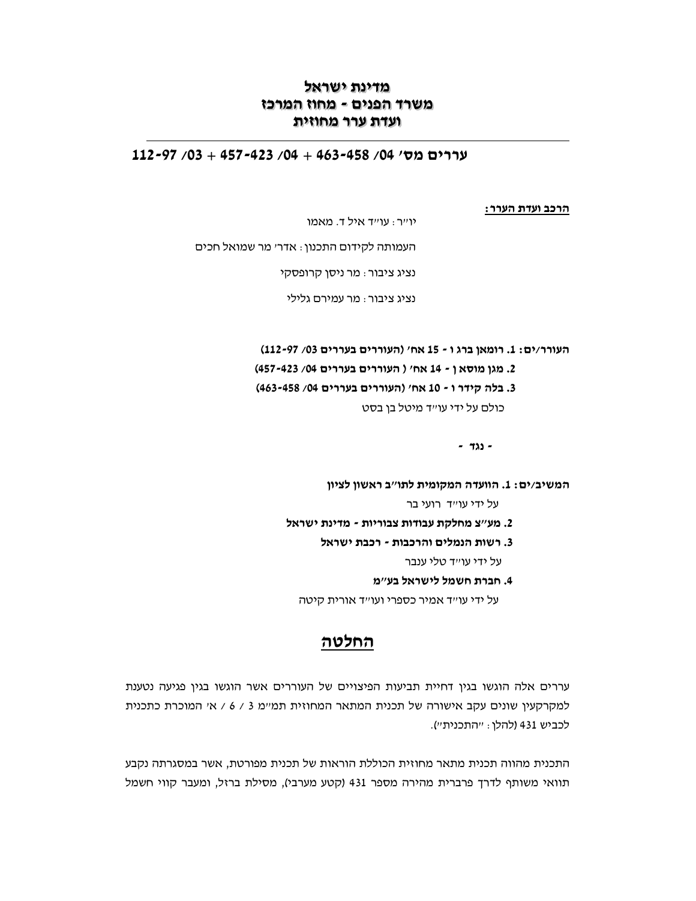**מדינת ישראל**
**משרד הפנים - מחוז המרכז**
**ועדת ערר מחוזית**

---

**עררים מס' 04/ 458-463 + 04/ 423-457 + 03/ 97-112**

**הרכב ועדת הערר:**

יו"ר: עו"ד איל ד. מאמו

העמותה לקידום התכנון: אדר' מר שמואל חכים

נציג ציבור: מר ניסן קרופסקי

נציג ציבור: מר עמירם גלילי

**העורר/ים: 1. רומאן ברג ו - 15 אח' (העוררים בעררים 03/ 97-112)**

**2. מגן מוסא ן - 14 אח' ( העוררים בעררים 04/ 423-457)**

**3. בלה קידר ו - 10 אח' (העוררים בעררים 04/ 458-463)**

כולם על ידי עו"ד מיטל בן בסט

**- נגד -**

**המשיב/ים: 1. הוועדה המקומית לתו"ב ראשון לציון**

על ידי עו"ד רועי בר

**2. מע"צ מחלקת עבודות צבוריות - מדינת ישראל**

**3. רשות הנמלים והרכבות - רכבת ישראל**

על ידי עו"ד טלי ענבר

**4. חברת חשמל לישראל בע"מ**

על ידי עו"ד אמיר כספרי ועו"ד אורית קיטה

# החלטה

עררים אלה הוגשו בגין דחיית תביעות הפיצויים של העוררים אשר הוגשו בגין פגיעה נטענת למקרקעין שונים עקב אישורה של תכנית המתאר המחוזית תמ"מ 3 / 6 / א' המוכרת כתכנית לכביש 431 (להלן: "התכנית").

התכנית מהווה תכנית מתאר מחוזית הכוללת הוראות של תכנית מפורטת, אשר במסגרתה נקבע תוואי משותף לדרך פרברית מהירה מספר 431 (קטע מערבי), מסילת ברזל, ומעבר קווי חשמל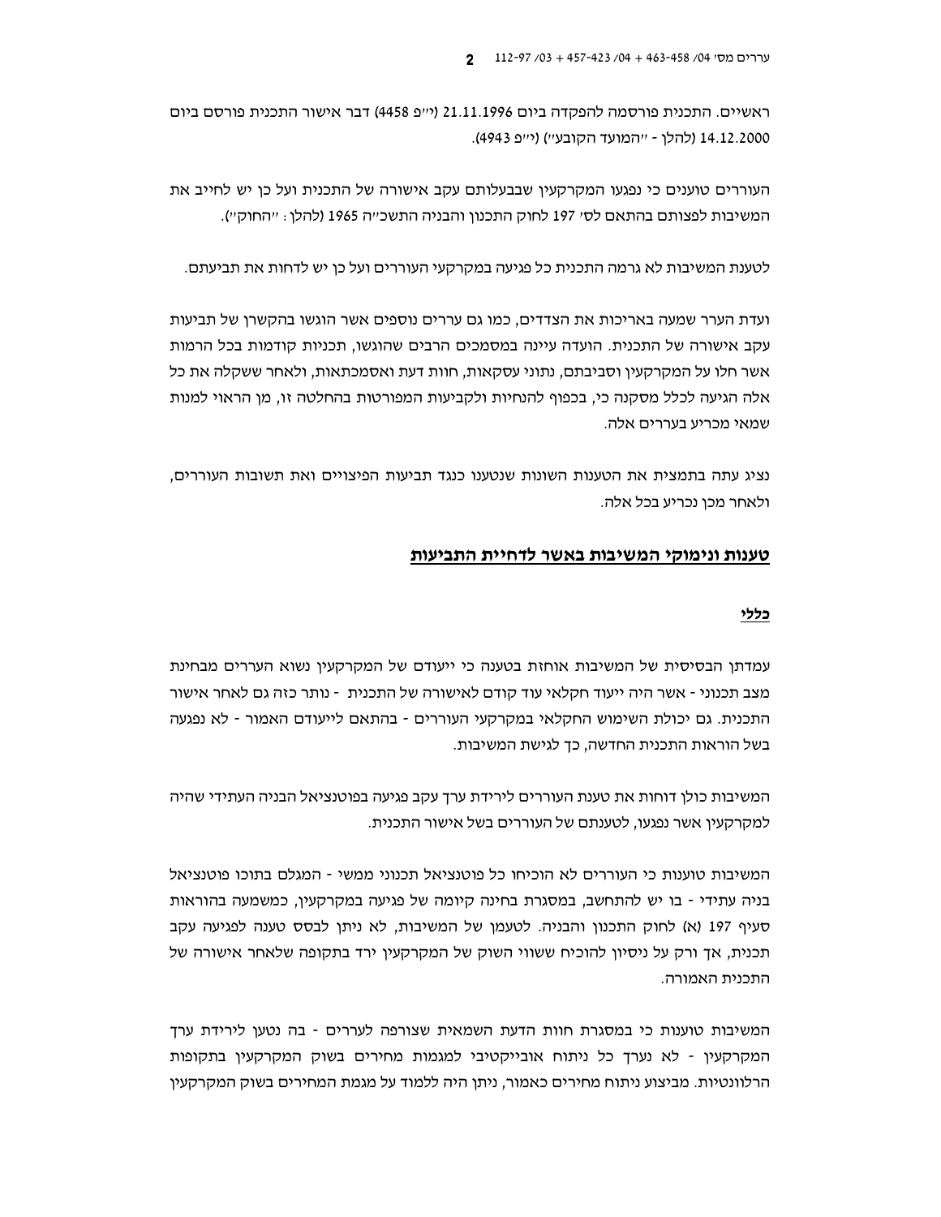ראשיים. התכנית פורסמה להפקדה ביום 21.11.1996 (י"פ 4458) דבר אישור התכנית פורסם ביום 14.12.2000 (להלן - "המועד הקובע") (י"פ 4943).

העוררים טוענים כי נפגעו המקרקעין שבבעלותם עקב אישורה של התכנית ועל כן יש לחייב את המשיבות לפצותם בהתאם לס' 197 לחוק התכנון והבניה התשכ"ה 1965 (להלן: "החוק").

לטענת המשיבות לא גרמה התכנית כל פגיעה במקרקעי העוררים ועל כן יש לדחות את תביעתם.

ועדת הערר שמעה באריכות את הצדדים, כמו גם עררים נוספים אשר הוגשו בהקשרן של תביעות עקב אישורה של התכנית. הועדה עיינה במסמכים הרבים שהוגשו, תכניות קודמות בכל הרמות אשר חלו על המקרקעין וסביבתם, נתוני עסקאות, חוות דעת ואסמכתאות, ולאחר ששקלה את כל אלה הגיעה לכלל מסקנה כי, בכפוף להנחיות ולקביעות המפורטות בהחלטה זו, מן הראוי למנות שמאי מכריע בעררים אלה.

נציג עתה בתמצית את הטענות השונות שנטענו כנגד תביעות הפיצויים ואת תשובות העוררים, ולאחר מכן נכריע בכל אלה.

## טענות ונימוקי המשיבות באשר לדחיית התביעות

### כללי

עמדתן הבסיסית של המשיבות אוחזת בטענה כי ייעודם של המקרקעין נשוא העררים מבחינת מצב תכנוני - אשר היה ייעוד חקלאי עוד קודם לאישורה של התכנית - נותר כזה גם לאחר אישור התכנית. גם יכולת השימוש החקלאי במקרקעי העוררים - בהתאם לייעודם האמור - לא נפגעה בשל הוראות התכנית החדשה, כך לגישת המשיבות.

המשיבות כולן דוחות את טענת העוררים לירידת ערך עקב פגיעה בפוטנציאל הבניה העתידי שהיה למקרקעין אשר נפגעו, לטענתם של העוררים בשל אישור התכנית.

המשיבות טוענות כי העוררים לא הוכיחו כל פוטנציאל תכנוני ממשי - המגלם בתוכו פוטנציאל בניה עתידי - בו יש להתחשב, במסגרת בחינה קיומה של פגיעה במקרקעין, כמשמעה בהוראות סעיף 197 (א) לחוק התכנון והבניה. לטעמן של המשיבות, לא ניתן לבסס טענה לפגיעה עקב תכנית, אך ורק על ניסיון להוכיח ששווי השוק של המקרקעין ירד בתקופה שלאחר אישורה של התכנית האמורה.

המשיבות טוענות כי במסגרת חוות הדעת השמאית שצורפה לעררים - בה נטען לירידת ערך המקרקעין - לא נערך כל ניתוח אובייקטיבי למגמות מחירים בשוק המקרקעין בתקופות הרלוונטיות. מביצוע ניתוח מחירים כאמור, ניתן היה ללמוד על מגמת המחירים בשוק המקרקעין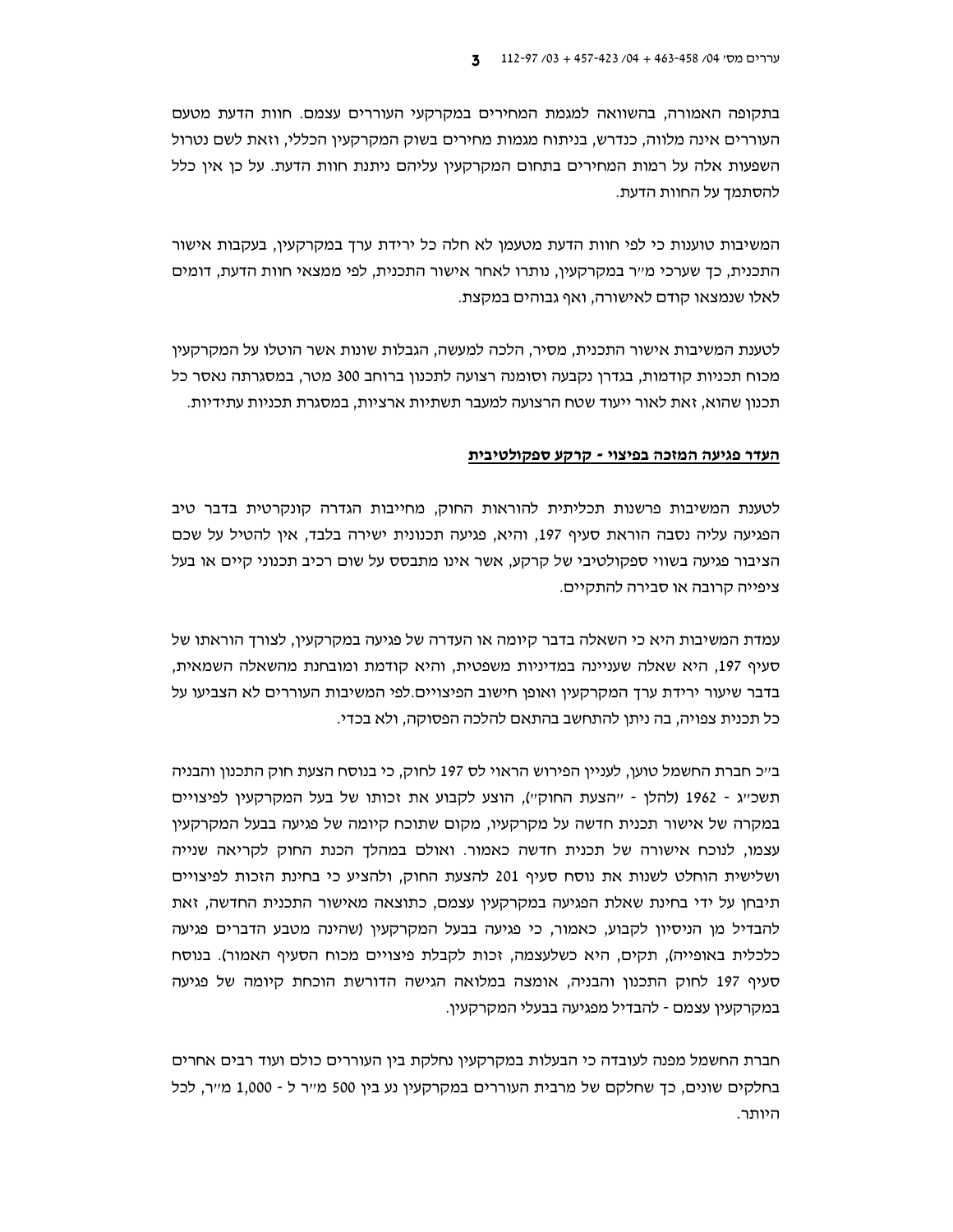בתקופה האמורה, בהשוואה למגמת המחירים במקרקעי העוררים עצמם. חוות הדעת מטעם העוררים אינה מלווה, כנדרש, בניתוח מגמות מחירים בשוק המקרקעין הכללי, וזאת לשם נטרול השפעות אלה על רמות המחירים בתחום המקרקעין עליהם ניתנת חוות הדעת. על כן אין כלל להסתמך על החוות הדעת.

המשיבות טוענות כי לפי חוות הדעת מטעמן לא חלה כל ירידת ערך במקרקעין, בעקבות אישור התכנית, כך שערכי מ״ר במקרקעין, נותרו לאחר אישור התכנית, לפי ממצאי חוות הדעת, דומים לאלו שנמצאו קודם לאישורה, ואף גבוהים במקצת.

לטענת המשיבות אישור התכנית, מסיר, הלכה למעשה, הגבלות שונות אשר הוטלו על המקרקעין מכוח תכניות קודמות, בגדרן נקבעה וסומנה רצועה לתכנון ברוחב 300 מטר, במסגרתה נאסר כל תכנון שהוא, זאת לאור ייעוד שטח הרצועה למעבר תשתיות ארציות, במסגרת תכניות עתידיות.

**<u>העדר פגיעה המזכה בפיצוי - קרקע ספקולטיבית</u>**

לטענת המשיבות פרשנות תכליתית להוראות החוק, מחייבות הגדרה קונקרטית בדבר טיב הפגיעה עליה נסבה הוראת סעיף 197, והיא, פגיעה תכנונית ישירה בלבד, אין להטיל על שכם הציבור פגיעה בשווי ספקולטיבי של קרקע, אשר אינו מתבסס על שום רכיב תכנוני קיים או בעל ציפייה קרובה או סבירה להתקיים.

עמדת המשיבות היא כי השאלה בדבר קיומה או העדרה של פגיעה במקרקעין, לצורך הוראתו של סעיף 197, היא שאלה שעניינה במדיניות משפטית, והיא קודמת ומובחנת מהשאלה השמאית, בדבר שיעור ירידת ערך המקרקעין ואופן חישוב הפיצויים.לפי המשיבות העוררים לא הצביעו על כל תכנית צפויה, בה ניתן להתחשב בהתאם להלכה הפסוקה, ולא בכדי.

ב״כ חברת החשמל טוען, לעניין הפירוש הראוי לס 197 לחוק, כי בנוסח הצעת חוק התכנון והבניה תשכ״ג - 1962 (להלן - ״הצעת החוק״), הוצע לקבוע את זכותו של בעל המקרקעין לפיצויים במקרה של אישור תכנית חדשה על מקרקעיו, מקום שתוכח קיומה של פגיעה בבעל המקרקעין עצמו, לנוכח אישורה של תכנית חדשה כאמור. ואולם במהלך הכנת החוק לקריאה שנייה ושלישית הוחלט לשנות את נוסח סעיף 201 להצעת החוק, ולהציע כי בחינת הזכות לפיצויים תיבחן על ידי בחינת שאלת הפגיעה במקרקעין עצמם, כתוצאה מאישור התכנית החדשה, זאת להבדיל מן הניסיון לקבוע, כאמור, כי פגיעה בבעל המקרקעין (שהינה מטבע הדברים פגיעה כלכלית באופייה), תקים, היא כשלעצמה, זכות לקבלת פיצויים מכוח הסעיף האמור). בנוסח סעיף 197 לחוק התכנון והבניה, אומצה במלואה הגישה הדורשת הוכחת קיומה של פגיעה במקרקעין עצמם - להבדיל מפגיעה בבעלי המקרקעין.

חברת החשמל מפנה לעובדה כי הבעלות במקרקעין נחלקת בין העוררים כולם ועוד רבים אחרים בחלקים שונים, כך שחלקם של מרבית העוררים במקרקעין נע בין 500 מ״ר ל - 1,000 מ״ר, לכל היותר.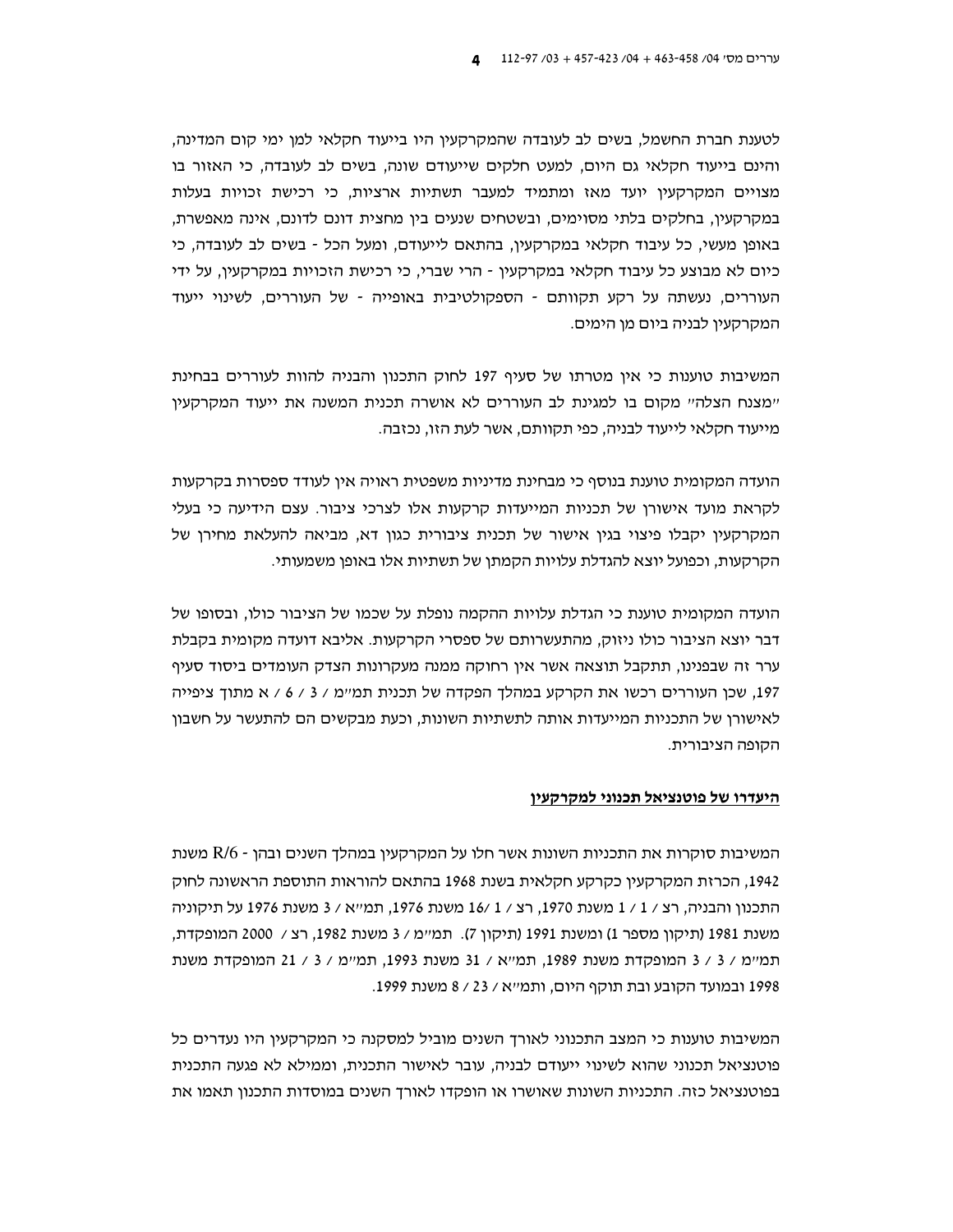לטענת חברת החשמל, בשים לב לעובדה שהמקרקעין היו בייעוד חקלאי למן ימי קום המדינה, והינם בייעוד חקלאי גם היום, למעט חלקים שייעודם שונה, בשים לב לעובדה, כי האזור בו מצויים המקרקעין יועד מאז ומתמיד למעבר תשתיות ארציות, כי רכישת זכויות בעלות במקרקעין, בחלקים בלתי מסוימים, ובשטחים שנעים בין מחצית דונם לדונם, אינה מאפשרת, באופן מעשי, כל עיבוד חקלאי במקרקעין, בהתאם לייעודם, ומעל הכל - בשים לב לעובדה, כי כיום לא מבוצע כל עיבוד חקלאי במקרקעין - הרי שברי, כי רכישת הזכויות במקרקעין, על ידי העוררים, נעשתה על רקע תקוותם - הספקולטיבית באופייה - של העוררים, לשינוי ייעוד המקרקעין לבניה ביום מן הימים.

המשיבות טוענות כי אין מטרתו של סעיף 197 לחוק התכנון והבניה להוות לעוררים בבחינת "מצנח הצלה" מקום בו למגינת לב העוררים לא אושרה תכנית המשנה את ייעוד המקרקעין מייעוד חקלאי לייעוד לבניה, כפי תקוותם, אשר לעת הזו, נכזבה.

הועדה המקומית טוענת בנוסף כי מבחינת מדיניות משפטית ראויה אין לעודד ספסרות בקרקעות לקראת מועד אישורן של תכניות המייעדות קרקעות אלו לצרכי ציבור. עצם הידיעה כי בעלי המקרקעין יקבלו פיצוי בגין אישור של תכנית ציבורית כגון דא, מביאה להעלאת מחירן של הקרקעות, וכפועל יוצא להגדלת עלויות הקמתן של תשתיות אלו באופן משמעותי.

הועדה המקומית טוענת כי הגדלת עלויות ההקמה נופלת על שכמו של הציבור כולו, ובסופו של דבר יוצא הציבור כולו ניזוק, מהתעשרותם של ספסרי הקרקעות. אליבא דועדה מקומית בקבלת ערר זה שבפנינו, תתקבל תוצאה אשר אין רחוקה ממנה מעקרונות הצדק העומדים ביסוד סעיף 197, שכן העוררים רכשו את הקרקע במהלך הפקדה של תכנית תמ"מ / 3 / 6 / א מתוך ציפייה לאישורן של התכניות המייעדות אותה לתשתיות השונות, וכעת מבקשים הם להתעשר על חשבון הקופה הציבורית.

**היעדרו של פוטנציאל תכנוני למקרקעין**

המשיבות סוקרות את התכניות השונות אשר חלו על המקרקעין במהלך השנים ובהן - R/6 משנת 1942, הכרזת המקרקעין כקרקע חקלאית בשנת 1968 בהתאם להוראות התוספת הראשונה לחוק התכנון והבניה, רצ / 1 / 1 משנת 1970, רצ / 1 /16 משנת 1976, תמ"א / 3 משנת 1976 על תיקוניה משנת 1981 (תיקון מספר 1) ומשנת 1991 (תיקון 7). תמ"מ / 3 משנת 1982, רצ / 2000 המופקדת, תמ"מ / 3 / 3 המופקדת משנת 1989, תמ"א / 31 משנת 1993, תמ"מ / 3 / 21 המופקדת משנת 1998 ובמועד הקובע ובת תוקף היום, ותמ"א / 23 / 8 משנת 1999.

המשיבות טוענות כי המצב התכנוני לאורך השנים מוביל למסקנה כי המקרקעין היו נעדרים כל פוטנציאל תכנוני שהוא לשינוי ייעודם לבניה, עובר לאישור התכנית, וממילא לא פגעה התכנית בפוטנציאל כזה. התכניות השונות שאושרו או הופקדו לאורך השנים במוסדות התכנון תאמו את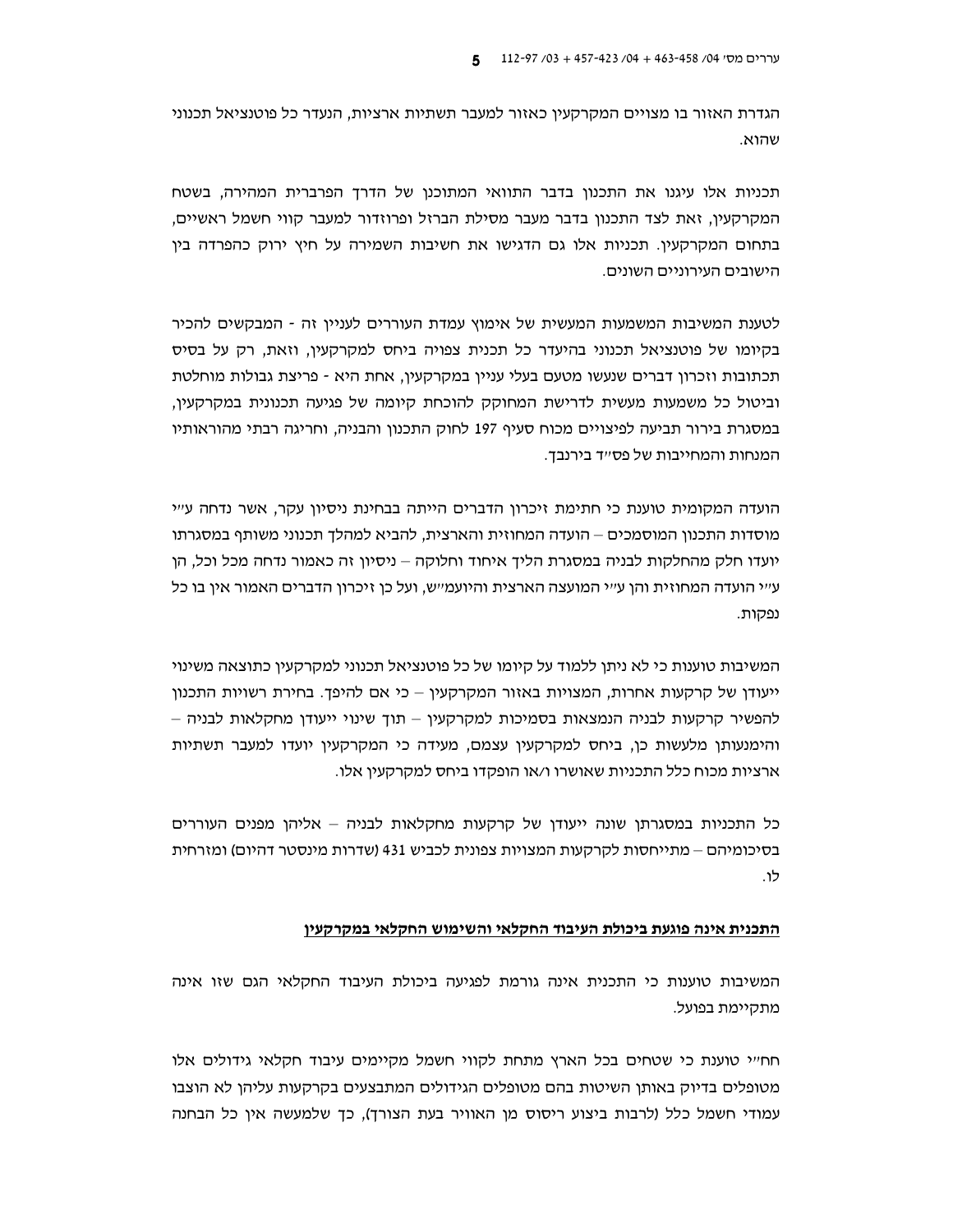הגדרת האזור בו מצויים המקרקעין כאזור למעבר תשתיות ארציות, הנעדר כל פוטנציאל תכנוני שהוא.

תכניות אלו עיגנו את התכנון בדבר התוואי המתוכנן של הדרך הפרברית המהירה, בשטח המקרקעין, זאת לצד התכנון בדבר מעבר מסילת הברזל ופרוזדור למעבר קווי חשמל ראשיים, בתחום המקרקעין. תכניות אלו גם הדגישו את חשיבות השמירה על חיץ ירוק כהפרדה בין הישובים העירוניים השונים.

לטענת המשיבות המשמעות המעשית של אימוץ עמדת העוררים לעניין זה - המבקשים להכיר בקיומו של פוטנציאל תכנוני בהיעדר כל תכנית צפויה ביחס למקרקעין, וזאת, רק על בסיס תכתובות וזכרון דברים שנעשו מטעם בעלי עניין במקרקעין, אחת היא - פריצת גבולות מוחלטת וביטול כל משמעות מעשית לדרישת המחוקק להוכחת קיומה של פגיעה תכנונית במקרקעין, במסגרת בירור תביעה לפיצויים מכוח סעיף 197 לחוק התכנון והבניה, וחריגה רבתי מהוראותיו המנחות והמחייבות של פס"ד בירנבך.

הועדה המקומית טוענת כי חתימת זיכרון הדברים הייתה בבחינת ניסיון עקר, אשר נדחה ע"י מוסדות התכנון המוסמכים – הועדה המחוזית והארצית, להביא למהלך תכנוני משותף במסגרתו יועדו חלק מהחלקות לבניה במסגרת הליך איחוד וחלוקה – ניסיון זה כאמור נדחה מכל וכל, הן ע"י הועדה המחוזית והן ע"י המועצה הארצית והיועמ"ש, ועל כן זיכרון הדברים האמור אין בו כל נפקות.

המשיבות טוענות כי לא ניתן ללמוד על קיומו של כל פוטנציאל תכנוני למקרקעין כתוצאה משינוי ייעודן של קרקעות אחרות, המצויות באזור המקרקעין – כי אם להיפך. בחירת רשויות התכנון להפשיר קרקעות לבניה הנמצאות בסמיכות למקרקעין – תוך שינוי ייעודן מחקלאות לבניה – והימנעותן מלעשות כן, ביחס למקרקעין עצמם, מעידה כי המקרקעין יועדו למעבר תשתיות ארציות מכוח כלל התכניות שאושרו ו/או הופקדו ביחס למקרקעין אלו.

כל התכניות במסגרתן שונה ייעודן של קרקעות מחקלאות לבניה – אליהן מפנים העוררים בסיכומיהם – מתייחסות לקרקעות המצויות צפונית לכביש 431 (שדרות מינסטר דהיום) ומזרחית לו.

**<u>התכנית אינה פוגעת ביכולת העיבוד החקלאי והשימוש החקלאי במקרקעין</u>**

המשיבות טוענות כי התכנית אינה גורמת לפגיעה ביכולת העיבוד החקלאי הגם שזו אינה מתקיימת בפועל.

חח"י טוענת כי שטחים בכל הארץ מתחת לקווי חשמל מקיימים עיבוד חקלאי גידולים אלו מטופלים בדיוק באותן השיטות בהם מטופלים הגידולים המתבצעים בקרקעות עליהן לא הוצבו עמודי חשמל כלל (לרבות ביצוע ריסוס מן האוויר בעת הצורך), כך שלמעשה אין כל הבחנה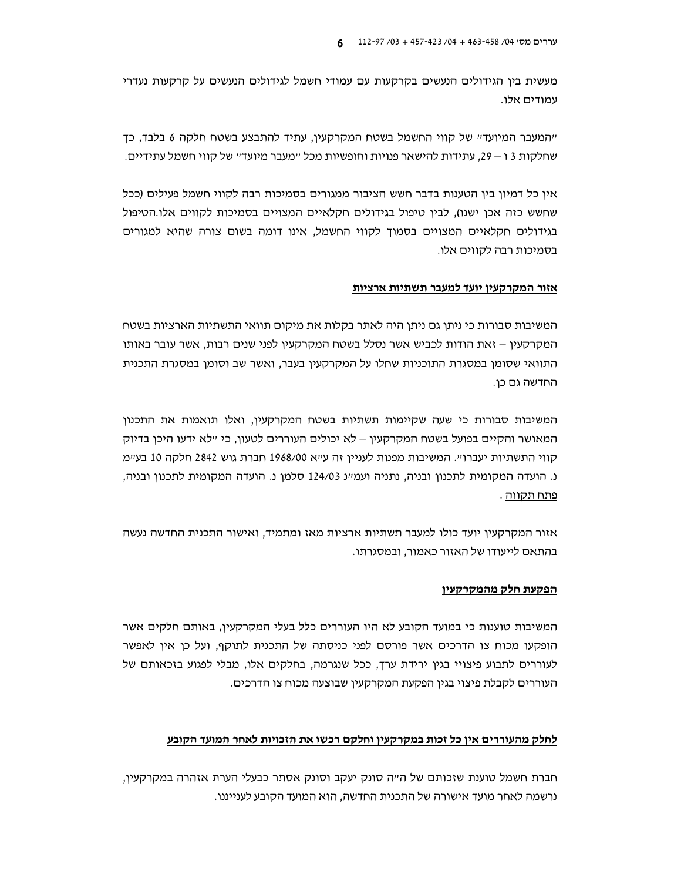מעשית בין הגידולים הנעשים בקרקעות עם עמודי חשמל לגידולים הנעשים על קרקעות נעדרי עמודים אלו.

"המעבר המיועד" של קווי החשמל בשטח המקרקעין, עתיד להתבצע בשטח חלקה 6 בלבד, כך שחלקות 3 ו – 29, עתידות להישאר פנויות וחופשיות מכל "מעבר מיועד" של קווי חשמל עתידיים.

אין כל דמיון בין הטענות בדבר חשש הציבור ממגורים בסמיכות רבה לקווי חשמל פעילים (ככל שחשש כזה אכן ישנו), לבין טיפול בגידולים חקלאיים המצויים בסמיכות לקווים אלו.הטיפול בגידולים חקלאיים המצויים בסמוך לקווי החשמל, אינו דומה בשום צורה שהיא למגורים בסמיכות רבה לקווים אלו.

**<u>אזור המקרקעין יועד למעבר תשתיות ארציות</u>**

המשיבות סבורות כי ניתן גם ניתן היה לאתר בקלות את מיקום תוואי התשתיות הארציות בשטח המקרקעין – זאת הודות לכביש אשר נסלל בשטח המקרקעין לפני שנים רבות, אשר עובר באותו התוואי שסומן במסגרת התוכניות שחלו על המקרקעין בעבר, ואשר שב וסומן במסגרת התכנית החדשה גם כן.

המשיבות סבורות כי שעה שקיימות תשתיות בשטח המקרקעין, ואלו תואמות את התכנון המאושר והקיים בפועל בשטח המקרקעין – לא יכולים העוררים לטעון, כי "לא ידעו היכן בדיוק קווי התשתיות יעברו". המשיבות מפנות לעניין זה ע"א 1968/00 <u>חברת גוש 2842 חלקה 10 בע"מ</u> נ. <u>הועדה המקומית לתכנון ובניה, נתניה</u> ועמ"נ 124/03 <u>סלמן</u> נ. <u>הועדה המקומית לתכנון ובניה, פתח תקווה</u> .

אזור המקרקעין יועד כולו למעבר תשתיות ארציות מאז ומתמיד, ואישור התכנית החדשה נעשה בהתאם לייעודו של האזור כאמור, ובמסגרתו.

**<u>הפקעת חלק מהמקרקעין</u>**

המשיבות טוענות כי במועד הקובע לא היו העוררים כלל בעלי המקרקעין, באותם חלקים אשר הופקעו מכוח צו הדרכים אשר פורסם לפני כניסתה של התכנית לתוקף, ועל כן אין לאפשר לעוררים לתבוע פיצויי בגין ירידת ערך, ככל שנגרמה, בחלקים אלו, מבלי לפגוע בזכאותם של העוררים לקבלת פיצוי בגין הפקעת המקרקעין שבוצעה מכוח צו הדרכים.

**<u>לחלק מהעוררים אין כל זכות במקרקעין וחלקם רכשו את הזכויות לאחר המועד הקובע</u>**

חברת חשמל טוענת שזכותם של ה"ה סונק יעקב וסונק אסתר כבעלי הערת אזהרה במקרקעין, נרשמה לאחר מועד אישורה של התכנית החדשה, הוא המועד הקובע לענייננו.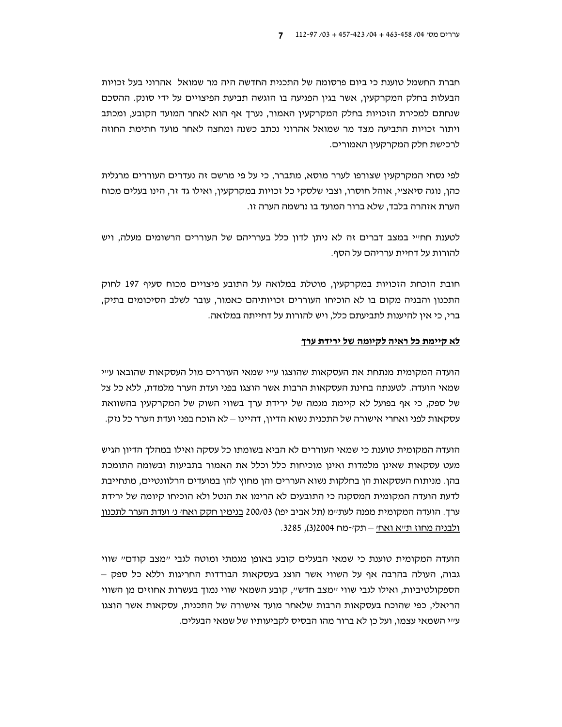חברת החשמל טוענת כי ביום פרסומה של התכנית החדשה היה מר שמואל אהרוני בעל זכויות הבעלות בחלק המקרקעין, אשר בגין הפגיעה בו הוגשה תביעת הפיצויים על ידי סונק. ההסכם שנחתם למכירת הזכויות בחלק המקרקעין האמור, נערך אף הוא לאחר המועד הקובע, ומכתב ויתור זכויות התביעה מצד מר שמואל אהרוני נכתב כשנה ומחצה לאחר מועד חתימת החוזה לרכישת חלק המקרקעין האמורים.

לפי נסחי המקרקעין שצורפו לערר מוסא, מתברר, כי על פי מרשם זה נעדרים העוררים מרגלית כהן, נוגה סיאצ'י, אוהל חוסרו, וצבי שלסקי כל זכויות במקרקעין, ואילו גד זר, הינו בעלים מכוח הערת אזהרה בלבד, שלא ברור המועד בו נרשמה הערה זו.

לטענת חח"י במצב דברים זה לא ניתן לדון כלל בערריהם של העוררים הרשומים מעלה, ויש להורות על דחיית ערריהם על הסף.

חובת הוכחת הזכויות במקרקעין, מוטלת במלואה על התובע פיצויים מכוח סעיף 197 לחוק התכנון והבניה מקום בו לא הוכיחו העוררים זכויותיהם כאמור, עובר לשלב הסיכומים בתיק, ברי, כי אין להיענות לתביעתם כלל, ויש להורות על דחייתה במלואה.

<u>לא קיימת כל ראיה לקיומה של ירידת ערך</u>

הועדה המקומית מנתחת את העסקאות שהוצגו ע"י שמאי העוררים מול העסקאות שהובאו ע"י שמאי הועדה. לטענתה בחינת העסקאות הרבות אשר הוצגו בפני ועדת הערר מלמדת, ללא כל צל של ספק, כי אף בפועל לא קיימת מגמה של ירידת ערך בשווי השוק של המקרקעין בהשוואת עסקאות לפני ואחרי אישורה של התכנית נשוא הדיון, דהיינו – לא הוכח בפני ועדת הערר כל נזק.

הועדה המקומית טוענת כי שמאי העוררים לא הביא בשומתו כל עסקה ואילו במהלך הדיון הגיש מעט עסקאות שאינן מלמדות ואינן מוכיחות כלל וכלל את האמור בתביעות ובשומה התומכת בהן. מניתוח העסקאות הן בחלקות נשוא העררים והן מחוץ להן במועדים הרלוונטיים, מתחייבת לדעת הועדה המקומית המסקנה כי התובעים לא הרימו את הנטל ולא הוכיחו קיומה של ירידת ערך. הועדה המקומית מפנה לעת"מ (תל אביב יפו) 200/03 <u>בנימין חקק ואח' נ' ועדת הערר לתכנון ולבניה מחוז ת"א ואח'</u> – תק'-מח 2004(3), 3285.

הועדה המקומית טוענת כי שמאי הבעלים קובע באופן מגמתי ומוטה לגבי "מצב קודם" שווי גבוה, העולה בהרבה אף על השווי אשר הוצג בעסקאות הבודדות החריגות וללא כל ספק – הספקולטיביות, ואילו לגבי שווי "מצב חדש", קובע השמאי שווי נמוך בעשרות אחוזים מן השווי הריאלי, כפי שהוכח בעסקאות הרבות שלאחר מועד אישורה של התכנית, עסקאות אשר הוצגו ע"י השמאי עצמו, ועל כן לא ברור מהו הבסיס לקביעותיו של שמאי הבעלים.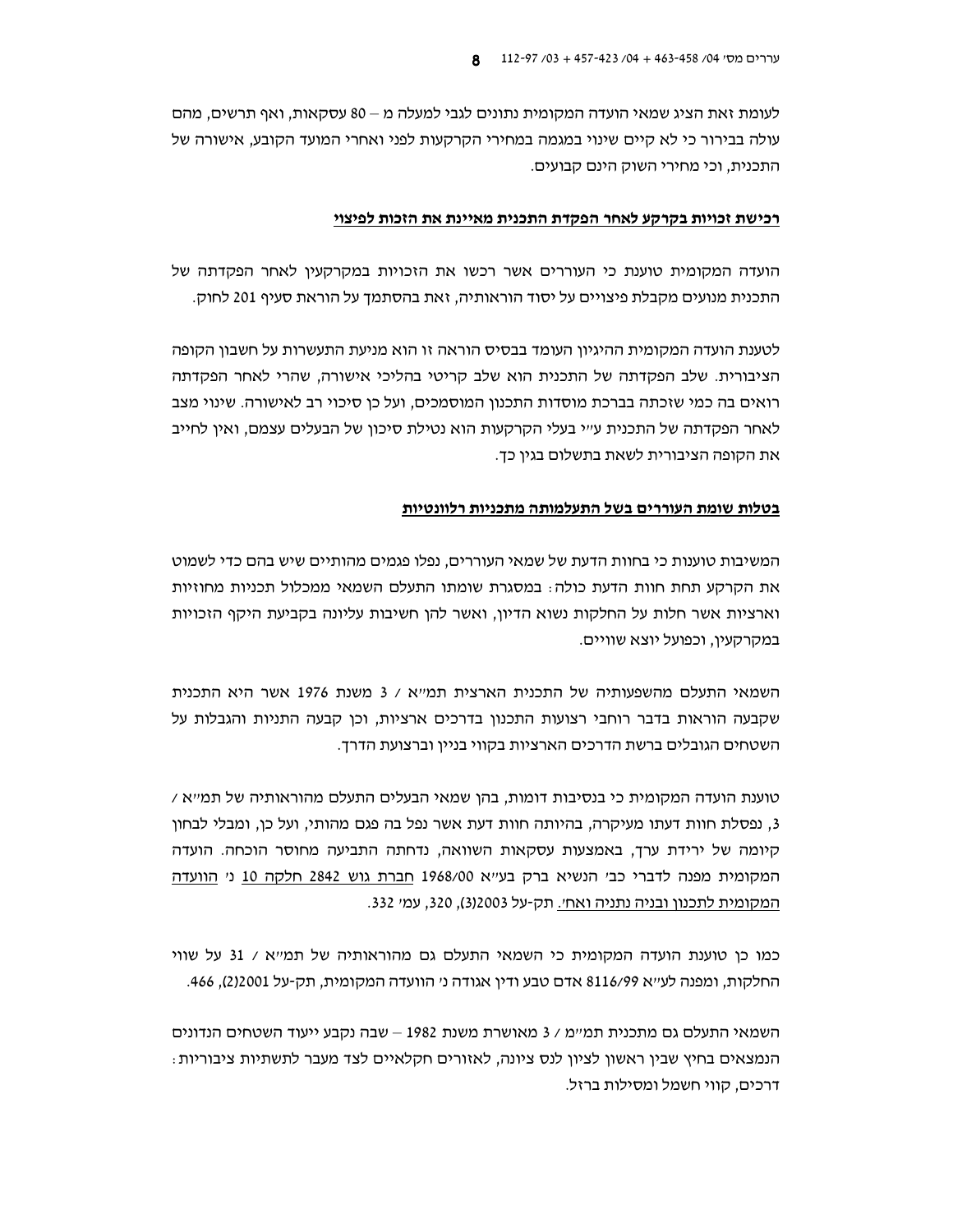לעומת זאת הציג שמאי הועדה המקומית נתונים לגבי למעלה מ – 80 עסקאות, ואף תרשים, מהם עולה בבירור כי לא קיים שינוי במגמה במחירי הקרקעות לפני ואחרי המועד הקובע, אישורה של התכנית, וכי מחירי השוק הינם קבועים.

**<u>רכישת זכויות בקרקע לאחר הפקדת התכנית מאיינת את הזכות לפיצוי</u>**

הועדה המקומית טוענת כי העוררים אשר רכשו את הזכויות במקרקעין לאחר הפקדתה של התכנית מנועים מקבלת פיצויים על יסוד הוראותיה, זאת בהסתמך על הוראת סעיף 201 לחוק.

לטענת הועדה המקומית ההיגיון העומד בבסיס הוראה זו הוא מניעת התעשרות על חשבון הקופה הציבורית. שלב הפקדתה של התכנית הוא שלב קריטי בהליכי אישורה, שהרי לאחר הפקדתה רואים בה כמי שזכתה בברכת מוסדות התכנון המוסמכים, ועל כן סיכוי רב לאישורה. שינוי מצב לאחר הפקדתה של התכנית ע"י בעלי הקרקעות הוא נטילת סיכון של הבעלים עצמם, ואין לחייב את הקופה הציבורית לשאת בתשלום בגין כך.

**<u>בטלות שומת העוררים בשל התעלמותה מתכניות רלוונטיות</u>**

המשיבות טוענות כי בחוות הדעת של שמאי העוררים, נפלו פגמים מהותיים שיש בהם כדי לשמוט את הקרקע תחת חוות הדעת כולה: במסגרת שומתו התעלם השמאי ממכלול תכניות מחוזיות וארציות אשר חלות על החלקות נשוא הדיון, ואשר להן חשיבות עליונה בקביעת היקף הזכויות במקרקעין, וכפועל יוצא שוויים.

השמאי התעלם מהשפעותיה של התכנית הארצית תמ"א / 3 משנת 1976 אשר היא התכנית שקבעה הוראות בדבר רוחבי רצועות התכנון בדרכים ארציות, וכן קבעה התניות והגבלות על השטחים הגובלים ברשת הדרכים הארציות בקווי בניין וברצועת הדרך.

טוענת הועדה המקומית כי בנסיבות דומות, בהן שמאי הבעלים התעלם מהוראותיה של תמ"א / 3, נפסלת חוות דעתו מעיקרה, בהיותה חוות דעת אשר נפל בה פגם מהותי, ועל כן, ומבלי לבחון קיומה של ירידת ערך, באמצעות עסקאות השוואה, נדחתה התביעה מחוסר הוכחה. הועדה המקומית מפנה לדברי כב' הנשיא ברק בע"א 1968/00 <u>חברת גוש 2842 חלקה 10</u> נ' <u>הוועדה המקומית לתכנון ובניה נתניה ואח'</u>, תק-על 2003(3), 320, עמ' 332.

כמו כן טוענת הועדה המקומית כי השמאי התעלם גם מהוראותיה של תמ"א / 31 על שווי החלקות, ומפנה לע"א 8116/99 אדם טבע ודין אגודה נ' הוועדה המקומית, תק-על 2001(2), 466.

השמאי התעלם גם מתכנית תמ"מ / 3 מאושרת משנת 1982 – שבה נקבע ייעוד השטחים הנדונים הנמצאים בחיץ שבין ראשון לציון לנס ציונה, לאזורים חקלאיים לצד מעבר לתשתיות ציבוריות: דרכים, קווי חשמל ומסילות ברזל.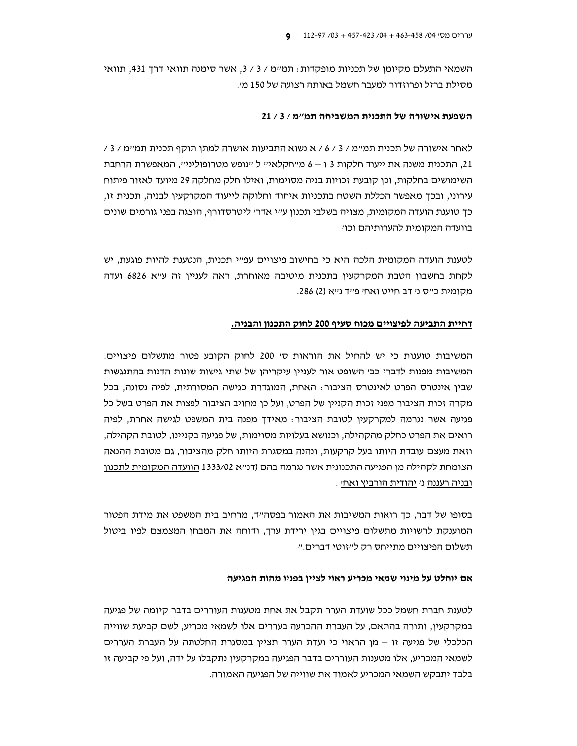השמאי התעלם מקיומן של תכניות מופקדות: תמ"מ / 3 / 3, אשר סימנה תוואי דרך 431, תוואי מסילת ברזל ופרוזדור למעבר חשמל באותה רצועה של 150 מ'.

## השפעת אישורה של התכנית המשביחה תמ"מ / 3 / 21

לאחר אישורה של תכנית תמ"מ / 3 / 6 / א נשוא התביעות אושרה למתן תוקף תכנית תמ"מ / 3 / 21, התכנית משנה את ייעוד חלקות 3 ו – 6 מ"חקלאי" ל "נופש מטרופוליני", המאפשרת הרחבת השימושים בחלקות, וכן קובעת זכויות בניה מסוימות, ואילו חלק מחלקה 29 מיועד לאזור פיתוח עירוני, ובכך מאפשר הכללת השטח בתכניות איחוד וחלוקה לייעוד המקרקעין לבניה, תכנית זו, כך טוענת הועדה המקומית, מצויה בשלבי תכנון ע"י אדר' ליטרסדורף, הוצגה בפני גורמים שונים בוועדה המקומית להערותיהם וכו'

לטענת הועדה המקומית הלכה היא כי בחישוב פיצויים עפ"י תכנית, הנטענת להיות פוגעת, יש לקחת בחשבון הטבת המקרקעין בתכנית מיטיבה מאוחרת, ראה לעניין זה ע"א 6826 ועדה מקומית כ"ס נ' דב חייט ואח' פ"ד נ"א (2) 286.

## דחיית התביעה לפיצויים מכוח סעיף 200 לחוק התכנון והבניה.

המשיבות טוענות כי יש להחיל את הוראות ס' 200 לחוק הקובע פטור מתשלום פיצויים. המשיבות מפנות לדברי כב' השופט אור לעניין עיקריהן של שתי גישות שונות הדנות בהתנגשות שבין אינטרס הפרט לאינטרס הציבור: האחת, המוגדרת כגישה המסורתית, לפיה נסוגה, בכל מקרה זכות הציבור מפני זכות הקניין של הפרט, ועל כן מחויב הציבור לפצות את הפרט בשל כל פגיעה אשר נגרמה למקרקעין לטובת הציבור: מאידך מפנה בית המשפט לגישה אחרת, לפיה רואים את הפרט כחלק מהקהילה, וכנושא בעלויות מסוימות, של פגיעה בקניינו, לטובת הקהילה, וזאת מעצם עובדת היותו בעל קרקעות, ונהנה במסגרת היותו חלק מהציבור, גם מטובת ההנאה הצומחת לקהילה מן הפגיעה התכנונית אשר נגרמה בהם (דנ"א 1333/02 <u>הוועדה המקומית לתכנון ובניה רעננה</u> נ' <u>יהודית הורביץ ואח'</u> .

בסופו של דבר, כך רואות המשיבות את האמור בפסה"ד, מרחיב בית המשפט את מידת הפטור המוענקת לרשויות מתשלום פיצויים בגין ירידת ערך, ודוחה את המבחן המצמצם לפיו ביטול תשלום הפיצויים מתייחס רק ל"זוטי דברים."

## אם יוחלט על מינוי שמאי מכריע ראוי לציין בפניו מהות הפגיעה

לטענת חברת חשמל ככל שועדת הערר תקבל את אחת מטענות העוררים בדבר קיומה של פגיעה במקרקעין, ותורה בהתאם, על העברת ההכרעה בעררים אלו לשמאי מכריע, לשם קביעת שווייה הכלכלי של פגיעה זו – מן הראוי כי ועדת הערר תציין במסגרת החלטתה על העברת העררים לשמאי המכריע, אלו מטענות העוררים בדבר הפגיעה במקרקעין נתקבלו על ידה, ועל פי קביעה זו בלבד יתבקש השמאי המכריע לאמוד את שווייה של הפגיעה האמורה.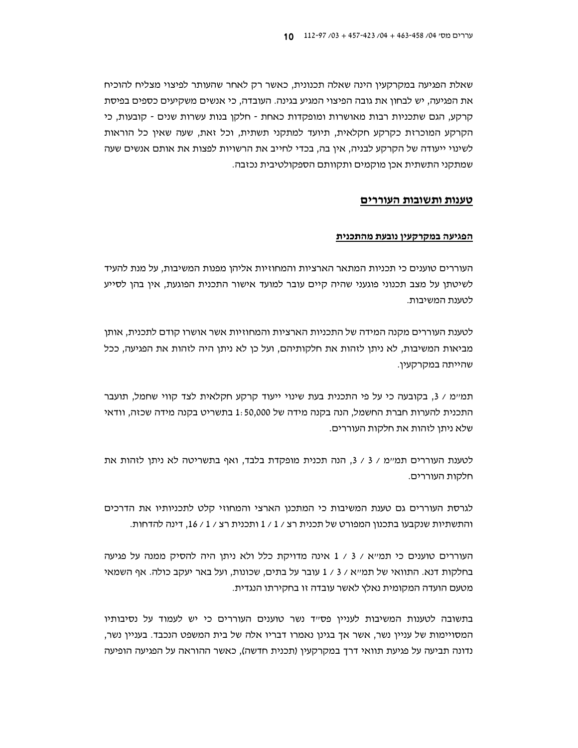שאלת הפגיעה במקרקעין הינה שאלה תכנונית, כאשר רק לאחר שהעותר לפיצוי מצליח להוכיח את הפגיעה, יש לבחון את גובה הפיצוי המגיע בגינה. העובדה, כי אנשים משקיעים כספים בפיסת קרקע, הגם שתכניות רבות מאושרות ומופקדות כאחת - חלקן בנות עשרות שנים - קובעות, כי הקרקע המוכרזת כקרקע חקלאית, תיועד למתקני תשתית, וכל זאת, שעה שאין כל הוראות לשינוי ייעודה של הקרקע לבניה, אין בה, בכדי לחייב את הרשויות לפצות את אותם אנשים שעה שמתקני התשתית אכן מוקמים ותקוותם הספקולטיבית נכזבה.

## טענות ותשובות העוררים

### הפגיעה במקרקעין נובעת מהתכנית

העוררים טוענים כי תכניות המתאר הארציות והמחוזיות אליהן מפנות המשיבות, על מנת להעיד לשיטתן על מצב תכנוני פוגעני שהיה קיים עובר למועד אישור התכנית הפוגעת, אין בהן לסייע לטענת המשיבות.

לטענת העוררים מקנה המידה של התכניות הארציות והמחוזיות אשר אושרו קודם לתכנית, אותן מביאות המשיבות, לא ניתן לזהות את חלקותיהם, ועל כן לא ניתן היה לזהות את הפגיעה, ככל שהייתה במקרקעין.

תמ"מ / 3, בקובעה כי על פי התכנית בעת שינוי ייעוד קרקע חקלאית לצד קווי שחמל, תועבר התכנית להערות חברת החשמל, הנה בקנה מידה של 1:50,000 בתשריט בקנה מידה שכזה, וודאי שלא ניתן לזהות את חלקות העוררים.

לטענת העוררים תמ"מ / 3 / 3, הנה תכנית מופקדת בלבד, ואף בתשריטה לא ניתן לזהות את חלקות העוררים.

לגרסת העוררים גם טענת המשיבות כי המתכנן הארצי והמחוזי קלט לתכניותיו את הדרכים והתשתיות שנקבעו בתכנון המפורט של תכנית רצ / 1 / 1 ותכנית רצ / 1 / 16, דינה להדחות.

העוררים טוענים כי תמ"א / 3 / 1 אינה מדויקת כלל ולא ניתן היה להסיק ממנה על פגיעה בחלקות דנא. התוואי של תמ"א / 3 / 1 עובר על בתים, שכונות, ועל באר יעקב כולה. אף השמאי מטעם הועדה המקומית נאלץ לאשר עובדה זו בחקירתו הנגדית.

בתשובה לטענות המשיבות לעניין פס"ד נשר טוענים העוררים כי יש לעמוד על נסיבותיו המסויימות של עניין נשר, אשר אך בגינן נאמרו דבריו אלה של בית המשפט הנכבד. בעניין נשר, נדונה תביעה על פגיעת תוואי דרך במקרקעין (תכנית חדשה), כאשר ההוראה על הפגיעה הופיעה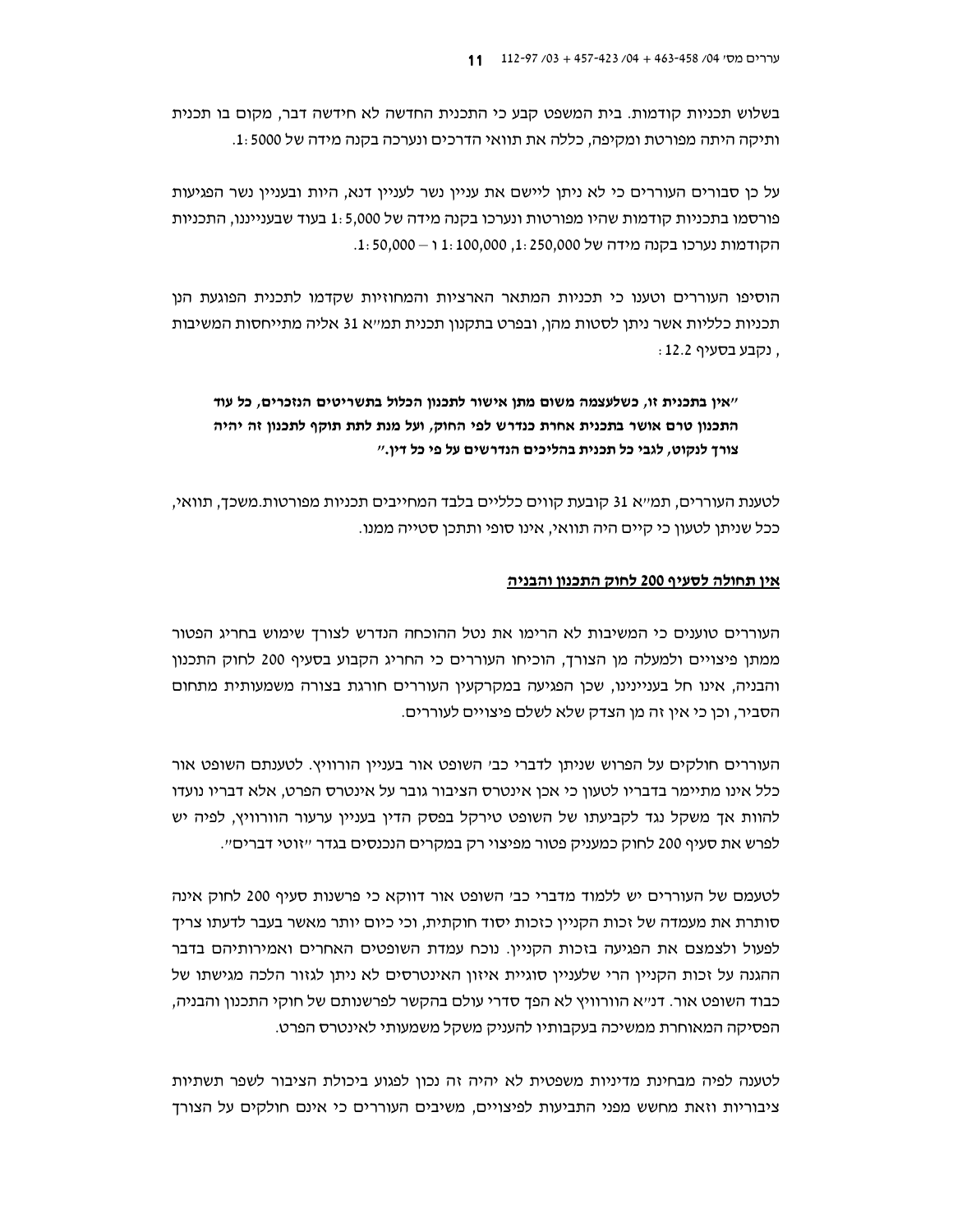בשלוש תכניות קודמות. בית המשפט קבע כי התכנית החדשה לא חידשה דבר, מקום בו תכנית ותיקה היתה מפורטת ומקיפה, כללה את תוואי הדרכים ונערכה בקנה מידה של 1:5000.

על כן סבורים העוררים כי לא ניתן ליישם את עניין נשר לעניין דנא, היות ובעניין נשר הפגיעות פורסמו בתכניות קודמות שהיו מפורטות ונערכו בקנה מידה של 1:5,000 בעוד שבענייננו, התכניות הקודמות נערכו בקנה מידה של 1:250,000, 1:100,000 ו – 1:50,000.

הוסיפו העוררים וטענו כי תכניות המתאר הארציות והמחוזיות שקדמו לתכנית הפוגעת הנן תכניות כלליות אשר ניתן לסטות מהן, ובפרט בתקנון תכנית תמ"א 31 אליה מתייחסות המשיבות , נקבע בסעיף 12.2:

**"אין בתכנית זו, כשלעצמה משום מתן אישור לתכנון הכלול בתשריטים הנזכרים, כל עוד התכנון טרם אושר בתכנית אחרת כנדרש לפי החוק, ועל מנת לתת תוקף לתכנון זה יהיה צורך לנקוט, לגבי כל תכנית בהליכים הנדרשים על פי כל דין."**

לטענת העוררים, תמ"א 31 קובעת קווים כלליים בלבד המחייבים תכניות מפורטות.משכך, תוואי, ככל שניתן לטעון כי קיים היה תוואי, אינו סופי ותתכן סטייה ממנו.

<u>**אין תחולה לסעיף 200 לחוק התכנון והבניה**</u>

העוררים טוענים כי המשיבות לא הרימו את נטל ההוכחה הנדרש לצורך שימוש בחריג הפטור ממתן פיצויים ולמעלה מן הצורך, הוכיחו העוררים כי החריג הקבוע בסעיף 200 לחוק התכנון והבניה, אינו חל בענייננו, שכן הפגיעה במקרקעין העוררים חורגת בצורה משמעותית מתחום הסביר, וכן כי אין זה מן הצדק שלא לשלם פיצויים לעוררים.

העוררים חולקים על הפרוש שניתן לדברי כב' השופט אור בעניין הורוויץ. לטענתם השופט אור כלל אינו מתיימר בדבריו לטעון כי אכן אינטרס הציבור גובר על אינטרס הפרט, אלא דבריו נועדו להוות אך משקל נגד לקביעתו של השופט טירקל בפסק הדין בעניין ערעור הוורוויץ, לפיה יש לפרש את סעיף 200 לחוק כמעניק פטור מפיצוי רק במקרים הנכנסים בגדר "זוטי דברים".

לטעמם של העוררים יש ללמוד מדברי כב' השופט אור דווקא כי פרשנות סעיף 200 לחוק אינה סותרת את מעמדה של זכות הקניין כזכות יסוד חוקתית, וכי כיום יותר מאשר בעבר צריך לפעול ולצמצם את הפגיעה בזכות הקניין. נוכח עמדת השופטים האחרים ואמירותיהם בדבר ההגנה על זכות הקניין הרי שלעניין סוגיית איזון האינטרסים לא ניתן לגזור הלכה מגישתו של כבוד השופט אור. דנ"א הוורוויץ לא הפך סדרי עולם בהקשר לפרשנותם של חוקי התכנון והבניה, הפסיקה המאוחרת ממשיכה בעקבותיו להעניק משקל משמעותי לאינטרס הפרט.

לטענה לפיה מבחינת מדיניות משפטית לא יהיה זה נכון לפגוע ביכולת הציבור לשפר תשתיות ציבוריות וזאת מחשש מפני התביעות לפיצויים, משיבים העוררים כי אינם חולקים על הצורך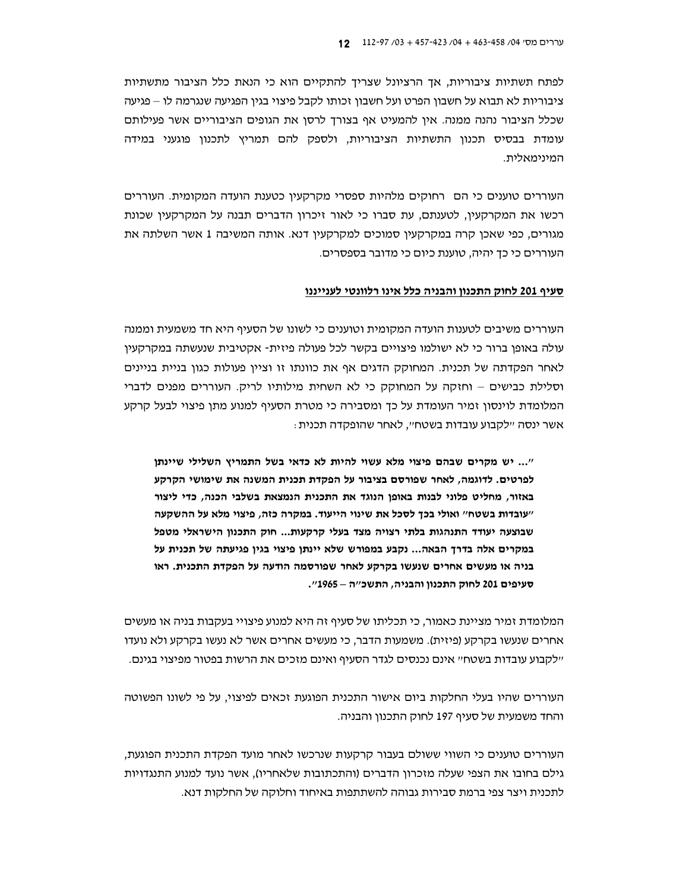לפתח תשתיות ציבוריות, אך הרציונל שצריך להתקיים הוא כי הנאת כלל הציבור מתשתיות ציבוריות לא תבוא על חשבון הפרט ועל חשבון זכותו לקבל פיצוי בגין הפגיעה שנגרמה לו – פגיעה שכלל הציבור נהנה ממנה. אין להמעיט אף בצורך לרסן את הגופים הציבוריים אשר פעילותם עומדת בבסיס תכנון התשתיות הציבוריות, ולספק להם תמריץ לתכנון פוגעני במידה המינימאלית.

העוררים טוענים כי הם רחוקים מלהיות ספסרי מקרקעין כטענת הועדה המקומית. העוררים רכשו את המקרקעין, לטענתם, עת סברו כי לאור זיכרון הדברים תבנה על המקרקעין שכונת מגורים, כפי שאכן קרה במקרקעין סמוכים למקרקעין דנא. אותה המשיבה 1 אשר השלתה את העוררים כי כך יהיה, טוענת כיום כי מדובר בספסרים.

**<u>סעיף 201 לחוק התכנון והבניה כלל אינו רלוונטי לענייננו</u>**

העוררים משיבים לטענות הועדה המקומית וטוענים כי לשונו של הסעיף היא חד משמעית וממנה עולה באופן ברור כי לא ישולמו פיצויים בקשר לכל פעולה פיזית- אקטיבית שנעשתה במקרקעין לאחר הפקדתה של תכנית. המחוקק הדגים אף את כוונתו זו וציין פעולות כגון בניית בניינים וסלילת כבישים – וחזקה על המחוקק כי לא השחית מילותיו לריק. העוררים מפנים לדברי המלומדת לוינסון זמיר העומדת על כך ומסבירה כי מטרת הסעיף למנוע מתן פיצוי לבעל קרקע אשר ינסה "לקבוע עובדות בשטח", לאחר שהופקדה תכנית:

> **"... יש מקרים שבהם פיצוי מלא עשוי להיות לא כדאי בשל התמריץ השלילי שיינתן לפרטים. לדוגמה, לאחר שפורסם בציבור על הפקדת תכנית המשנה את שימושי הקרקע באזור, מחליט פלוני לבנות באופן הנוגד את התכנית הנמצאת בשלבי הכנה, כדי ליצור "עובדות בשטח" ואולי בכך לסכל את שינוי הייעוד. במקרה כזה, פיצוי מלא על ההשקעה שבוצעה יעודד התנהגות בלתי רצויה מצד בעלי קרקעות. חוק התכנון הישראלי מטפל במקרים אלה בדרך הבאה... נקבע במפורש שלא יינתן פיצוי בגין פגיעתה של תכנית על בניה או מעשים אחרים שנעשו בקרקע לאחר שפורסמה הודעה על הפקדת התכנית. ראו סעיפים 201 לחוק התכנון והבניה, התשכ"ה – 1965".**

המלומדת זמיר מציינת כאמור, כי תכליתו של סעיף זה היא למנוע פיצויי בעקבות בניה או מעשים אחרים שנעשו בקרקע (פיזית). משמעות הדבר, כי מעשים אחרים אשר לא נעשו בקרקע ולא נועדו "לקבוע עובדות בשטח" אינם נכנסים לגדר הסעיף ואינם מזכים את הרשות בפטור מפיצוי בגינם.

העוררים שהיו בעלי החלקות ביום אישור התכנית הפוגעת זכאים לפיצוי, על פי לשונו הפשוטה והחד משמעית של סעיף 197 לחוק התכנון והבניה.

העוררים טוענים כי השווי ששולם בעבור קרקעות שנרכשו לאחר מועד הפקדת התכנית הפוגעת, גילם בחובו את הצפי שעלה מזכרון הדברים (והתכתובות שלאחריו), אשר נועד למנוע התנגדויות לתכנית ויצר צפי ברמת סבירות גבוהה להשתתפות באיחוד וחלוקה של החלקות דנא.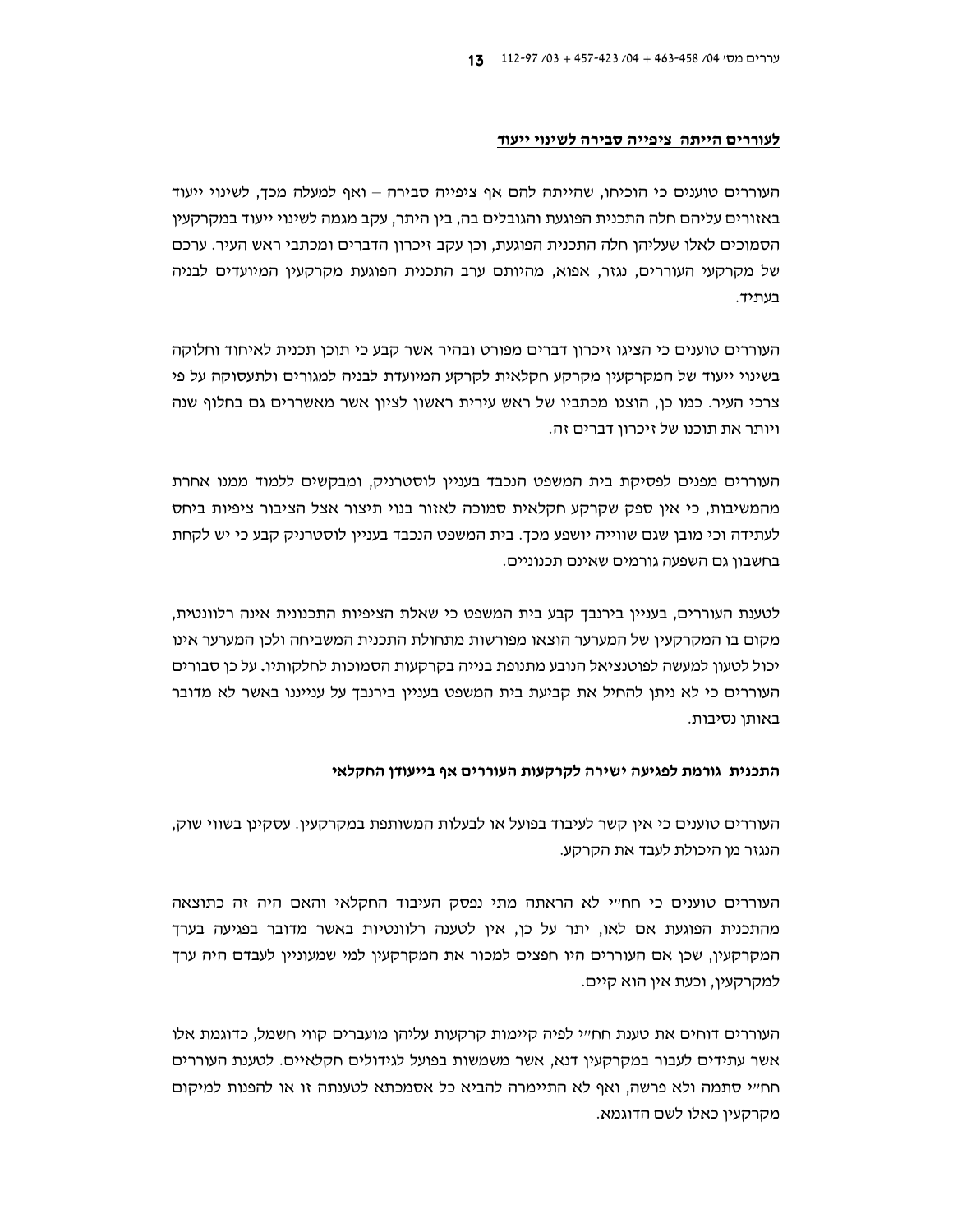**<u>לעוררים הייתה ציפייה סבירה לשינוי ייעוד</u>**

העוררים טוענים כי הוכיחו, שהייתה להם אף ציפייה סבירה – ואף למעלה מכך, לשינוי ייעוד באזורים עליהם חלה התכנית הפוגעת והגובלים בה, בין היתר, עקב מגמה לשינוי ייעוד במקרקעין הסמוכים לאלו שעליהן חלה התכנית הפוגעת, וכן עקב זיכרון הדברים ומכתבי ראש העיר. ערכם של מקרקעי העוררים, נגזר, אפוא, מהיותם ערב התכנית הפוגעת מקרקעין המיועדים לבניה בעתיד.

העוררים טוענים כי הציגו זיכרון דברים מפורט ובהיר אשר קבע כי תוכן תכנית לאיחוד וחלוקה בשינוי ייעוד של המקרקעין מקרקע חקלאית לקרקע המיועדת לבניה למגורים ולתעסוקה על פי צרכי העיר. כמו כן, הוצגו מכתביו של ראש עירית ראשון לציון אשר מאשררים גם בחלוף שנה ויותר את תוכנו של זיכרון דברים זה.

העוררים מפנים לפסיקת בית המשפט הנכבד בעניין לוסטרניק, ומבקשים ללמוד ממנו אחרת מהמשיבות, כי אין ספק שקרקע חקלאית סמוכה לאזור בנוי תיצור אצל הציבור ציפיות ביחס לעתידה וכי מובן שגם שווייה יושפע מכך. בית המשפט הנכבד בעניין לוסטרניק קבע כי יש לקחת בחשבון גם השפעה גורמים שאינם תכנוניים.

לטענת העוררים, בעניין בירנבך קבע בית המשפט כי שאלת הציפיות התכנונית אינה רלוונטית, מקום בו המקרקעין של המערער הוצאו מפורשות מתחולת התכנית המשביחה ולכן המערער אינו יכול לטעון למעשה לפוטנציאל הנובע מתנופת בנייה בקרקעות הסמוכות לחלקותיו. על כן סבורים העוררים כי לא ניתן להחיל את קביעת בית המשפט בעניין בירנבך עלענייננו באשר לא מדובר באותן נסיבות.

**<u>התכנית גורמת לפגיעה ישירה לקרקעות העוררים אף בייעודן החקלאי</u>**

העוררים טוענים כי אין קשר לעיבוד בפועל או לבעלות המשותפת במקרקעין. עסקינן בשווי שוק, הנגזר מן היכולת לעבד את הקרקע.

העוררים טוענים כי חח״י לא הראתה מתי נפסק העיבוד החקלאי והאם היה זה כתוצאה מהתכנית הפוגעת אם לאו, יתר על כן, אין לטענה רלוונטיות באשר מדובר בפגיעה בערך המקרקעין, שכן אם העוררים היו חפצים למכור את המקרקעין למי שמעוניין לעבדם היה ערך למקרקעין, וכעת אין הוא קיים.

העוררים דוחים את טענת חח״י לפיה קיימות קרקעות עליהן מועברים קווי חשמל, כדוגמת אלו אשר עתידים לעבור במקרקעין דנא, אשר משמשות בפועל לגידולים חקלאיים. לטענת העוררים חח״י סתמה ולא פרשה, ואף לא התיימרה להביא כל אסמכתא לטענתה זו או להפנות למיקום מקרקעין כאלו לשם הדוגמא.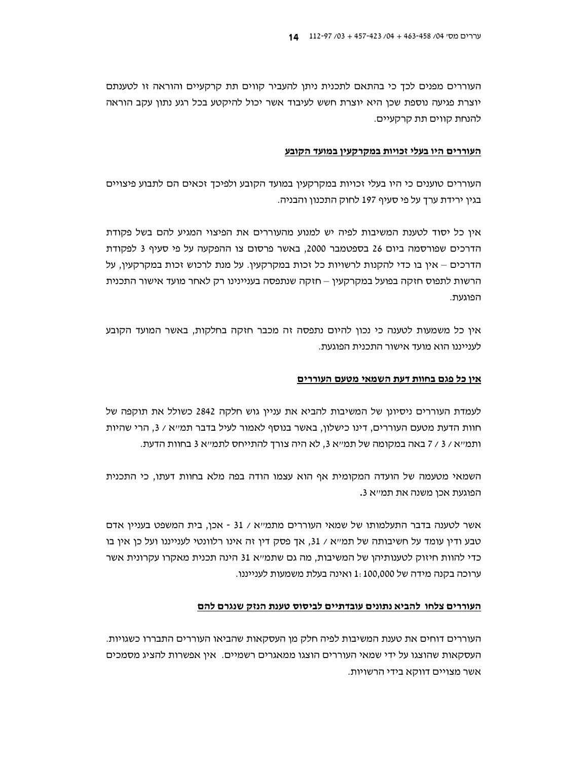העוררים מפנים לכך כי בהתאם לתכנית ניתן להעביר קווים תת קרקעיים והוראה זו לטענתם יוצרת פגיעה נוספת שכן היא יוצרת חשש לעיבוד אשר יכול להיקטע בכל רגע נתון עקב הוראה להנחת קווים תת קרקעיים.

**<u>העוררים היו בעלי זכויות במקרקעין במועד הקובע</u>**

העוררים טוענים כי היו בעלי זכויות במקרקעין במועד הקובע ולפיכך זכאים הם לתבוע פיצויים בגין ירידת ערך על פי סעיף 197 לחוק התכנון והבניה.

אין כל יסוד לטענת המשיבות לפיה יש למנוע מהעוררים את הפיצוי המגיע להם בשל פקודת הדרכים שפורסמה ביום 26 בספטמבר 2000, באשר פרסום צו ההפקעה על פי סעיף 3 לפקודת הדרכים – אין בו כדי להקנות לרשויות כל זכות במקרקעין. על מנת לרכוש זכות במקרקעין, על הרשות לתפוס חזקה בפועל במקרקעין – חזקה שנתפסה בענייננו רק לאחר מועד אישור התכנית הפוגעת.

אין כל משמעות לטענה כי נכון להיום נתפסה זה מכבר חזקה בחלקות, באשר המועד הקובע לענייננו הוא מועד אישור התכנית הפוגעת.

**<u>אין כל פגם בחוות דעת השמאי מטעם העוררים</u>**

לעמדת העוררים ניסיונן של המשיבות להביא את עניין גוש חלקה 2842 כשולל את תוקפה של חוות הדעת מטעם העוררים, דינו כישלון, באשר בנוסף לאמור לעיל בדבר תמ"א / 3, הרי שהיות ותמ"א / 3 / 7 באה במקומה של תמ"א 3, לא היה צורך להתייחס לתמ"א 3 בחוות הדעת.

השמאי מטעמה של הועדה המקומית אף הוא עצמו הודה בפה מלא בחוות דעתו, כי התכנית הפוגעת אכן משנה את תמ"א 3.

אשר לטענה בדבר התעלמותו של שמאי העוררים מתמ"א / 31 - אכן, בית המשפט בעניין אדם טבע ודין עומד על חשיבותה של תמ"א / 31, אך פסק דין זה אינו רלוונטי לענייננו ועל כן אין בו כדי להוות חיזוק לטענותיהן של המשיבות, מה גם שתמ"א 31 הינה תכנית מאקרו עקרונית אשר ערוכה בקנה מידה של 1:100,000 ואינה בעלת משמעות לענייננו.

**<u>העוררים צלחו להביא נתונים עובדתיים לביסוס טענת הנזק שנגרם להם</u>**

העוררים דוחים את טענת המשיבות לפיה חלק מן העסקאות שהביאו העוררים התבררו כשגויות. העסקאות שהוצגו על ידי שמאי העוררים הוצגו ממאגרים רשמיים. אין אפשרות להציג מסמכים אשר מצויים דווקא בידי הרשויות.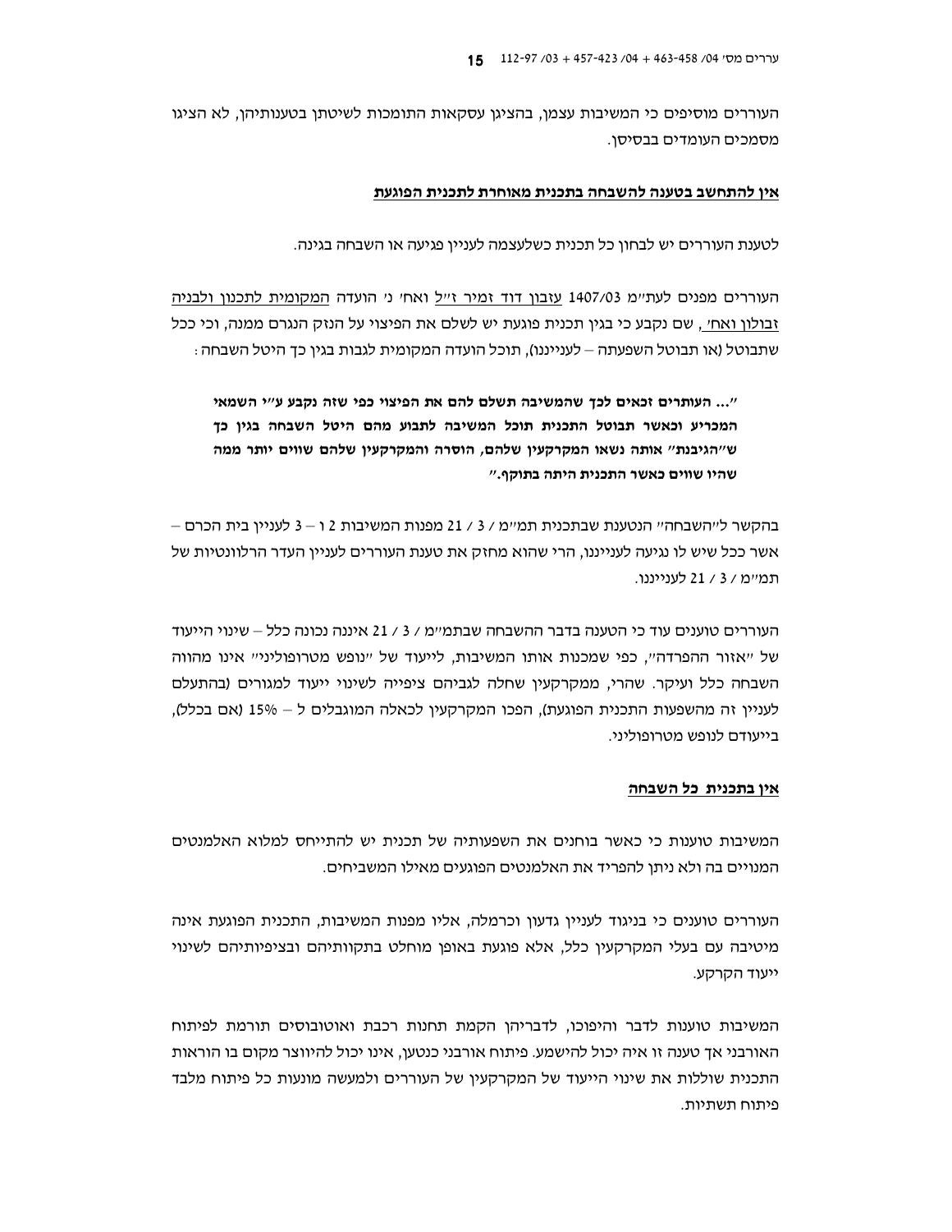העוררים מוסיפים כי המשיבות עצמן, בהציגן עסקאות התומכות לשיטתן בטענותיהן, לא הציגו מסמכים העומדים בבסיסן.

**<u>אין להתחשב בטענה להשבחה בתכנית מאוחרת לתכנית הפוגעת</u>**

לטענת העוררים יש לבחון כל תכנית כשלעצמה לעניין פגיעה או השבחה בגינה.

העוררים מפנים לעת"מ 1407/03 <u>עזבון דוד זמיר ז"ל</u> ואח' נ' הועדה <u>המקומית לתכנון ולבניה זבולון ואח'</u>, שם נקבע כי בגין תכנית פוגעת יש לשלם את הפיצוי על הנזק הנגרם ממנה, וכי ככל שתבוטל (או תבוטל השפעתה – לענייננו), תוכל הועדה המקומית לגבות בגין כך היטל השבחה:

**"... העותרים זכאים לכך שהמשיבה תשלם להם את הפיצוי כפי שזה נקבע ע"י השמאי המכריע וכאשר תבוטל התכנית תוכל המשיבה לתבוע מהם היטל השבחה בגין כך ש"הגיבנת" אותה נשאו המקרקעין שלהם, הוסרה והמקרקעין שלהם שווים יותר ממה שהיו שווים כאשר התכנית היתה בתוקף."**

בהקשר ל"השבחה" הנטענת שבתכנית תמ"מ / 3 / 21 מפנות המשיבות 2 ו – 3 לעניין בית הכרם – אשר ככל שיש לו נגיעה לענייננו, הרי שהוא מחזק את טענת העוררים לעניין העדר הרלוונטיות של תמ"מ / 3 / 21 לענייננו.

העוררים טוענים עוד כי הטענה בדבר ההשבחה שבתמ"מ / 3 / 21 איננה נכונה כלל – שינוי הייעוד של "אזור ההפרדה", כפי שמכנות אותו המשיבות, לייעוד של "נופש מטרופוליני" אינו מהווה השבחה כלל ועיקר. שהרי, ממקרקעין שחלה לגביהם ציפייה לשינוי ייעוד למגורים (בהתעלם לעניין זה מהשפעות התכנית הפוגעת), הפכו המקרקעין לכאלה המוגבלים ל – 15% (אם בכלל), בייעודם לנופש מטרופוליני.

**<u>אין בתכנית כל השבחה</u>**

המשיבות טוענות כי כאשר בוחנים את השפעותיה של תכנית יש להתייחס למלוא האלמנטים המנויים בה ולא ניתן להפריד את האלמנטים הפוגעים מאילו המשביחים.

העוררים טוענים כי בניגוד לעניין גדעון וכרמלה, אליו מפנות המשיבות, התכנית הפוגעת אינה מיטיבה עם בעלי המקרקעין כלל, אלא פוגעת באופן מוחלט בתקוותיהם ובציפיותיהם לשינוי ייעוד הקרקע.

המשיבות טוענות לדבר והיפוכו, לדבריהן הקמת תחנות רכבת ואוטובוסים תורמת לפיתוח האורבני אך טענה זו איה יכול להישמע. פיתוח אורבני כנטען, אינו יכול להיווצר מקום בו הוראות התכנית שוללות את שינוי הייעוד של המקרקעין של העוררים ולמעשה מונעות כל פיתוח מלבד פיתוח תשתיות.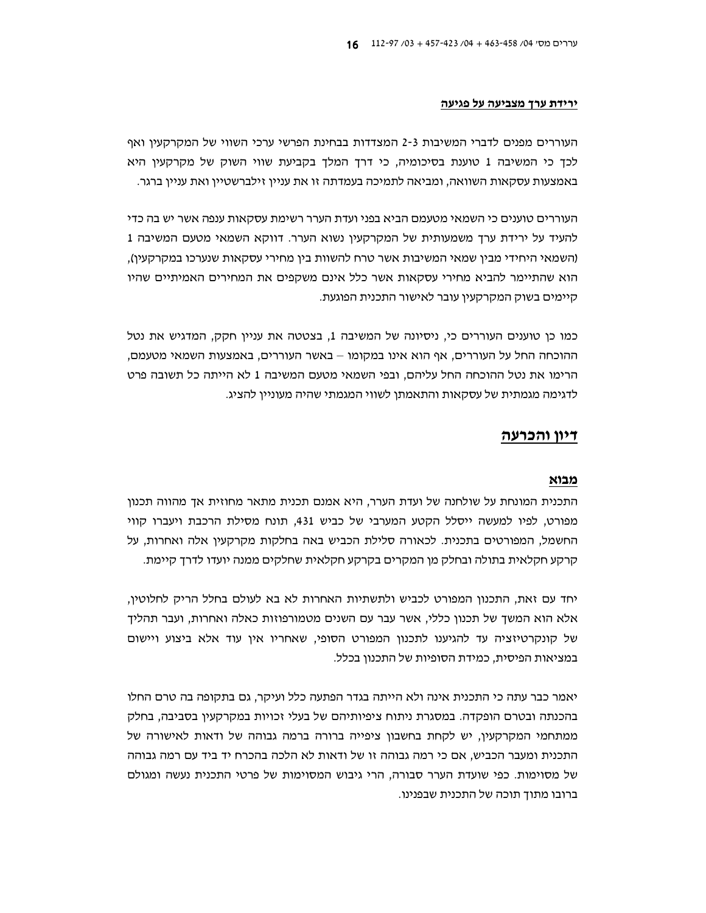**<u>ירידת ערך מצביעה על פגיעה</u>**

העוררים מפנים לדברי המשיבות 2-3 המצדדות בבחינת הפרשי ערכי השווי של המקרקעין ואף לכך כי המשיבה 1 טוענת בסיכומיה, כי דרך המלך בקביעת שווי השוק של מקרקעין היא באמצעות עסקאות השוואה, ומביאה לתמיכה בעמדתה זו את עניין זילברשטיין ואת עניין ברגר.

העוררים טוענים כי השמאי מטעמם הביא בפני ועדת הערר רשימת עסקאות ענפה אשר יש בה כדי להעיד על ירידת ערך משמעותית של המקרקעין נשוא הערר. דווקא השמאי מטעם המשיבה 1 (השמאי היחידי מבין שמאי המשיבות אשר טרח להשוות בין מחירי עסקאות שנערכו במקרקעין), הוא שהתיימר להביא מחירי עסקאות אשר כלל אינם משקפים את המחירים האמיתיים שהיו קיימים בשוק המקרקעין עובר לאישור התכנית הפוגעת.

כמו כן טוענים העוררים כי, ניסיונה של המשיבה 1, בצטטה את עניין חקק, המדגיש את נטל ההוכחה החל על העוררים, אף הוא אינו במקומו – באשר העוררים, באמצעות השמאי מטעמם, הרימו את נטל ההוכחה החל עליהם, ובפי השמאי מטעם המשיבה 1 לא הייתה כל תשובה פרט לדגימה מגמתית של עסקאות והתאמתן לשווי המגמתי שהיה מעוניין להציג.

# <u>דיון והכרעה</u>

## <u>מבוא</u>

התכנית המונחת על שולחנה של ועדת הערר, היא אמנם תכנית מתאר מחוזית אך מהווה תכנון מפורט, לפיו למעשה ייסלל הקטע המערבי של כביש 431, תונח מסילת הרכבת ויעברו קווי החשמל, המפורטים בתכנית. לכאורה סלילת הכביש באה בחלקות מקרקעין אלה ואחרות, על קרקע חקלאית בתולה ובחלק מן המקרים בקרקע חקלאית שחלקים ממנה יועדו לדרך קיימת.

יחד עם זאת, התכנון המפורט לכביש ולתשתיות האחרות לא בא לעולם בחלל הריק לחלוטין, אלא הוא המשך של תכנון כללי, אשר עבר עם השנים מטמורפוזות כאלה ואחרות, ועבר תהליך של קונקרטיזציה עד להגיענו לתכנון המפורט הסופי, שאחריו אין עוד אלא ביצוע ויישום במציאות הפיסית, כמידת הסופיות של התכנון בכלל.

יאמר כבר עתה כי התכנית אינה ולא הייתה בגדר הפתעה כלל ועיקר, גם בתקופה בה טרם החלו בהכנתה ובטרם הופקדה. במסגרת ניתוח ציפיותיהם של בעלי זכויות במקרקעין בסביבה, בחלק ממתחמי המקרקעין, יש לקחת בחשבון ציפייה ברורה ברמה גבוהה של ודאות לאישורה של התכנית ומעבר הכביש, אם כי רמה גבוהה זו של ודאות לא הלכה בהכרח יד ביד עם רמה גבוהה של מסוימות. כפי שוועדת הערר סבורה, הרי גיבוש המסוימות של פרטי התכנית נעשה ומגולם ברובו מתוך תוכה של התכנית שבפנינו.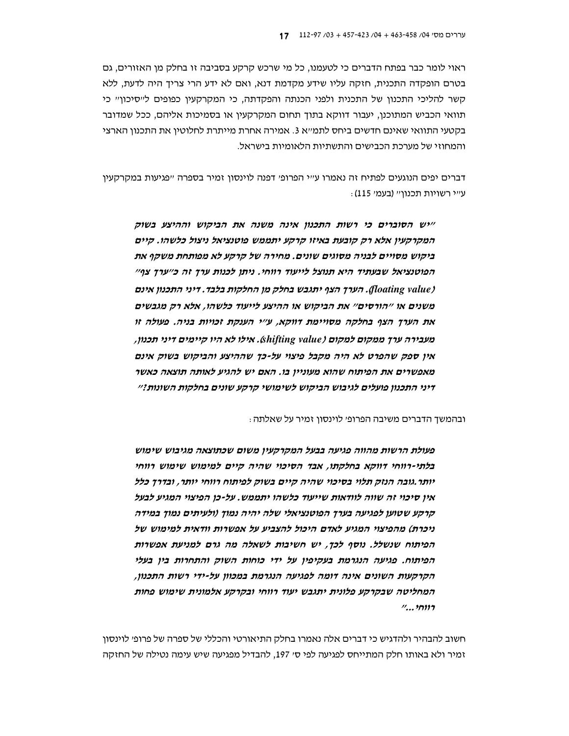ראוי לומר כבר בפתח הדברים כי לטעמנו, כל מי שרכש קרקע בסביבה זו בחלק מן האזורים, גם בטרם הופקדה התכנית, חזקה עליו שידע מקדמת דנא, ואם לא ידע הרי צריך היה לדעת, ללא קשר להליכי התכנון של התכנית ולפני הכנתה והפקדתה, כי המקרקעין כפופים ל"סיכון" כי תוואי הכביש המתוכנן, יעבור דווקא בתוך תחום המקרקעין או בסמיכות אליהם, ככל שמדובר בקטעי התוואי שאינם חדשים ביחס לתמ"א 3. אמירה אחרת מייתרת לחלוטין את התכנון הארצי והמחוזי של מערכת הכבישים והתשתיות הלאומיות בישראל.

דברים יפים הנוגעים לפתיח זה נאמרו ע"י הפרופ' דפנה לוינסון זמיר בספרה "פגיעות במקרקעין ע"י רשויות תכנון" (בעמ' 115):

> ***"יש הסוברים כי רשות התכנון אינה משנה את הביקוש וההיצע בשוק המקרקעין אלא רק קובעת באיזו קרקע יתממש פוטנציאל ניצול כלשהו. קיים ביקוש מסויים לבניה מסוגים שונים. מחירה של קרקע לא מפותחת משקף את הפוטנציאל שבעתיד היא תנוצל לייעוד רווחי. ניתן לכנות ערך זה כ"ערך צף" (floating value). הערך הצף יתגבש בחלק מן החלקות בלבד. דיני התכנון אינם משנים או "הורסים" את הביקוש או ההיצע לייעוד כלשהו, אלא רק מגבשים את הערך הצף בחלקה מסויימת דווקא, ע"י הענקת זכויות בניה. פעולה זו מעבירה ערך ממקום למקום (shifting value). אילו לא היו קיימים דיני תכנון, אין ספק שהפרט לא היה מקבל פיצוי על-כך שההיצע והביקוש בשוק אינם מאפשרים את הפיתוח שהוא מעוניין בו. האם יש להגיע לאותה תוצאה כאשר דיני התכנון פועלים לגיבוש הביקוש לשימושי קרקע שונים בחלקות השונות?"***

ובהמשך הדברים משיבה הפרופ' לוינסון זמיר על שאלתה:

> ***פעולת הרשות מהווה פגיעה בבעל המקרקעין משום שכתוצאה מגיבוש שימוש בלתי-רווחי דווקא בחלקתו, אבד הסיכוי שהיה קיים למימוש שימוש רווחי יותר. גובה הנזק תלוי בסיכוי שהיה קיים בשוק לפיתוח רווחי יותר, ובדרך כלל אין סיכוי זה שווה לוודאות שייעוד כלשהו יתממש. על-כן הפיצוי המגיע לבעל קרקע שטוען לפגיעה בערך הפוטנציאלי שלה יהיה נמוך (ולעיתים נמוך במידה ניכרת) מהפיצוי המגיע לאדם היכול להצביע על אפשרות וודאית למימוש של הפיתוח שנשלל. נוסף לכך, יש חשיבות לשאלה מה גרם למניעת אפשרות הפיתוח. פגיעה הנגרמת בעקיפין על ידי כוחות השוק והתחרות בין בעלי הקרקעות השונים אינה דומה לפגיעה הנגרמת במכוון על-ידי רשות התכנון, המחליטה שבקרקע פלונית יתגבש יעוד רווחי ובקרקע אלמונית שימוש פחות רווחי..."***

חשוב להבהיר ולהדגיש כי דברים אלה נאמרו בחלק התיאורטי והכללי של ספרה של פרופ' לוינסון זמיר ולא באותו חלק המתייחס לפגיעה לפי ס' 197, להבדיל מפגיעה שיש עימה נטילה של החזקה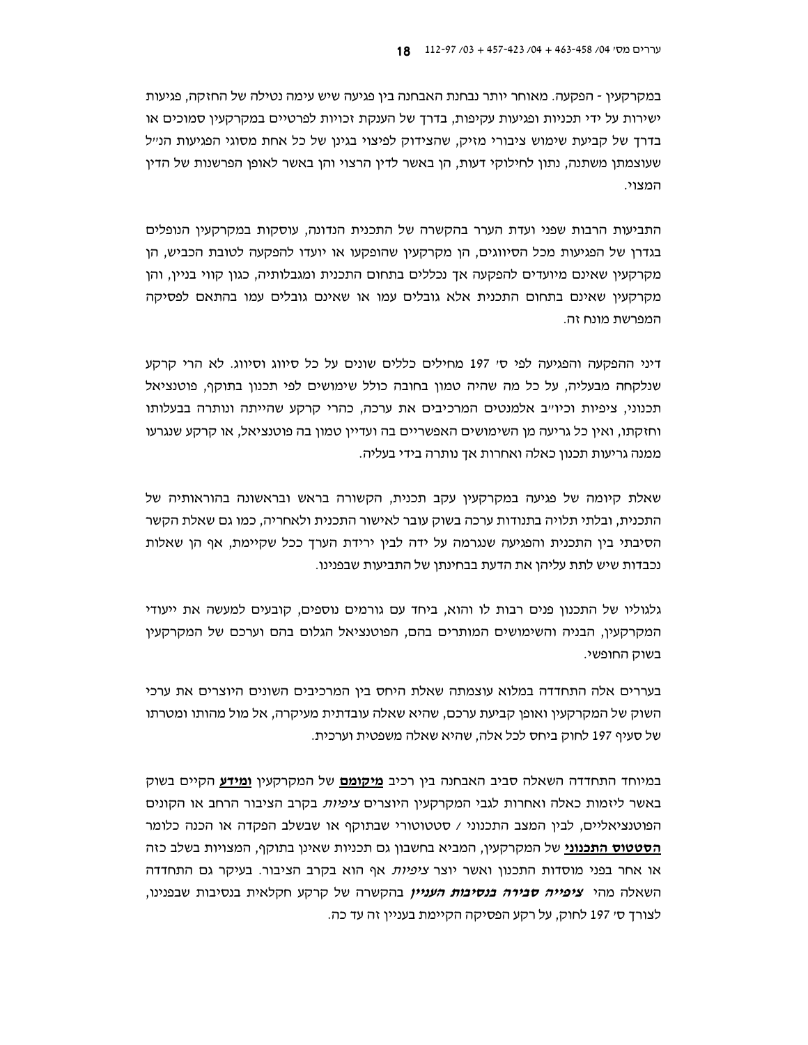במקרקעין - הפקעה. מאוחר יותר נבחנת האבחנה בין פגיעה שיש עימה נטילה של החזקה, פגיעות ישירות על ידי תכניות ופגיעות עקיפות, בדרך של הענקת זכויות לפרטיים במקרקעין סמוכים או בדרך של קביעת שימוש ציבורי מזיק, שהצידוק לפיצוי בגינן של כל אחת מסוגי הפגיעות הנ"ל שעוצמתן משתנה, נתון לחילוקי דעות, הן באשר לדין הרצוי והן באשר לאופן הפרשנות של הדין המצוי.

התביעות הרבות שפני ועדת הערר בהקשרה של התכנית הנדונה, עוסקות במקרקעין הנופלים בגדרן של הפגיעות מכל הסיווגים, הן מקרקעין שהופקעו או יועדו להפקעה לטובת הכביש, הן מקרקעין שאינם מיועדים להפקעה אך נכללים בתחום התכנית ומגבלותיה, כגון קווי בניין, והן מקרקעין שאינם בתחום התכנית אלא גובלים עמו או שאינם גובלים עמו בהתאם לפסיקה המפרשת מונח זה.

דיני ההפקעה והפגיעה לפי ס' 197 מחילים כללים שונים על כל סיווג וסיווג. לא הרי קרקע שנלקחה מבעליה, על כל מה שהיה טמון בחובה כולל שימושים לפי תכנון בתוקף, פוטנציאל תכנוני, ציפיות וכיו"ב אלמנטים המרכיבים את ערכה, כהרי קרקע שהייתה ונותרה בבעלותו וחזקתו, ואין כל גריעה מן השימושים האפשריים בה ועדיין טמון בה פוטנציאל, או קרקע שנגרעו ממנה גריעות תכנון כאלה ואחרות אך נותרה בידי בעליה.

שאלת קיומה של פגיעה במקרקעין עקב תכנית, הקשורה בראש ובראשונה בהוראותיה של התכנית, ובלתי תלויה בתנודות ערכה בשוק עובר לאישור התכנית ולאחריה, כמו גם שאלת הקשר הסיבתי בין התכנית והפגיעה שנגרמה על ידה לבין ירידת הערך ככל שקיימת, אף הן שאלות נכבדות שיש לתת עליהן את הדעת בבחינתן של התביעות שבפנינו.

גלגוליו של התכנון פנים רבות לו והוא, ביחד עם גורמים נוספים, קובעים למעשה את ייעודי המקרקעין, הבניה והשימושים המותרים בהם, הפוטנציאל הגלום בהם וערכם של המקרקעין בשוק החופשי.

בעררים אלה התחדדה במלוא עוצמתה שאלת היחס בין המרכיבים השונים היוצרים את ערכי השוק של המקרקעין ואופן קביעת ערכם, שהיא שאלה עובדתית מעיקרה, אל מול מהותו ומטרתו של סעיף 197 לחוק ביחס לכל אלה, שהיא שאלה משפטית וערכית.

במיוחד התחדדה השאלה סביב האבחנה בין רכיב **<u>מיקומם</u>** של המקרקעין **<u>ומידע</u>** הקיים בשוק באשר ליזמות כאלה ואחרות לגבי המקרקעין היוצרים *ציפיות* בקרב הציבור הרחב או הקונים הפוטנציאליים, לבין המצב התכנוני / סטטוטורי שבתוקף או שבשלב הפקדה או הכנה כלומר **<u>הסטטוס התכנוני</u>** של המקרקעין, המביא בחשבון גם תכניות שאינן בתוקף, המצויות בשלב כזה או אחר בפני מוסדות התכנון ואשר יוצר *ציפיות* אף הוא בקרב הציבור. בעיקר גם התחדדה השאלה מהי ***ציפייה סבירה בנסיבות העניין*** בהקשרה של קרקע חקלאית בנסיבות שבפנינו, לצורך ס' 197 לחוק, על רקע הפסיקה הקיימת בעניין זה עד כה.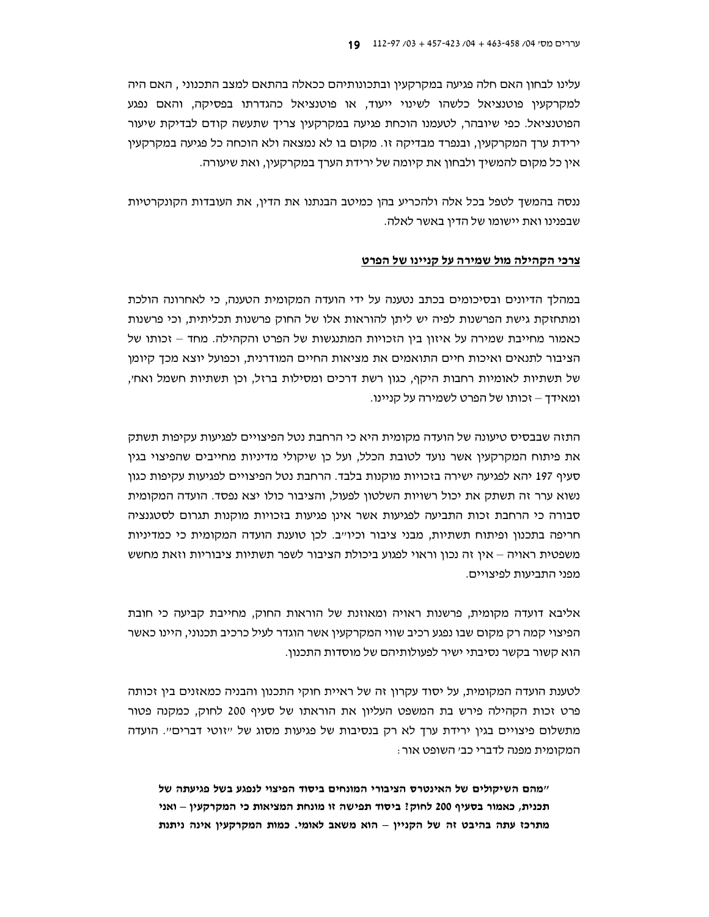עלינו לבחון האם חלה פגיעה במקרקעין ובתכונותיהם ככאלה בהתאם למצב התכנוני , האם היה למקרקעין פוטנציאל כלשהו לשינוי ייעוד, או פוטנציאל כהגדרתו בפסיקה, והאם נפגע הפוטנציאל. כפי שיובהר, לטעמנו הוכחת פגיעה במקרקעין צריך שתעשה קודם לבדיקת שיעור ירידת ערך המקרקעין, ובנפרד מבדיקה זו. מקום בו לא נמצאה ולא הוכחה כל פגיעה במקרקעין אין כל מקום להמשיך ולבחון את קיומה של ירידת הערך במקרקעין, ואת שיעורה.

ננסה בהמשך לטפל בכל אלה ולהכריע בהן כמיטב הבנתנו את הדין, את העובדות הקונקרטיות שבפנינו ואת יישומו של הדין באשר לאלה.

<u>**צרכי הקהילה מול שמירה על קניינו של הפרט**</u>

במהלך הדיונים ובסיכומים בכתב נטענה על ידי הועדה המקומית הטענה, כי לאחרונה הולכת ומתחזקת גישת הפרשנות לפיה יש ליתן להוראות אלו של החוק פרשנות תכליתית, וכי פרשנות כאמור מחייבת שמירה על איזון בין הזכויות המתנגשות של הפרט והקהילה. מחד – זכותו של הציבור לתנאים ואיכות חיים התואמים את מציאות החיים המודרנית, וכפועל יוצא מכך קיומן של תשתיות לאומיות רחבות היקף, כגון רשת דרכים ומסילות ברזל, וכן תשתיות חשמל ואח', ומאידך – זכותו של הפרט לשמירה על קניינו.

התזה שבבסיס טיעונה של הועדה מקומית היא כי הרחבת נטל הפיצויים לפגיעות עקיפות תשתק את פיתוח המקרקעין אשר נועד לטובת הכלל, ועל כן שיקולי מדיניות מחייבים שהפיצוי בגין סעיף 197 יהא לפגיעה ישירה בזכויות מוקנות בלבד. הרחבת נטל הפיצויים לפגיעות עקיפות כגון נשוא ערר זה תשתק את יכול רשויות השלטון לפעול, והציבור כולו יצא נפסד. הועדה המקומית סבורה כי הרחבת זכות התביעה לפגיעות אשר אינן פגיעות בזכויות מוקנות תגרום לסטגנציה חריפה בתכנון ופיתוח תשתיות, מבני ציבור וכיו"ב. לכן טוענת הועדה המקומית כי כמדיניות משפטית ראויה – אין זה נכון וראוי לפגוע ביכולת הציבור לשפר תשתיות ציבוריות וזאת מחשש מפני התביעות לפיצויים.

אליבא דועדה מקומית, פרשנות ראויה ומאוזנת של הוראות החוק, מחייבת קביעה כי חובת הפיצוי קמה רק מקום שבו נפגע רכיב שווי המקרקעין אשר הוגדר לעיל כרכיב תכנוני, היינו כאשר הוא קשור בקשר נסיבתי ישיר לפעולותיהם של מוסדות התכנון.

לטענת הועדה המקומית, על יסוד עקרון זה של ראיית חוקי התכנון והבניה כמאזנים בין זכותה פרט זכות הקהילה פירש בית המשפט העליון את הוראתו של סעיף 200 לחוק, כמקנה פטור מתשלום פיצויים בגין ירידת ערך לא רק בנסיבות של פגיעות מסוג של "זוטי דברים". הועדה המקומית מפנה לדברי כב' השופט אור:

**"מהם השיקולים של האינטרס הציבורי המונחים ביסוד הפיצוי לנפגע בשל פגיעתה של תכנית, כאמור בסעיף 200 לחוק? ביסוד תפישה זו מונחת המציאות כי המקרקעין – ואני מתרכז עתה בהיבט זה של הקניין – הוא משאב לאומי. כמות המקרקעין אינה ניתנת**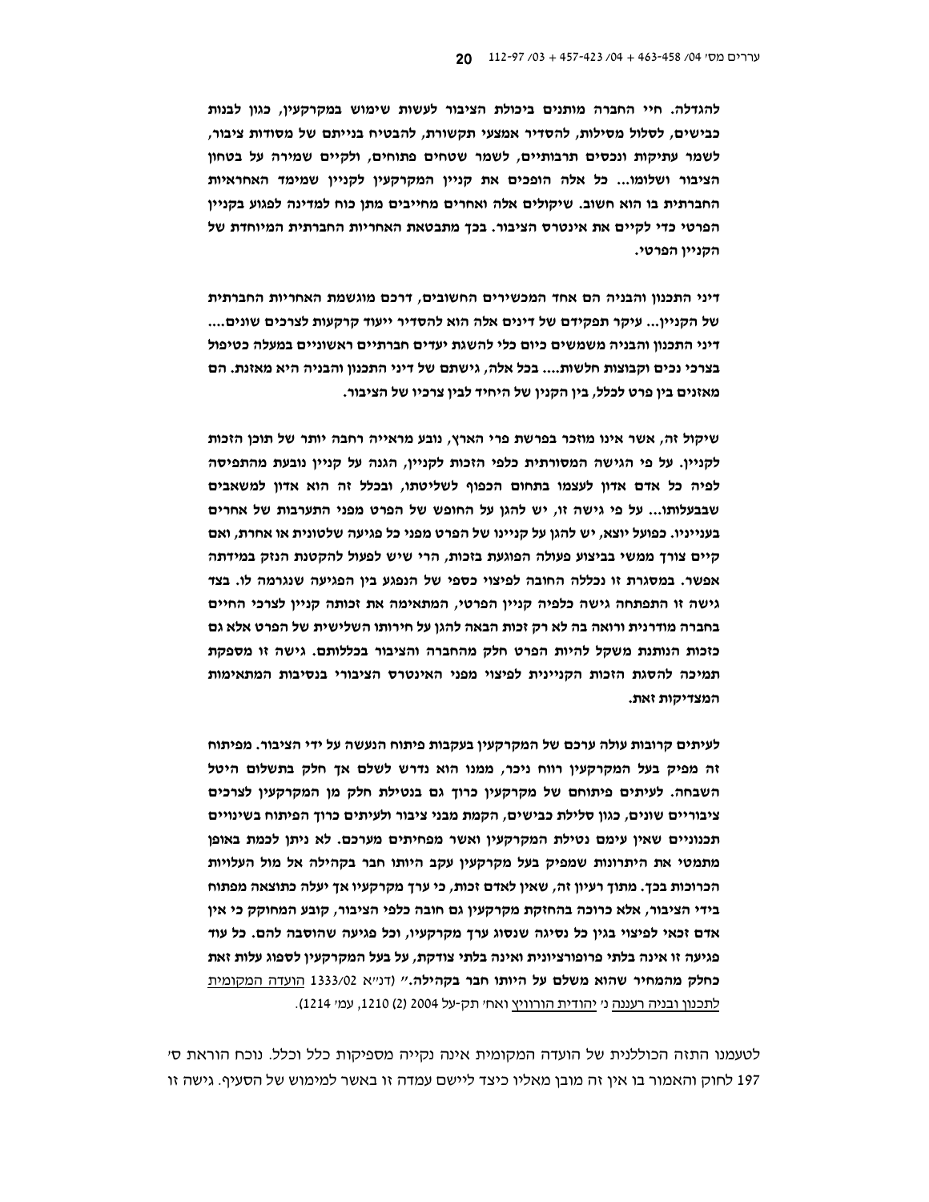**להגדלה. חיי החברה מותנים ביכולת הציבור לעשות שימוש במקרקעין, כגון לבנות כבישים, לסלול מסילות, להסדיר אמצעי תקשורת, להבטיח בנייתם של מסודות ציבור, לשמר עתיקות ונכסים תרבותיים, לשמר שטחים פתוחים, ולקיים שמירה על בטחון הציבור ושלומו... כל אלה הופכים את קניין המקרקעין לקניין שמימד האחראיות החברתית בו הוא חשוב. שיקולים אלה ואחרים מחייבים מתן כוח למדינה לפגוע בקניין הפרטי כדי לקיים את אינטרס הציבור. בכך מתבטאת האחריות החברתית המיוחדת של הקניין הפרטי.**

**דיני התכנון והבניה הם אחד המכשירים החשובים, דרכם מוגשמת האחריות החברתית של הקניין... עיקר תפקידם של דינים אלה הוא להסדיר ייעוד קרקעות לצרכים שונים.... דיני התכנון והבניה משמשים כיום כלי להשגת יעדים חברתיים ראשוניים במעלה כטיפול בצרכי נכים וקבוצות חלשות.... בכל אלה, גישתם של דיני התכנון והבניה היא מאזנת. הם מאזנים בין פרט לכלל, בין הקנין של היחיד לבין צרכיו של הציבור.**

**שיקול זה, אשר אינו מוזכר בפרשת פרי הארץ, נובע מראייה רחבה יותר של תוכן הזכות לקניין. על פי הגישה המסורתית כלפי הזכות לקניין, הגנה על קניין נובעת מהתפיסה לפיה כל אדם אדון לעצמו בתחום הכפוף לשליטתו, ובכלל זה הוא אדון למשאבים שבבעלותו... על פי גישה זו, יש להגן על החופש של הפרט מפני התערבות של אחרים בענייניו. כפועל יוצא, יש להגן על קניינו של הפרט מפני כל פגיעה שלטונית או אחרת, ואם קיים צורך ממשי בביצוע פעולה הפוגעת בזכות, הרי שיש לפעול להקטנת הנזק במידתה אפשר. במסגרת זו נכללה החובה לפיצוי כספי של הנפגע בין הפגיעה שנגרמה לו. בצד גישה זו התפתחה גישה כלפיה קניין הפרטי, המתאימה את זכותה קניין לצרכי החיים בחברה מודרנית ורואה בה לא רק זכות הבאה להגן על חירותו השלילית של הפרט אלא גם כזכות הנותנת משקל להיות הפרט חלק מהחברה והציבור בכללותם. גישה זו מספקת תמיכה להסגת הזכות הקניינית לפיצוי מפני האינטרס הציבורי בנסיבות המתאימות המצדיקות זאת.**

**לעיתים קרובות עולה ערכם של המקרקעין בעקבות פיתוח הנעשה על ידי הציבור. מפיתוח זה מפיק בעל המקרקעין רווח ניכר, ממנו הוא נדרש לשלם אך חלק בתשלום היטל השבחה. לעיתים פיתוחם של מקרקעין כרוך גם בנטילת חלק מן המקרקעין לצרכים ציבוריים שונים, כגון סלילת כבישים, הקמת מבני ציבור ולעיתים כרוך הפיתוח בשינויים תכנוניים שאין עימם נטילת המקרקעין ואשר מפחיתים מערכם. לא ניתן לכמת באופן מתמטי את היתרונות שמפיק בעל מקרקעין עקב היותו חבר בקהילה אל מול העלויות הכרוכות בכך. מתוך רעיון זה, שאין לאדם זכות, כי ערך מקרקעיו אך יעלה כתוצאה מפתוח בידי הציבור, אלא כרוכה בהחזקת מקרקעין גם חובה כלפי הציבור, קובע המחוקק כי אין אדם זכאי לפיצוי בגין כל נסיגה שנסוג ערך מקרקעיו, וכל פגיעה שהוסבה להם. כל עוד פגיעה זו אינה בלתי פרופורציונית ואינה בלתי צודקת, על בעל המקרקעין לספוג עלות זאת כחלק מהמחיר שהוא משלם על היותו חבר בקהילה."** (דנ"א 1333/02 הועדה המקומית לתכנון ובניה רעננה נ' יהודית הורוויץ ואח' תק-על 2004 (2) 1210, עמ' 1214).

לטעמנו התזה הכוללנית של הועדה המקומית אינה נקייה מספיקות כלל וכלל. נוכח הוראת ס' 197 לחוק והאמור בו אין זה מובן מאליו כיצד ליישם עמדה זו באשר למימוש של הסעיף. גישה זו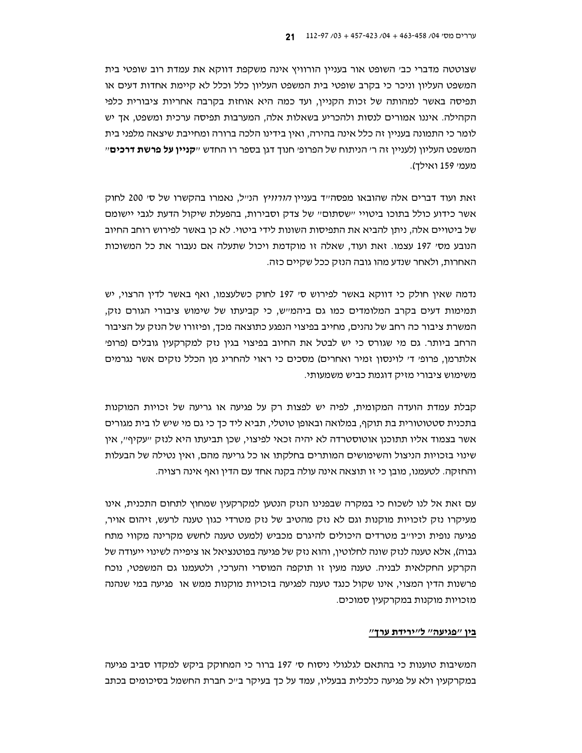שצוטטה מדברי כב' השופט אור בעניין הורוויץ אינה משקפת דווקא את עמדת רוב שופטי בית המשפט העליון וניכר כי בקרב שופטי בית המשפט העליון כלל וכלל לא קיימת אחדות דעים או תפיסה באשר למהותה של זכות הקניין, ועד כמה היא אוחזת בקרבה אחריות ציבורית כלפי הקהילה. איננו אמורים לנסות ולהכריע בשאלות אלה, המערבות תפיסה ערכית ומשפט, אך יש לומר כי התמונה בעניין זה כלל אינה בהירה, ואין בידינו הלכה ברורה ומחייבת שיצאה מלפני בית המשפט העליון (לעניין זה ר' הניתוח של הפרופ' חנוך דגן בספר רו החדש "**קניין על פרשת דרכים**" מעמ' 159 ואילך).

זאת ועוד דברים אלה שהובאו מפסה"ד בעניין *הורוויץ* הנ"ל, נאמרו בהקשרו של ס' 200 לחוק אשר כידוע כולל בתוכו ביטויי "שסתום" של צדק וסבירות, בהפעלת שיקול הדעת לגבי יישומם של ביטויים אלה, ניתן להביא את התפיסות השונות לידי ביטוי. לא כן באשר לפירוש רוחב החיוב הנובע מס' 197 עצמו. זאת ועוד, שאלה זו מוקדמת ויכול שתעלה אם נעבור את כל המשוכות האחרות, ולאחר שנדע מהו גובה הנזק ככל שקיים כזה.

נדמה שאין חולק כי דווקא באשר לפירוש ס' 197 לחוק כשלעצמו, ואף באשר לדין הרצוי, יש תמימות דעים בקרב המלומדים כמו גם ביהמ"ש, כי קביעתו של שימוש ציבורי הגורם נזק, המשרת ציבור כה רחב של נהנים, מחייב בפיצוי הנפגע כתוצאה מכך, ופיזורו של הנזק על הציבור הרחב ביותר. גם מי שגורס כי יש לבטל את החיוב בפיצוי בגין נזק למקרקעין גובלים (פרופ' אלתרמן, פרופ' ד' לוינסון זמיר ואחרים) מסכים כי ראוי להחריג מן הכלל נזקים אשר נגרמים משימוש ציבורי מזיק דוגמת כביש משמעותי.

קבלת עמדת הועדה המקומית, לפיה יש לפצות רק על פגיעה או גריעה של זכויות המוקנות בתכנית סטטוטורית בת תוקף, במלואה ובאופן טוטלי, תביא ליד כך כי גם מי שיש לו בית מגורים אשר בצמוד אליו תתוכנן אוטוסטרדה לא יהיה זכאי לפיצוי, שכן תביעתו היא לנזק "עקיף", אין שינוי בזכויות הניצול והשימושים המותרים בחלקתו או כל גריעה מהם, ואין נטילה של הבעלות והחזקה. לטעמנו, מובן כי זו תוצאה אינה עולה בקנה אחד עם הדין ואף אינה רצויה.

עם זאת אל לנו לשכוח כי במקרה שבפנינו הנזק הנטען למקרקעין שמחוץ לתחום התכנית, אינו מעיקרו נזק לזכויות מוקנות וגם לא נזק מהטיב של נזק מטרדי כגון טענה לרעש, זיהום אויר, פגיעה נופית וכיו"ב מטרדים היכולים להיגרם מכביש (למעט טענה לחשש מקרינה מקווי מתח גבוה), אלא טענה לנזק שונה לחלוטין, והוא נזק של פגיעה בפוטנציאל או ציפייה לשינוי ייעודה של הקרקע החקלאית לבניה. טענה מעין זו תוקפה המוסרי והערכי, ולטעמנו גם המשפטי, נוכח פרשנות הדין המצוי, אינו שקול כנגד טענה לפגיעה בזכויות מוקנות ממש או פגיעה במי שנהנה מזכויות מוקנות במקרקעין סמוכים.

<u>**בין "פגיעה" ל"ירידת ערך"**</u>

המשיבות טוענות כי בהתאם לגלגולי ניסוח ס' 197 ברור כי המחוקק ביקש למקדו סביב פגיעה במקרקעין ולא על פגיעה כלכלית בבעליו, עמד על כך בעיקר ב"כ חברת החשמל בסיכומים בכתב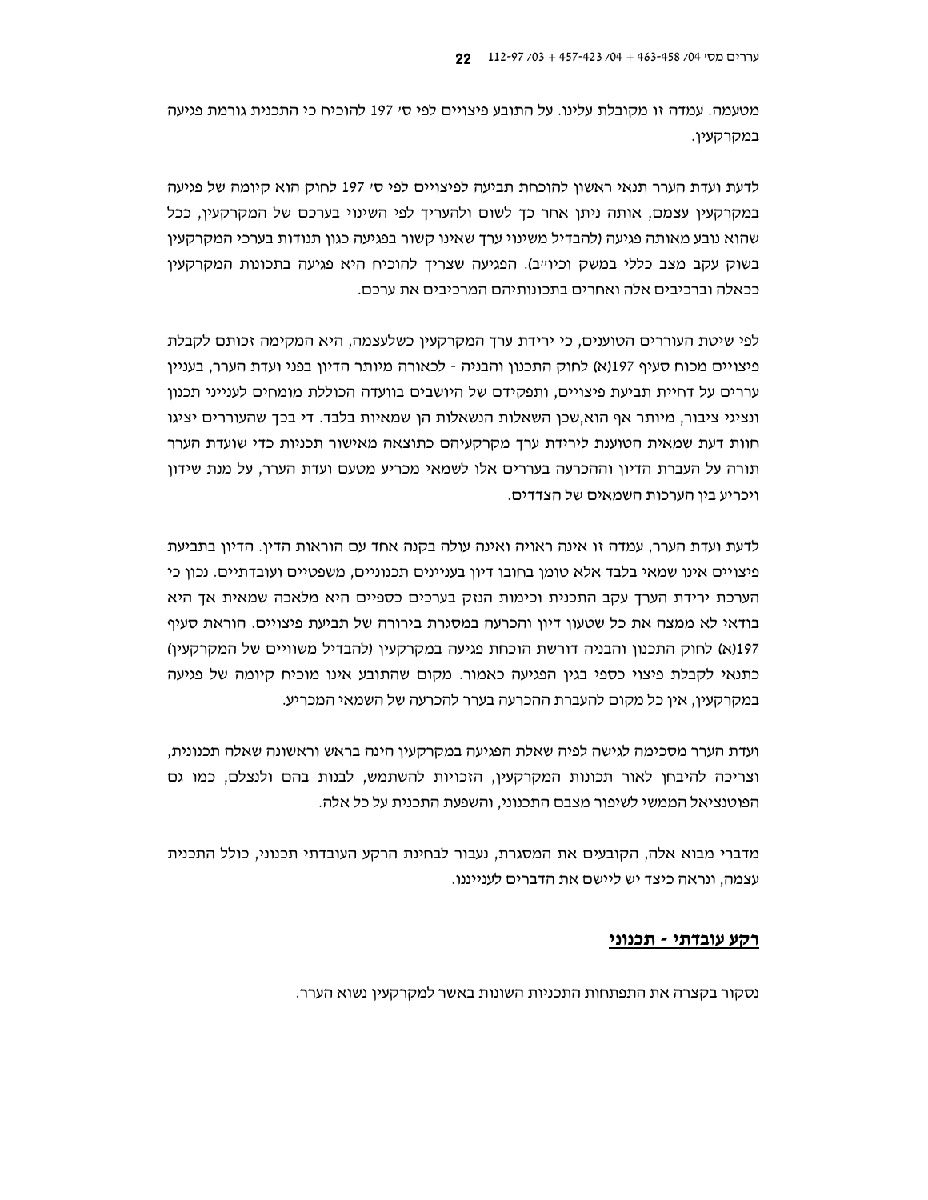מטעמה. עמדה זו מקובלת עלינו. על התובע פיצויים לפי ס' 197 להוכיח כי התכנית גורמת פגיעה במקרקעין.

לדעת ועדת הערר תנאי ראשון להוכחת תביעה לפיצויים לפי ס' 197 לחוק הוא קיומה של פגיעה במקרקעין עצמם, אותה ניתן אחר כך לשום ולהעריך לפי השינוי בערכם של המקרקעין, ככל שהוא נובע מאותה פגיעה (להבדיל משינוי ערך שאינו קשור בפגיעה כגון תנודות בערכי המקרקעין בשוק עקב מצב כללי במשק וכיו"ב). הפגיעה שצריך להוכיח היא פגיעה בתכונות המקרקעין כאלה וברכיבים אלה ואחרים בתכונותיהם המרכיבים את ערכם.

לפי שיטת העוררים הטוענים, כי ירידת ערך המקרקעין כשלעצמה, היא המקימה זכותם לקבלת פיצויים מכוח סעיף 197(א) לחוק התכנון והבניה - לכאורה מיותר הדיון בפני ועדת הערר, בעניין עררים על דחיית תביעת פיצויים, ותפקידם של היושבים בוועדה הכוללת מומחים לענייני תכנון ונציגי ציבור, מיותר אף הוא,שכן השאלות הנשאלות הן שמאיות בלבד. די בכך שהעוררים יציגו חוות דעת שמאית הטוענת לירידת ערך מקרקעיהם כתוצאה מאישור תכניות כדי שוועדת הערר תורה על העברת הדיון וההכרעה בעררים אלו לשמאי מכריע מטעם ועדת הערר, על מנת שידון ויכריע בין הערכות השמאים של הצדדים.

לדעת ועדת הערר, עמדה זו אינה ראויה ואינה עולה בקנה אחד עם הוראות הדין. הדיון בתביעת פיצויים אינו שמאי בלבד אלא טומן בחובו דיון בעניינים תכנוניים, משפטיים ועובדתיים. נכון כי הערכת ירידת הערך עקב התכנית וכימות הנזק בערכים כספיים היא מלאכה שמאית אך היא בודאי לא ממצה את כל שטעון דיון והכרעה במסגרת בירורה של תביעת פיצויים. הוראת סעיף 197(א) לחוק התכנון והבניה דורשת הוכחת פגיעה במקרקעין (להבדיל משוויים של המקרקעין) כתנאי לקבלת פיצוי כספי בגין הפגיעה כאמור. מקום שהתובע אינו מוכיח קיומה של פגיעה במקרקעין, אין כל מקום להעברת ההכרעה בערר להכרעה של השמאי המכריע.

ועדת הערר מסכימה לגישה לפיה שאלת הפגיעה במקרקעין הינה בראש וראשונה שאלה תכנונית, וצריכה להיבחן לאור תכונות המקרקעין, הזכויות להשתמש, לבנות בהם ולנצלם, כמו גם הפוטנציאל הממשי לשיפור מצבם התכנוני, והשפעת התכנית על כל אלה.

מדברי מבוא אלה, הקובעים את המסגרת, נעבור לבחינת הרקע העובדתי תכנוני, כולל התכנית עצמה, ונראה כיצד יש ליישם את הדברים לענייננו.

## רקע עובדתי - תכנוני

נסקור בקצרה את התפתחות התכניות השונות באשר למקרקעין נשוא הערר.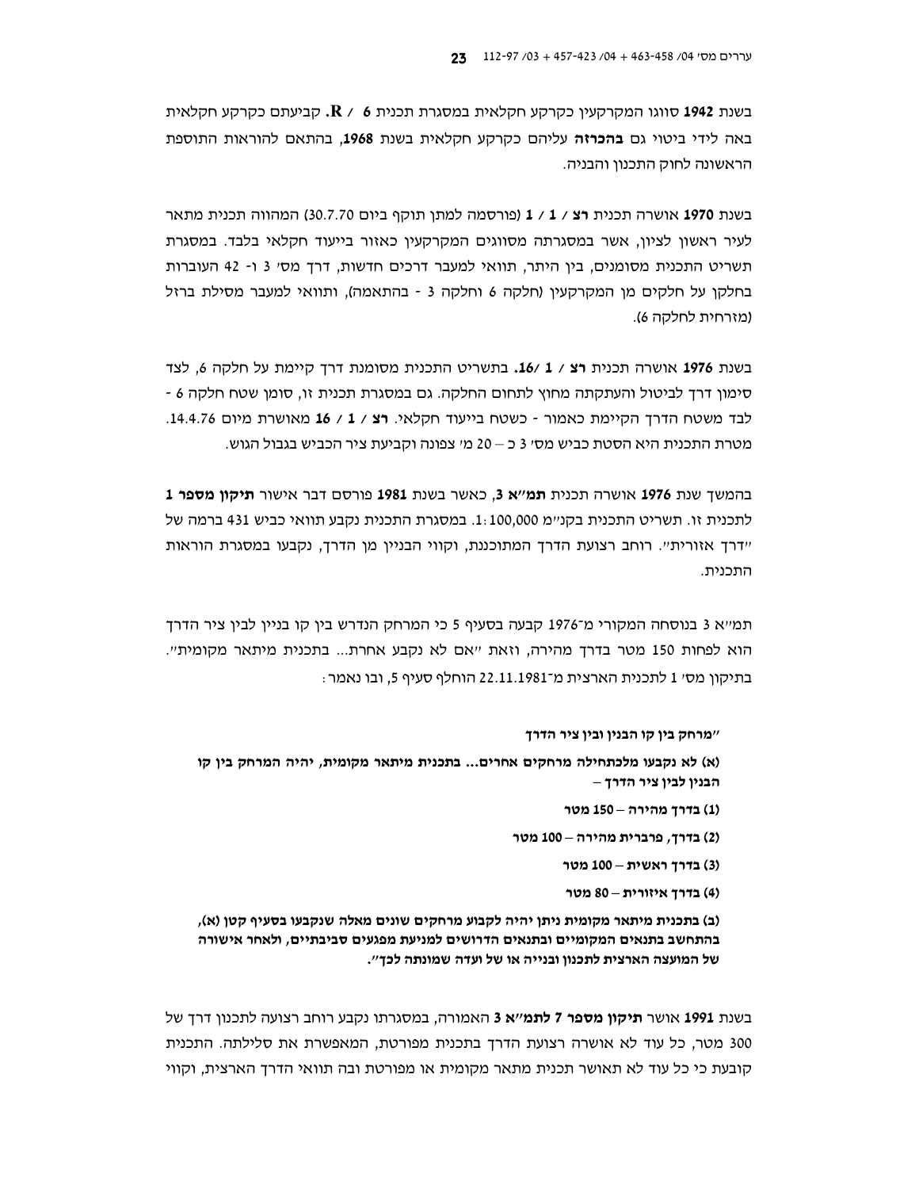בשנת **1942** סווגו המקרקעין כקרקע חקלאית במסגרת תכנית **R / 6**. קביעתם כקרקע חקלאית באה לידי ביטוי גם **בהכרזה** עליהם כקרקע חקלאית בשנת **1968**, בהתאם להוראות התוספת הראשונה לחוק התכנון והבניה.

בשנת **1970** אושרה תכנית **רצ / 1 / 1** (פורסמה למתן תוקף ביום 30.7.70) המהווה תכנית מתאר לעיר ראשון לציון, אשר במסגרתה מסווגים המקרקעין כאזור בייעוד חקלאי בלבד. במסגרת תשריט התכנית מסומנים, בין היתר, תוואי למעבר דרכים חדשות, דרך מס' 3 ו- 42 העוברות בחלקן על חלקים מן המקרקעין (חלקה 6 וחלקה 3 - בהתאמה), ותוואי למעבר מסילת ברזל (מזרחית לחלקה 6).

בשנת **1976** אושרה תכנית **רצ / 1 /16.** בתשריט התכנית מסומנת דרך קיימת על חלקה 6, לצד סימון דרך לביטול והעתקתה מחוץ לתחום החלקה. גם במסגרת תכנית זו, סומן שטח חלקה 6 - לבד משטח הדרך הקיימת כאמור - כשטח בייעוד חקלאי. **רצ / 1 / 16** מאושרת מיום 14.4.76. מטרת התכנית היא הסטת כביש מס' 3 כ – 20 מ' צפונה וקביעת ציר הכביש בגבול הגוש.

בהמשך שנת **1976** אושרה תכנית **תמ"א 3**, כאשר בשנת **1981** פורסם דבר אישור **תיקון מספר 1** לתכנית זו. תשריט התכנית בקנ"מ 1:100,000. במסגרת התכנית נקבע תוואי כביש 431 ברמה של "דרך אזורית". רוחב רצועת הדרך המתוכננת, וקווי הבניין מן הדרך, נקבעו במסגרת הוראות התכנית.

תמ"א 3 בנוסחה המקורי מ־1976 קבעה בסעיף 5 כי המרחק הנדרש בין קו בניין לבין ציר הדרך הוא לפחות 150 מטר בדרך מהירה, וזאת "אם לא נקבע אחרת... בתכנית מיתאר מקומית". בתיקון מס' 1 לתכנית הארצית מ־22.11.1981 הוחלף סעיף 5, ובו נאמר:

> **"מרחק בין קו הבנין ובין ציר הדרך**
>
> **(א) לא נקבעו מלכתחילה מרחקים אחרים... בתכנית מיתאר מקומית, יהיה המרחק בין קו הבנין לבין ציר הדרך –**
>
> **(1) בדרך מהירה – 150 מטר**
>
> **(2) בדרך, פרברית מהירה – 100 מטר**
>
> **(3) בדרך ראשית – 100 מטר**
>
> **(4) בדרך איזורית – 80 מטר**
>
> **(ב) בתכנית מיתאר מקומית ניתן יהיה לקבוע מרחקים שונים מאלה שנקבעו בסעיף קטן (א), בהתחשב בתנאים המקומיים ובתנאים הדרושים למניעת מפגעים סביבתיים, ולאחר אישורה של המועצה הארצית לתכנון ובנייה או של ועדה שמונתה לכך".**

בשנת **1991** אושר **תיקון מספר 7 לתמ"א 3** האמורה, במסגרתו נקבע רוחב רצועה לתכנון דרך של 300 מטר, כל עוד לא אושרה רצועת הדרך בתכנית מפורטת, המאפשרת את סלילתה. התכנית קובעת כי כל עוד לא תאושר תכנית מתאר מקומית או מפורטת ובה תוואי הדרך הארצית, וקווי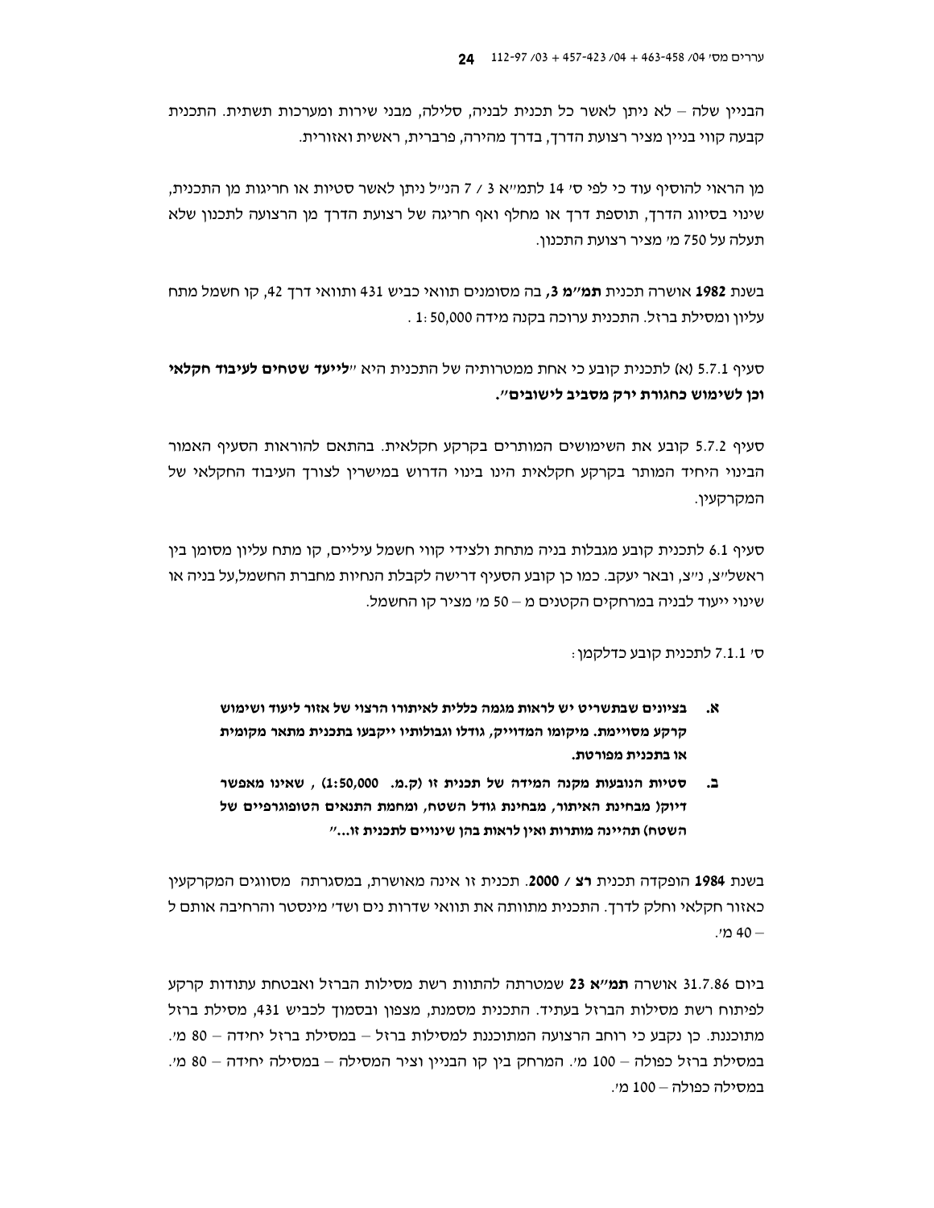הבניין שלה – לא ניתן לאשר כל תכנית לבניה, סלילה, מבני שירות ומערכות תשתית. התכנית קבעה קווי בניין מציר רצועת הדרך, בדרך מהירה, פרברית, ראשית ואזורית.

מן הראוי להוסיף עוד כי לפי ס' 14 לתמ"א 3 / 7 הנ"ל ניתן לאשר סטיות או חריגות מן התכנית, שינוי בסיווג הדרך, תוספת דרך או מחלף ואף חריגה של רצועת הדרך מן הרצועה לתכנון שלא תעלה על 750 מ' מציר רצועת התכנון.

בשנת **1982** אושרה תכנית **תמ"מ 3**, בה מסומנים תוואי כביש 431 ותוואי דרך 42, קו חשמל מתח עליון ומסילת ברזל. התכנית ערוכה בקנה מידה 1:50,000 .

סעיף 5.7.1 (א) לתכנית קובע כי אחת ממטרותיה של התכנית היא "**לייעד שטחים לעיבוד חקלאי וכן לשימוש כחגורת ירק מסביב לישובים**".

סעיף 5.7.2 קובע את השימושים המותרים בקרקע חקלאית. בהתאם להוראות הסעיף האמור הבינוי היחיד המותר בקרקע חקלאית הינו בינוי הדרוש במישרין לצורך העיבוד החקלאי של המקרקעין.

סעיף 6.1 לתכנית קובע מגבלות בניה מתחת ולצידי קווי חשמל עיליים, קו מתח עליון מסומן בין ראשל"צ, נ"צ, ובאר יעקב. כמו כן קובע הסעיף דרישה לקבלת הנחיות מחברת החשמל,על בניה או שינוי ייעוד לבניה במרחקים הקטנים מ – 50 מ' מציר קו החשמל.

ס' 7.1.1 לתכנית קובע כדלקמן:

**א. בציונים שבתשריט יש לראות מגמה כללית לאיתורו הרצוי של אזור ליעוד ושימוש קרקע מסויימת. מיקומו המדוייק, גודלו וגבולותיו ייקבעו בתכנית מתאר מקומית או בתכנית מפורטת.**

**ב. סטיות הנובעות מקנה המידה של תכנית זו (ק.מ. 1:50,000) , שאינו מאפשר דיוק( מבחינת האיתור, מבחינת גודל השטח, ומחמת התנאים הטופוגרפיים של השטח) תהיינה מותרות ואין לראות בהן שינויים לתכנית זו..."**

בשנת **1984** הופקדה תכנית **רצ / 2000**. תכנית זו אינה מאושרת, במסגרתה מסווגים המקרקעין כאזור חקלאי וחלק לדרך. התכנית מתווה את תוואי שדרות נים ושד' מינסטר והרחיבה אותם ל – 40 מ'.

ביום 31.7.86 אושרה **תמ"א 23** שמטרתה להתוות רשת מסילות הברזל ואבטחת עתודות קרקע לפיתוח רשת מסילות הברזל בעתיד. התכנית מסמנת, מצפון ובסמוך לכביש 431, מסילת ברזל מתוכננת. כן נקבע כי רוחב הרצועה המתוכננת למסילות ברזל – במסילת ברזל יחידה – 80 מ'. במסילת ברזל כפולה – 100 מ'. המרחק בין קו הבניין וציר המסילה – במסילה יחידה – 80 מ'. במסילה כפולה – 100 מ'.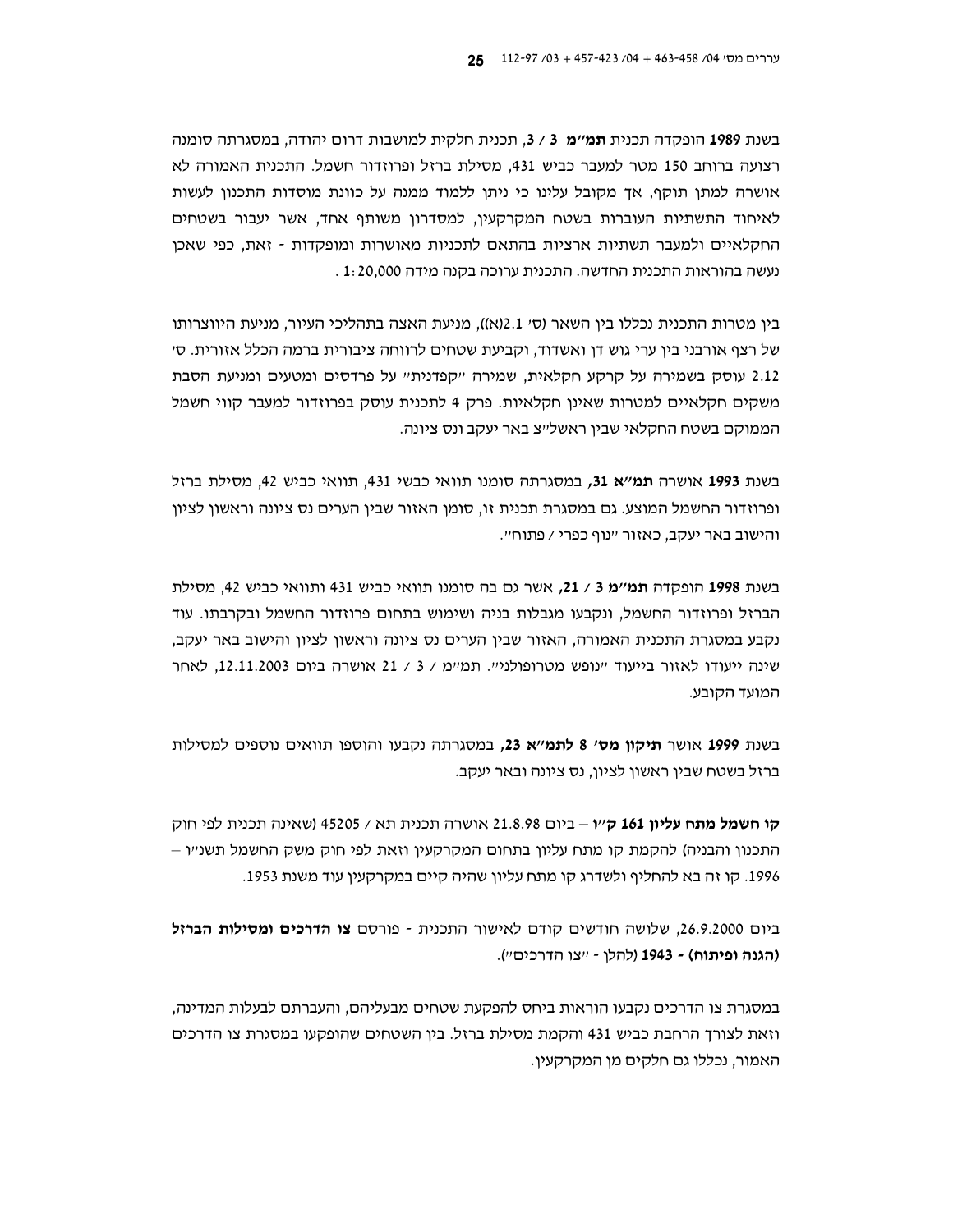בשנת **1989** הופקדה תכנית **תמ"מ 3 / 3**, תכנית חלקית למושבות דרום יהודה, במסגרתה סומנה רצועה ברוחב 150 מטר למעבר כביש 431, מסילת ברזל ופרוזדור חשמל. התכנית האמורה לא אושרה למתן תוקף, אך מקובל עלינו כי ניתן ללמוד ממנה על כוונת מוסדות התכנון לעשות לאיחוד התשתיות העוברות בשטח המקרקעין, למסדרון משותף אחד, אשר יעבור בשטחים החקלאיים ולמעבר תשתיות ארציות בהתאם לתכניות מאושרות ומופקדות - זאת, כפי שאכן נעשה בהוראות התכנית החדשה. התכנית ערוכה בקנה מידה 1:20,000 .

בין מטרות התכנית נכללו בין השאר (ס' 2.1(א)), מניעת האצה בתהליכי העיור, מניעת היווצרותו של רצף אורבני בין ערי גוש דן ואשדוד, וקביעת שטחים לרווחה ציבורית ברמה הכלל אזורית. ס' 2.12 עוסק בשמירה על קרקע חקלאית, שמירה "קפדנית" על פרדסים ומטעים ומניעת הסבת משקים חקלאיים למטרות שאינן חקלאיות. פרק 4 לתכנית עוסק בפרוזדור למעבר קווי חשמל הממוקם בשטח החקלאי שבין ראשל"צ באר יעקב ונס ציונה.

בשנת **1993** אושרה **תמ"א 31**, במסגרתה סומנו תוואי כבשי 431, תוואי כביש 42, מסילת ברזל ופרוזדור החשמל המוצע. גם במסגרת תכנית זו, סומן האזור שבין הערים נס ציונה וראשון לציון והישוב באר יעקב, כאזור "נוף כפרי / פתוח".

בשנת **1998** הופקדה **תמ"מ 3 / 21**, אשר גם בה סומנו תוואי כביש 431 ותוואי כביש 42, מסילת הברזל ופרוזדור החשמל, ונקבעו מגבלות בניה ושימוש בתחום פרוזדור החשמל ובקרבתו. עוד נקבע במסגרת התכנית האמורה, האזור שבין הערים נס ציונה וראשון לציון והישוב באר יעקב, שינה ייעודו לאזור בייעוד "נופש מטרופולני". תמ"מ / 3 / 21 אושרה ביום 12.11.2003, לאחר המועד הקובע.

בשנת **1999** אושר **תיקון מס' 8 לתמ"א 23**, במסגרתה נקבעו והוספו תוואים נוספים למסילות ברזל בשטח שבין ראשון לציון, נס ציונה ובאר יעקב.

**קו חשמל מתח עליון 161 ק"ו** – ביום 21.8.98 אושרה תכנית תא / 45205 (שאינה תכנית לפי חוק התכנון והבניה) להקמת קו מתח עליון בתחום המקרקעין וזאת לפי חוק משק החשמל תשנ"ו – 1996. קו זה בא להחליף ולשדרג קו מתח עליון שהיה קיים במקרקעין עוד משנת 1953.

ביום 26.9.2000, שלושה חודשים קודם לאישור התכנית - פורסם **צו הדרכים ומסילות הברזל (הגנה ופיתוח) - 1943** (להלן - "צו הדרכים").

במסגרת צו הדרכים נקבעו הוראות ביחס להפקעת שטחים מבעליהם, והעברתם לבעלות המדינה, וזאת לצורך הרחבת כביש 431 והקמת מסילת ברזל. בין השטחים שהופקעו במסגרת צו הדרכים האמור, נכללו גם חלקים מן המקרקעין.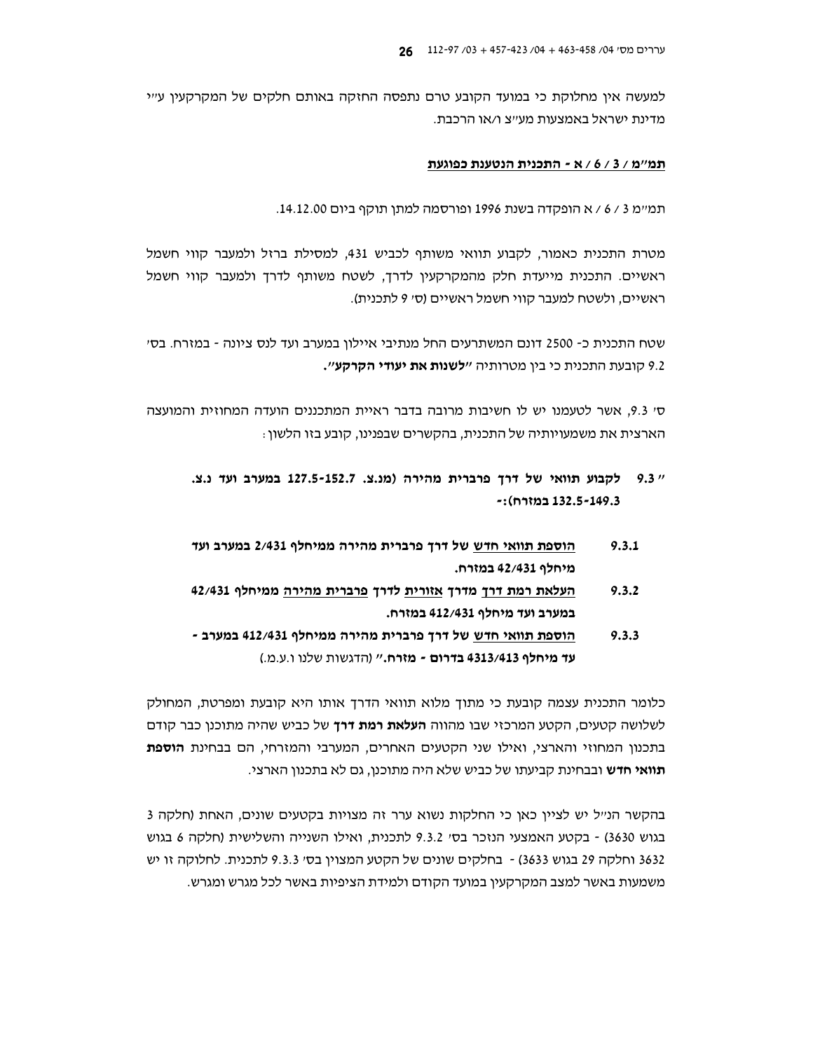למעשה אין מחלוקת כי במועד הקובע טרם נתפסה החזקה באותם חלקים של המקרקעין ע"י מדינת ישראל באמצעות מע"צ ו/או הרכבת.

**<u>תמ"מ / 3 / 6 / א - התכנית הנטענת כפוגעת</u>**

תמ"מ 3 / 6 / א הופקדה בשנת 1996 ופורסמה למתן תוקף ביום 14.12.00.

מטרת התכנית כאמור, לקבוע תוואי משותף לכביש 431, למסילת ברזל ולמעבר קווי חשמל ראשיים. התכנית מייעדת חלק מהמקרקעין לדרך, לשטח משותף לדרך ולמעבר קווי חשמל ראשיים, ולשטח למעבר קווי חשמל ראשיים (ס' 9 לתכנית).

שטח התכנית כ- 2500 דונם המשתרעים החל מנתיבי איילון במערב ועד לנס ציונה - במזרח. בס' 9.2 קובעת התכנית כי בין מטרותיה **"לשנות את יעודי הקרקע"**.

ס' 9.3, אשר לטעמנו יש לו חשיבות מרובה בדבר ראיית המתכננים הועדה המחוזית והמועצה הארצית את משמעויותיה של התכנית, בהקשרים שבפנינו, קובע בזו הלשון:

**" 9.3 לקבוע תוואי של דרך פרברית מהירה (מנ.צ. 127.5-152.7 במערב ועד נ.צ. 132.5-149.3 במזרח):-**

**9.3.1 <u>הוספת תוואי חדש</u> של דרך פרברית מהירה ממחלף 2/431 במערב ועד מיחלף 42/431 במזרח.**

**9.3.2 <u>העלאת רמת דרך</u> מדרך <u>אזורית</u> לדרך <u>פרברית מהירה</u> ממחלף 42/431 במערב ועד מיחלף 412/431 במזרח.**

**9.3.3 <u>הוספת תוואי חדש</u> של דרך פרברית מהירה ממחלף 412/431 במערב - עד מיחלף 4313/413 בדרום - מזרח."** (הדגשות שלנו ו.ע.מ.)

כלומר התכנית עצמה קובעת כי מתוך מלוא תוואי הדרך אותו היא קובעת ומפרטת, המחולק לשלושה קטעים, הקטע המרכזי שבו מהווה **העלאת רמת דרך** של כביש שהיה מתוכנן כבר קודם בתכנון המחוזי והארצי, ואילו שני הקטעים האחרים, המערבי והמזרחי, הם בבחינת **הוספת תוואי חדש** ובבחינת קביעתו של כביש שלא היה מתוכנן, גם לא בתכנון הארצי.

בהקשר הנ"ל יש לציין כאן כי החלקות נשוא ערר זה מצויות בקטעים שונים, האחת (חלקה 3 בגוש 3630) - בקטע האמצעי הנזכר בס' 9.3.2 לתכנית, ואילו השנייה והשלישית (חלקה 6 בגוש 3632 וחלקה 29 בגוש 3633) - בחלקים שונים של הקטע המצוין בס' 9.3.3 לתכנית. לחלוקה זו יש משמעות באשר למצב המקרקעין במועד הקודם ולמידת הציפיות באשר לכל מגרש ומגרש.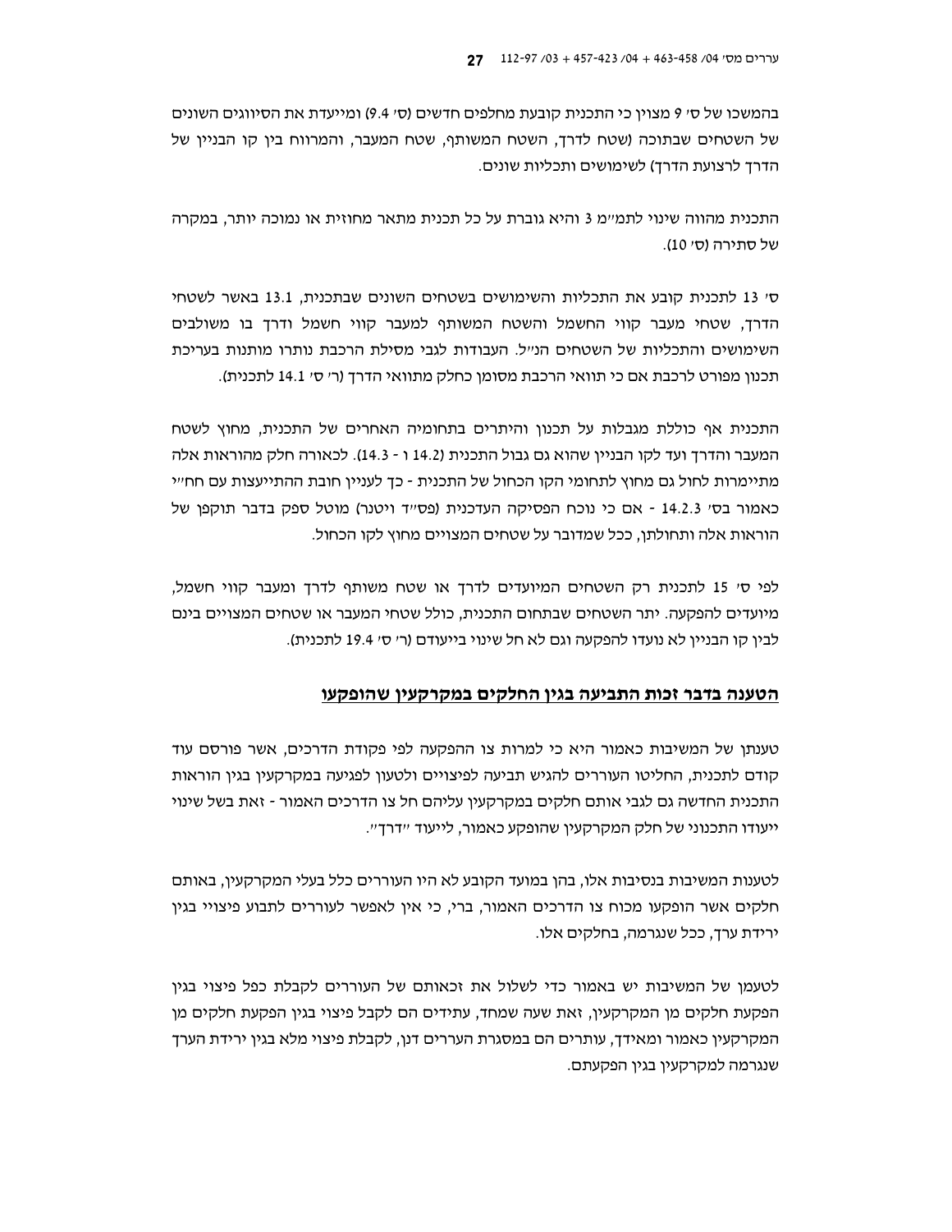בהמשכו של ס' 9 מצוין כי התכנית קובעת מחלפים חדשים (ס' 9.4) ומייעדת את הסיווגים השונים של השטחים שבתוכה (שטח לדרך, השטח המשותף, שטח המעבר, והמרווח בין קו הבניין של הדרך לרצועת הדרך) לשימושים ותכליות שונים.

התכנית מהווה שינוי לתמ"מ 3 והיא גוברת על כל תכנית מתאר מחוזית או נמוכה יותר, במקרה של סתירה (ס' 10).

ס' 13 לתכנית קובע את התכליות והשימושים בשטחים השונים שבתכנית, 13.1 באשר לשטחי הדרך, שטחי מעבר קווי החשמל והשטח המשותף למעבר קווי חשמל ודרך בו משולבים השימושים והתכליות של השטחים הנ"ל. העבודות לגבי מסילת הרכבת נותרו מותנות בעריכת תכנון מפורט לרכבת אם כי תוואי הרכבת מסומן כחלק מתוואי הדרך (ר' ס' 14.1 לתכנית).

התכנית אף כוללת מגבלות על תכנון והיתרים בתחומיה האחרים של התכנית, מחוץ לשטח המעבר והדרך ועד לקו הבניין שהוא גם גבול התכנית (14.2 ו - 14.3). לכאורה חלק מהוראות אלה מתיימרות לחול גם מחוץ לתחומי הקו הכחול של התכנית - כך לעניין חובת ההתייעצות עם חח"י כאמור בס' 14.2.3 - אם כי נוכח הפסיקה העדכנית (פס"ד ויטנר) מוטל ספק בדבר תוקפן של הוראות אלה ותחולתן, ככל שמדובר על שטחים המצויים מחוץ לקו הכחול.

לפי ס' 15 לתכנית רק השטחים המיועדים לדרך או שטח משותף לדרך ומעבר קווי חשמל, מיועדים להפקעה. יתר השטחים שבתחום התכנית, כולל שטחי המעבר או שטחים המצויים בינם לבין קו הבניין לא נועדו להפקעה וגם לא חל שינוי בייעודם (ר' ס' 19.4 לתכנית).

## **<u>הטענה בדבר זכות התביעה בגין החלקים במקרקעין שהופקעו</u>**

טענתן של המשיבות כאמור היא כי למרות צו ההפקעה לפי פקודת הדרכים, אשר פורסם עוד קודם לתכנית, החליטו העוררים להגיש תביעה לפיצויים ולטעון לפגיעה במקרקעין בגין הוראות התכנית החדשה גם לגבי אותם חלקים במקרקעין עליהם חל צו הדרכים האמור - זאת בשל שינוי ייעודו התכנוני של חלק המקרקעין שהופקע כאמור, לייעוד "דרך".

לטענות המשיבות בנסיבות אלו, בהן במועד הקובע לא היו העוררים כלל בעלי המקרקעין, באותם חלקים אשר הופקעו מכוח צו הדרכים האמור, ברי, כי אין לאפשר לעוררים לתבוע פיצויי בגין ירידת ערך, ככל שנגרמה, בחלקים אלו.

לטעמן של המשיבות יש באמור כדי לשלול את זכאותם של העוררים לקבלת כפל פיצוי בגין הפקעת חלקים מן המקרקעין, זאת שעה שמחד, עתידים הם לקבל פיצוי בגין הפקעת חלקים מן המקרקעין כאמור ומאידך, עותרים הם במסגרת העררים דנן, לקבלת פיצוי מלא בגין ירידת הערך שנגרמה למקרקעין בגין הפקעתם.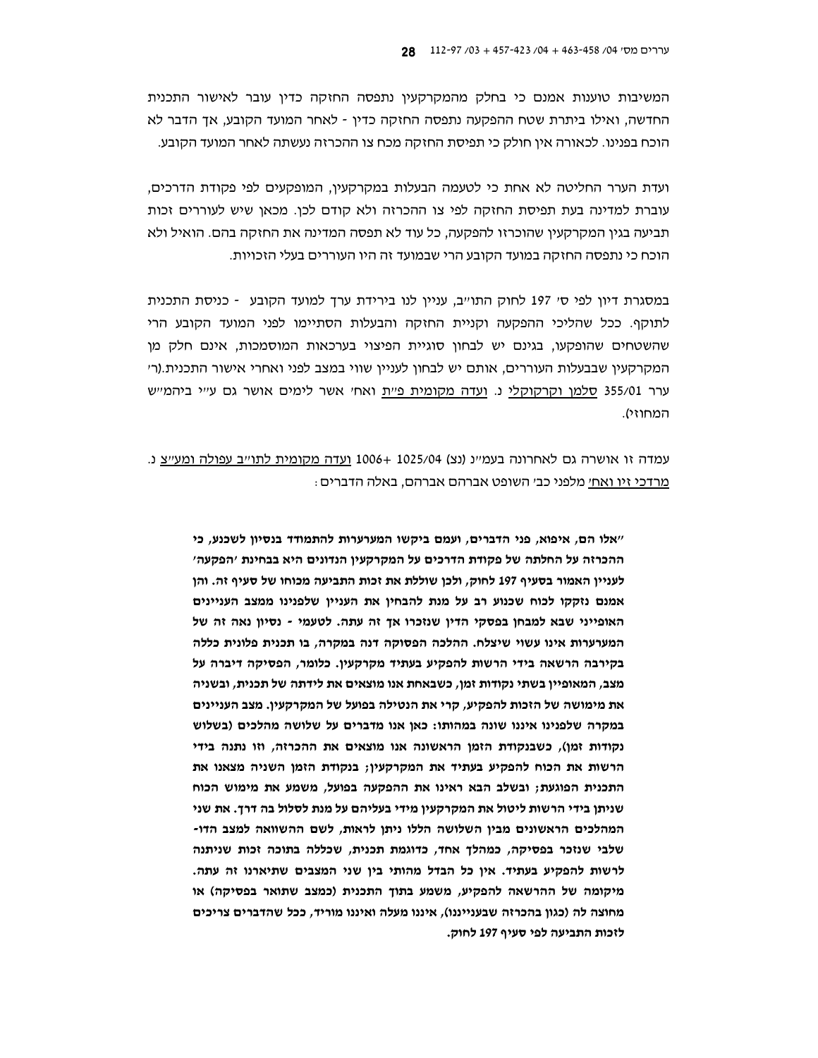המשיבות טוענות אמנם כי בחלק מהמקרקעין נתפסה החזקה כדין עובר לאישור התכנית החדשה, ואילו ביתרת שטח ההפקעה נתפסה החזקה כדין - לאחר המועד הקובע, אך הדבר לא הוכח בפנינו. לכאורה אין חולק כי תפיסת החזקה מכח צו ההכרזה נעשתה לאחר המועד הקובע.

ועדת הערר החליטה לא אחת כי לטעמה הבעלות במקרקעין, המופקעים לפי פקודת הדרכים, עוברת למדינה בעת תפיסת החזקה לפי צו ההכרזה ולא קודם לכן. מכאן שיש לעוררים זכות תביעה בגין המקרקעין שהוכרזו להפקעה, כל עוד לא תפסה המדינה את החזקה בהם. הואיל ולא הוכח כי נתפסה החזקה במועד הקובע הרי שבמועד זה היו העוררים בעלי הזכויות.

במסגרת דיון לפי ס' 197 לחוק התו"ב, עניין לנו בירידת ערך למועד הקובע - כניסת התכנית לתוקף. ככל שהליכי ההפקעה וקניית החזקה והבעלות הסתיימו לפני המועד הקובע הרי שהשטחים שהופקעו, בגינם יש לבחון סוגיית הפיצוי בערכאות המוסמכות, אינם חלק מן המקרקעין שבבעלות העוררים, אותם יש לבחון לעניין שווי במצב לפני ואחרי אישור התכנית.(ר' ערר 355/01 <u>סלמן וקרקוקלי</u> נ. <u>ועדה מקומית פ"ת</u> ואח' אשר לימים אושר גם ע"י ביהמ"ש המחוזי).

עמדה זו אושרה גם לאחרונה בעמ"נ (נצ) 1025/04 +1006 <u>ועדה מקומית לתו"ב עפולה ומע"צ</u> נ. <u>מרדכי זיו ואח'</u> מלפני כב' השופט אברהם אברהם, באלה הדברים:

> **"אלו הם, איפוא, פני הדברים, ועמם ביקשו המערערות להתמודד בנסיון לשכנע, כי ההכרזה על החלתה של פקודת הדרכים על המקרקעין הנדונים היא בבחינת 'הפקעה' לעניין האמור בסעיף 197 לחוק, ולכן שוללת את זכות התביעה מכוחו של סעיף זה. והן אמנם נזקקו לכוח שכנוע רב על מנת להבחין את העניין שלפנינו ממצב העניינים האופייני שבא למבחן בפסקי הדין שנזכרו אך זה עתה. לטעמי - נסיון נאה זה של המערערות אינו עשוי שיצלח. ההלכה הפסוקה דנה במקרה, בו תכנית פלונית כללה בקירבה הרשאה בידי הרשות להפקיע בעתיד מקרקעין. כלומר, הפסיקה דיברה על מצב, המאופיין בשתי נקודות זמן, כשבאחת אנו מוצאים את לידתה של תכנית, ובשניה את מימושה של הזכות להפקיע, קרי את הנטילה בפועל של המקרקעין. מצב העניינים במקרה שלפנינו איננו שונה במהותו: כאן אנו מדברים על שלושה מהלכים (בשלוש נקודות זמן), כשבנקודת הזמן הראשונה אנו מוצאים את ההכרזה, וזו נתנה בידי הרשות את הכוח להפקיע בעתיד את המקרקעין; בנקודת הזמן השניה מצאנו את התכנית הפוגעת; ובשלב הבא ראינו את ההפקעה בפועל, משמע את מימוש הכוח שניתן בידי הרשות ליטול את המקרקעין מידי בעליהם על מנת לסלול בה דרך. את שני המהלכים הראשונים מבין השלושה הללו ניתן לראות, לשם ההשוואה למצב הדו-שלבי שנזכר בפסיקה, כמהלך אחד, כדוגמת תכנית, שכללה בתוכה זכות שניתנה לרשות להפקיע בעתיד. אין כל הבדל מהותי בין שני המצבים שתיארנו זה עתה. מיקומה של ההרשאה להפקיע, משמע בתוך התכנית (כמצב שתואר בפסיקה) או מחוצה לה (כגון בהכרזה שבענייננו), איננו מעלה ואיננו מוריד, ככל שהדברים צריכים לזכות התביעה לפי סעיף 197 לחוק.**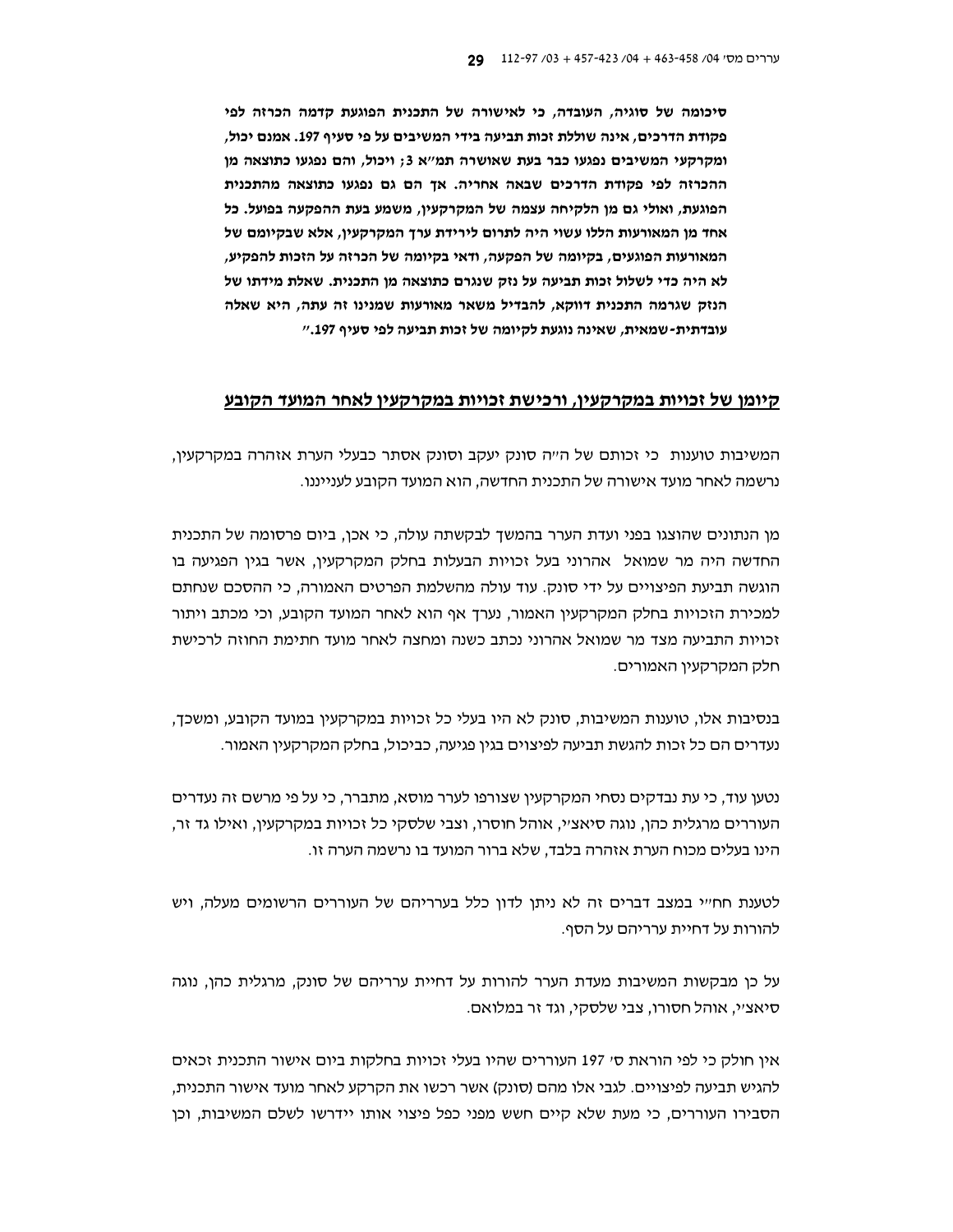**סיכומה של סוגיה, העובדה, כי לאישורה של התכנית הפוגעת קדמה הכרזה לפי פקודת הדרכים, אינה שוללת זכות תביעה בידי המשיבים על פי סעיף 197. אמנם יכול, ומקרקעי המשיבים נפגעו כבר בעת שאושרה תמ"א 3; ויכול, והם נפגעו כתוצאה מן ההכרזה לפי פקודת הדרכים שבאה אחריה. אך הם גם נפגעו כתוצאה מהתכנית הפוגעת, ואולי גם מן הלקיחה עצמה של המקרקעין, משמע בעת ההפקעה בפועל. כל אחד מן המאורעות הללו עשוי היה לתרום לירידת ערך המקרקעין, אלא שבקיומם של המאורעות הפוגעים, בקיומה של הפקעה, ודאי בקיומה של הכרזה על הזכות להפקיע, לא היה כדי לשלול זכות תביעה על נזק שנגרם כתוצאה מן התכנית. שאלת מידתו של הנזק שגרמה התכנית דווקא, להבדיל משאר מאורעות שמנינו זה עתה, היא שאלה עובדתית-שמאית, שאינה נוגעת לקיומה של זכות תביעה לפי סעיף 197."**

## קיומן של זכויות במקרקעין, ורכישת זכויות במקרקעין לאחר המועד הקובע

המשיבות טוענות כי זכותם של ה"ה סונק יעקב וסונק אסתר כבעלי הערת אזהרה במקרקעין, נרשמה לאחר מועד אישורה של התכנית החדשה, הוא המועד הקובע לענייננו.

מן הנתונים שהוצגו בפני ועדת הערר בהמשך לבקשתה עולה, כי אכן, ביום פרסומה של התכנית החדשה היה מר שמואל אהרוני בעל זכויות הבעלות בחלק המקרקעין, אשר בגין הפגיעה בו הוגשה תביעת הפיצויים על ידי סונק. עוד עולה מהשלמת הפרטים האמורה, כי ההסכם שנחתם למכירת הזכויות בחלק המקרקעין האמור, נערך אף הוא לאחר המועד הקובע, וכי מכתב ויתור זכויות התביעה מצד מר שמואל אהרוני נכתב כשנה ומחצה לאחר מועד חתימת החוזה לרכישת חלק המקרקעין האמורים.

בנסיבות אלו, טוענות המשיבות, סונק לא היו בעלי כל זכויות במקרקעין במועד הקובע, ומשכך, נעדרים הם כל זכות להגשת תביעה לפיצוים בגין פגיעה, כביכול, בחלק המקרקעין האמור.

נטען עוד, כי עת נבדקים נסחי המקרקעין שצורפו לערר מוסא, מתברר, כי על פי מרשם זה נעדרים העוררים מרגלית כהן, נוגה סיאצ'י, אוהל חסורו, וצבי שלסקי כל זכויות במקרקעין, ואילו גד זר, הינו בעלים מכוח הערת אזהרה בלבד, שלא ברור המועד בו נרשמה הערה זו.

לטענת חח"י במצב דברים זה לא ניתן לדון כלל בעררי­הם של העוררים הרשומים מעלה, ויש להורות על דחיית ערריהם על הסף.

על כן מבקשות המשיבות מעדת הערר להורות על דחיית ערריהם של סונק, מרגלית כהן, נוגה סיאצ'י, אוהל חסורו, צבי שלסקי, וגד זר במלואם.

אין חולק כי לפי הוראת ס' 197 העוררים שהיו בעלי זכויות בחלקות ביום אישור התכנית זכאים להגיש תביעה לפיצויים. לגבי אלו מהם (סונק) אשר רכשו את הקרקע לאחר מועד אישור התכנית, הסבירו העוררים, כי מעת שלא קיים חשש מפני כפל פיצוי אותו יידרשו לשלם המשיבות, וכן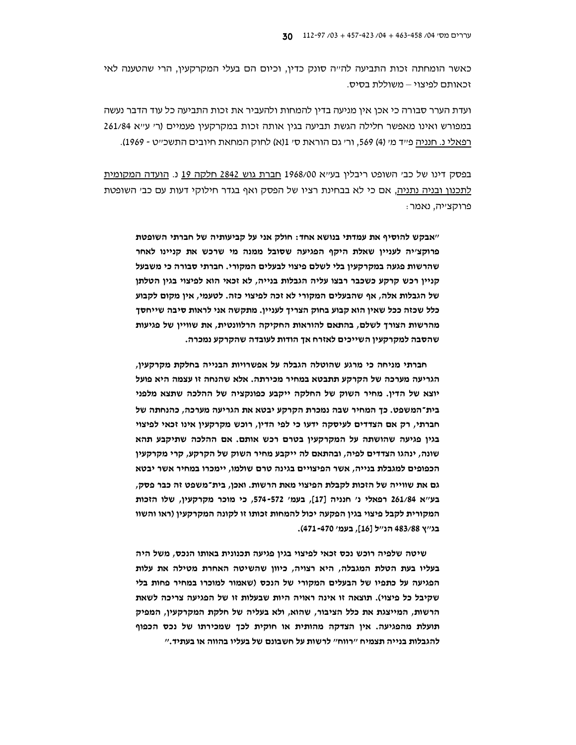כאשר הומחתה זכות התביעה לה"ה סונק כדין, וכיום הם בעלי המקרקעין, הרי שהטענה לאי זכאותם לפיצוי – משוללת בסיס.

ועדת הערר סבורה כי אכן אין מניעה בדין להמחות ולהעביר את זכות התביעה כל עוד הדבר נעשה במפורש ואינו מאפשר חלילה הגשת תביעה בגין אותה זכות במקרקעין פעמיים (ר' ע"א 261/84 רפאלי נ. חנניה פ"ד מ' (4) 569, ור' גם הוראת ס' 1(א) לחוק המחאת חיובים התשכ"ט - 1969).

בפסק דינו של כב' השופט ריבלין בע"א 1968/00 חברת גוש 2842 חלקה 19 נ. הועדה המקומית לתכנון ובניה נתניה, אם כי לא בבחינת רציו של הפסק ואף בגדר חילוקי דעות עם כב' השופטת פרוקצ'יה, נאמר:

**"אבקש להוסיף את עמדתי בנושא אחד: חולק אני על קביעותיה של חברתי השופטת פרוקצ'יה לעניין שאלת היקף הפגיעה שסובל ממנה מי שרכש את קניינו לאחר שהרשות פגעה במקרקעין בלי לשלם פיצוי לבעלים המקורי. חברתי סבורה כי משבעל קניין רכש קרקע כשכבר רבצו עליה הגבלות בנייה, לא זכאי הוא לפיצוי בגין הטלתן של הגבלות אלה, אף שהבעלים המקורי לא זכה לפיצוי כזה. לטעמי, אין מקום לקבוע כלל שכזה ככל שאין הוא קבוע בחוק הצריך לעניין. מתקשה אני לראות סיבה שייחסך מהרשות הצורך לשלם, בהתאם להוראות החקיקה הרלוונטית, את שוויין של פגיעות שהסבה למקרקעין השייכים לאזרח אך הודות לעובדה שהקרקע נמכרה.**

**חברתי מניחה כי מרגע שהוטלה הגבלה על אפשרויות הבנייה בחלקת מקרקעין, הגריעה מערכה של הקרקע תתבטא במחיר מכירתה. אלא שהנחה זו עצמה היא פועל יוצא של הדין. מחיר השוק של החלקה ייקבע כפונקציה של ההלכה שתצא מלפני בית־המשפט. כך המחיר שבה נמכרת הקרקע יבטא את הגריעה מערכה, כהנחתה של חברתי, רק אם הצדדים לעיסקה ידעו כי לפי הדין, רוכש מקרקעין אינו זכאי לפיצוי בגין פגיעה שהושתה על המקרקעין בטרם רכש אותם. אם ההלכה שתיקבע תהא שונה, ינהגו הצדדים לפיה, ובהתאם לה ייקבע מחיר השוק של הקרקע, קרי מקרקעין הכפופים למגבלת בנייה, אשר הפיצויים בגינה טרם שולמו, יימכרו במחיר אשר יבטא גם את שווייה של הזכות לקבלת הפיצוי מאת הרשות. ואכן, בית־משפט זה כבר פסק, בע"א 261/84 רפאלי נ' חנניה [17], בעמ' 572-574, כי מוכר מקרקעין, שלו הזכות המקורית לקבל פיצוי בגין הפקעה יכול להמחות זכותו זו לקונה המקרקעין (ראו והשוו בג"ץ 483/88 הנ"ל [16], בעמ' 470-471).**

**שיטה שלפיה רוכש נכס זכאי לפיצוי בגין פגיעה תכנונית באותו הנכס, משל היה בעליו בעת הטלת המגבלה, היא רצויה, כיוון שהשיטה האחרת מטילה את עלות הפגיעה על כתפיו של הבעלים המקורי של הנכס (שאמור למוכרו במחיר פחות בלי שקיבל כל פיצוי). תוצאה זו אינה ראויה היות שבעלות זו של הפגיעה צריכה לשאת הרשות, המייצגת את כלל הציבור, שהוא, ולא בעליה של חלקת המקרקעין, המפיק תועלת מהפגיעה. אין הצדקה מהותית או חוקית לכך שמכירתו של נכס הכפוף להגבלות בנייה תצמיח "רווח" לרשות על חשבונם של בעליו בהווה או בעתיד."**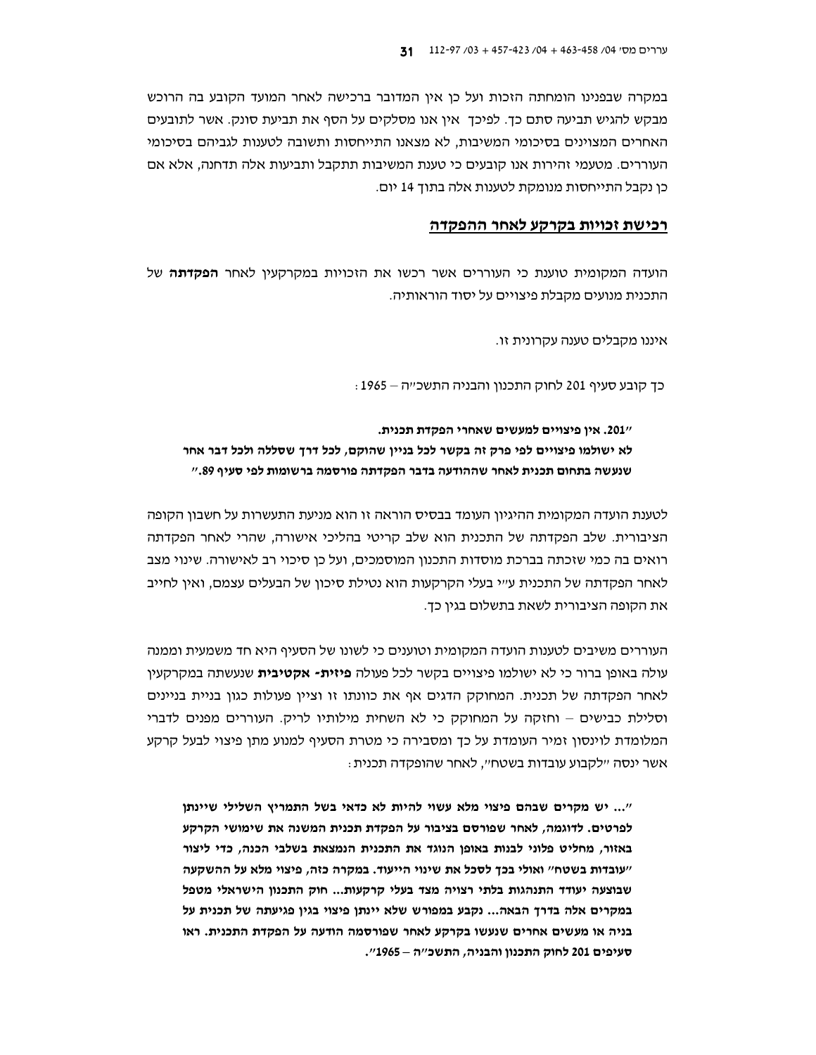במקרה שבפנינו הומחתה הזכות ועל כן אין המדובר ברכישה לאחר המועד הקובע בה הרוכש מבקש להגיש תביעה סתם כך. לפיכך אין אנו מסלקים על הסף את תביעת סונק. אשר לתובעים האחרים המצוינים בסיכומי המשיבות, לא מצאנו התייחסות ותשובה לטענות לגביהם בסיכומי העוררים. מטעמי זהירות אנו קובעים כי טענת המשיבות תתקבל ותביעות אלה תדחנה, אלא אם כן נקבל התייחסות מנומקת לטענות אלה בתוך 14 יום.

## רכישת זכויות בקרקע לאחר ההפקדה

הועדה המקומית טוענת כי העוררים אשר רכשו את הזכויות במקרקעין לאחר **הפקדתה** של התכנית מנועים מקבלת פיצויים על יסוד הוראותיה.

איננו מקבלים טענה עקרונית זו.

כך קובע סעיף 201 לחוק התכנון והבניה התשכ"ה – 1965 :

**"201. אין פיצויים למעשים שאחרי הפקדת תכנית.**
**לא ישולמו פיצויים לפי פרק זה בקשר לכל בניין שהוקם, לכל דרך שסללה ולכל דבר אחר שנעשה בתחום תכנית לאחר שההודעה בדבר הפקדתה פורסמה ברשומות לפי סעיף 89."**

לטענת הועדה המקומית ההיגיון העומד בבסיס הוראה זו הוא מניעת התעשרות על חשבון הקופה הציבורית. שלב הפקדתה של התכנית הוא שלב קריטי בהליכי אישורה, שהרי לאחר הפקדתה רואים בה כמי שזכתה בברכת מוסדות התכנון המוסמכים, ועל כן סיכוי רב לאישורה. שינוי מצב לאחר הפקדתה של התכנית ע"י בעלי הקרקעות הוא נטילת סיכון של הבעלים עצמם, ואין לחייב את הקופה הציבורית לשאת בתשלום בגין כך.

העוררים משיבים לטענות הועדה המקומית וטוענים כי לשונו של הסעיף היא חד משמעית וממנה עולה באופן ברור כי לא ישולמו פיצויים בקשר לכל פעולה **פיזית- אקטיבית** שנעשתה במקרקעין לאחר הפקדתה של תכנית. המחוקק הדגים אף את כוונתו זו וציין פעולות כגון בניית בניינים וסלילת כבישים – וחזקה על המחוקק כי לא השחית מילותיו לריק. העוררים מפנים לדברי המלומדת לוינסון זמיר העומדת על כך ומסבירה כי מטרת הסעיף למנוע מתן פיצוי לבעל קרקע אשר ינסה "לקבוע עובדות בשטח", לאחר שהופקדה תכנית :

**"... יש מקרים שבהם פיצוי מלא עשוי להיות לא כדאי בשל התמריץ השלילי שיינתן לפרטים. לדוגמה, לאחר שפורסם בציבור על הפקדת תכנית המשנה את שימושי הקרקע באזור, מחליט פלוני לבנות באופן הנוגד את התכנית הנמצאת בשלבי הכנה, כדי ליצור "עובדות בשטח" ואולי בכך לסכל את שינוי הייעוד. במקרה כזה, פיצוי מלא על ההשקעה שבוצעה יעודד התנהגות בלתי רצויה מצד בעלי קרקעות... חוק התכנון הישראלי מטפל במקרים אלה בדרך הבאה... נקבע במפורש שלא יינתן פיצוי בגין פגיעתה של תכנית על בניה או מעשים אחרים שנעשו בקרקע לאחר שפורסמה הודעה על הפקדת התכנית. ראו סעיפים 201 לחוק התכנון והבניה, התשכ"ה – 1965".**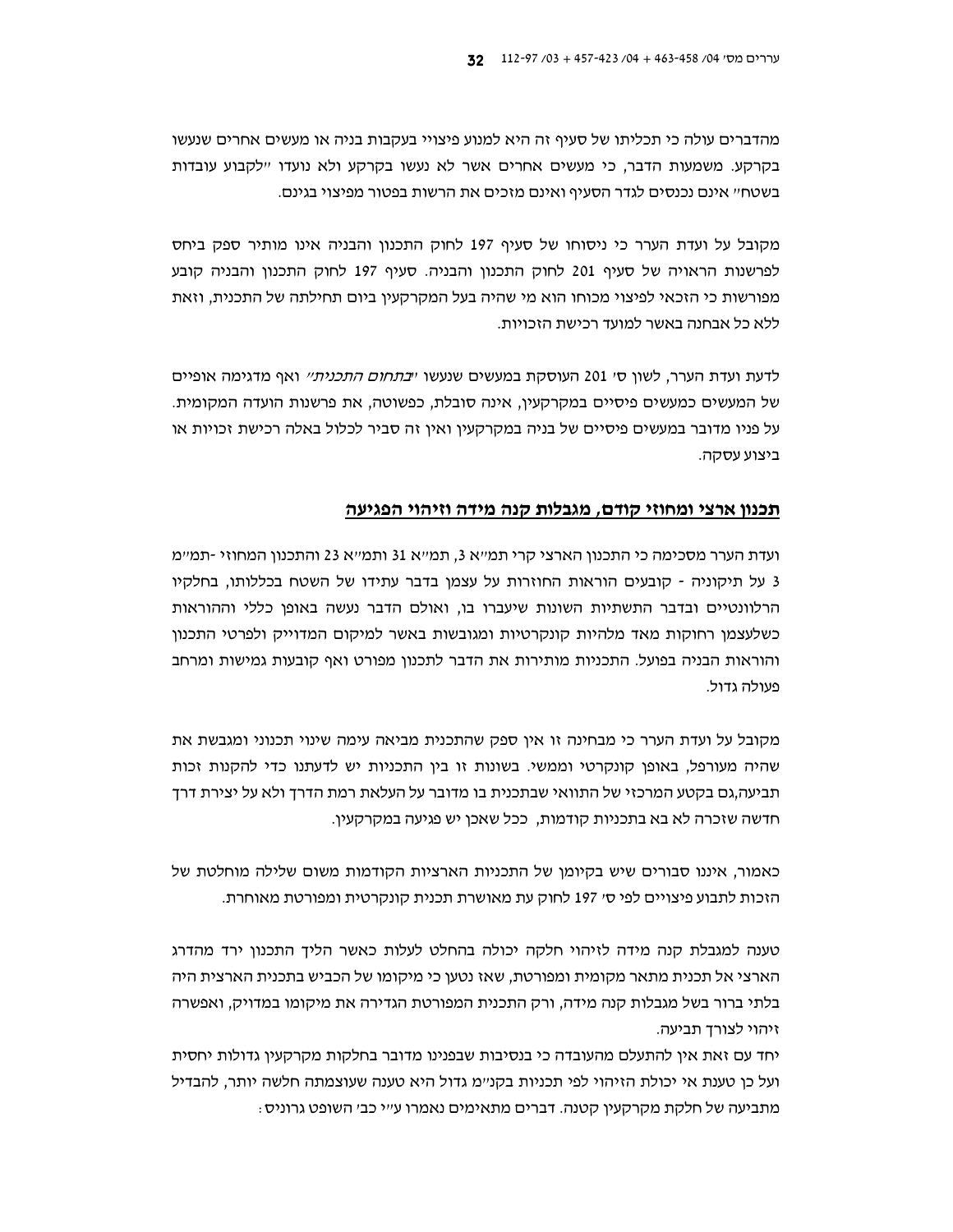מהדברים עולה כי תכליתו של סעיף זה היא למנוע פיצויי בעקבות בניה או מעשים אחרים שנעשו בקרקע. משמעות הדבר, כי מעשים אחרים אשר לא נעשו בקרקע ולא נועדו "לקבוע עובדות בשטח" אינם נכנסים לגדר הסעיף ואינם מזכים את הרשות בפטור מפיצוי בגינם.

מקובל על ועדת הערר כי ניסוחו של סעיף 197 לחוק התכנון והבניה אינו מותיר ספק ביחס לפרשנות הראויה של סעיף 201 לחוק התכנון והבניה. סעיף 197 לחוק התכנון והבניה קובע מפורשות כי הזכאי לפיצוי מכוחו הוא מי שהיה בעל המקרקעין ביום תחילתה של התכנית, וזאת ללא כל אבחנה באשר למועד רכישת הזכויות.

לדעת ועדת הערר, לשון ס' 201 העוסקת במעשים שנעשו "*בתחום התכנית*" ואף מדגימה אופיים של המעשים כמעשים פיסיים במקרקעין, אינה סובלת, כפשוטה, את פרשנות הועדה המקומית. על פניו מדובר במעשים פיסיים של בניה במקרקעין ואין זה סביר לכלול באלה רכישת זכויות או ביצוע עסקה.

## <u>תכנון ארצי ומחוזי קודם, מגבלות קנה מידה וזיהוי הפגיעה</u>

ועדת הערר מסכימה כי התכנון הארצי קרי תמ"א 3, תמ"א 31 ותמ"א 23 והתכנון המחוזי -תמ"מ 3 על תיקוניה - קובעים הוראות החוזרות על עצמן בדבר עתידו של השטח בכללותו, בחלקיו הרלוונטיים ובדבר התשתיות השונות שיעברו בו, ואולם הדבר נעשה באופן כללי וההוראות כשלעצמן רחוקות מאד מלהיות קונקרטיות ומגובשות באשר למיקום המדוייק ולפרטי התכנון והוראות הבניה בפועל. התכניות מותירות את הדבר לתכנון מפורט ואף קובעות גמישות ומרחב פעולה גדול.

מקובל על ועדת הערר כי מבחינה זו אין ספק שהתכנית מביאה עימה שינוי תכנוני ומגבשת את שהיה מעורפל, באופן קונקרטי וממשי. בשונות זו בין התכניות יש לדעתנו כדי להקנות זכות תביעה,גם בקטע המרכזי של התוואי שבתכנית בו מדובר על העלאת רמת הדרך ולא על יצירת דרך חדשה שזכרה לא בא בתכניות קודמות, ככל שאכן יש פגיעה במקרקעין.

כאמור, איננו סבורים שיש בקיומן של התכניות הארציות הקודמות משום שלילה מוחלטת של הזכות לתבוע פיצויים לפי ס' 197 לחוק עת מאושרת תכנית קונקרטית ומפורטת מאוחרת.

טענה למגבלת קנה מידה לזיהוי חלקה יכולה בהחלט לעלות כאשר הליך התכנון ירד מהדרג הארצי אל תכנית מתאר מקומית ומפורטת, שאז נטען כי מיקומו של הכביש בתכנית הארצית היה בלתי ברור בשל מגבלות קנה מידה, ורק התכנית המפורטת הגדירה את מיקומו במדויק, ואפשרה זיהוי לצורך תביעה.
יחד עם זאת אין להתעלם מהעובדה כי בנסיבות שבפנינו מדובר בחלקות מקרקעין גדולות יחסית ועל כן טענת אי יכולת הזיהוי לפי תכניות בקנ"מ גדול היא טענה שעוצמתה חלשה יותר, להבדיל מתביעה של חלקת מקרקעין קטנה. דברים מתאימים נאמרו ע"י כב' השופט גרוניס: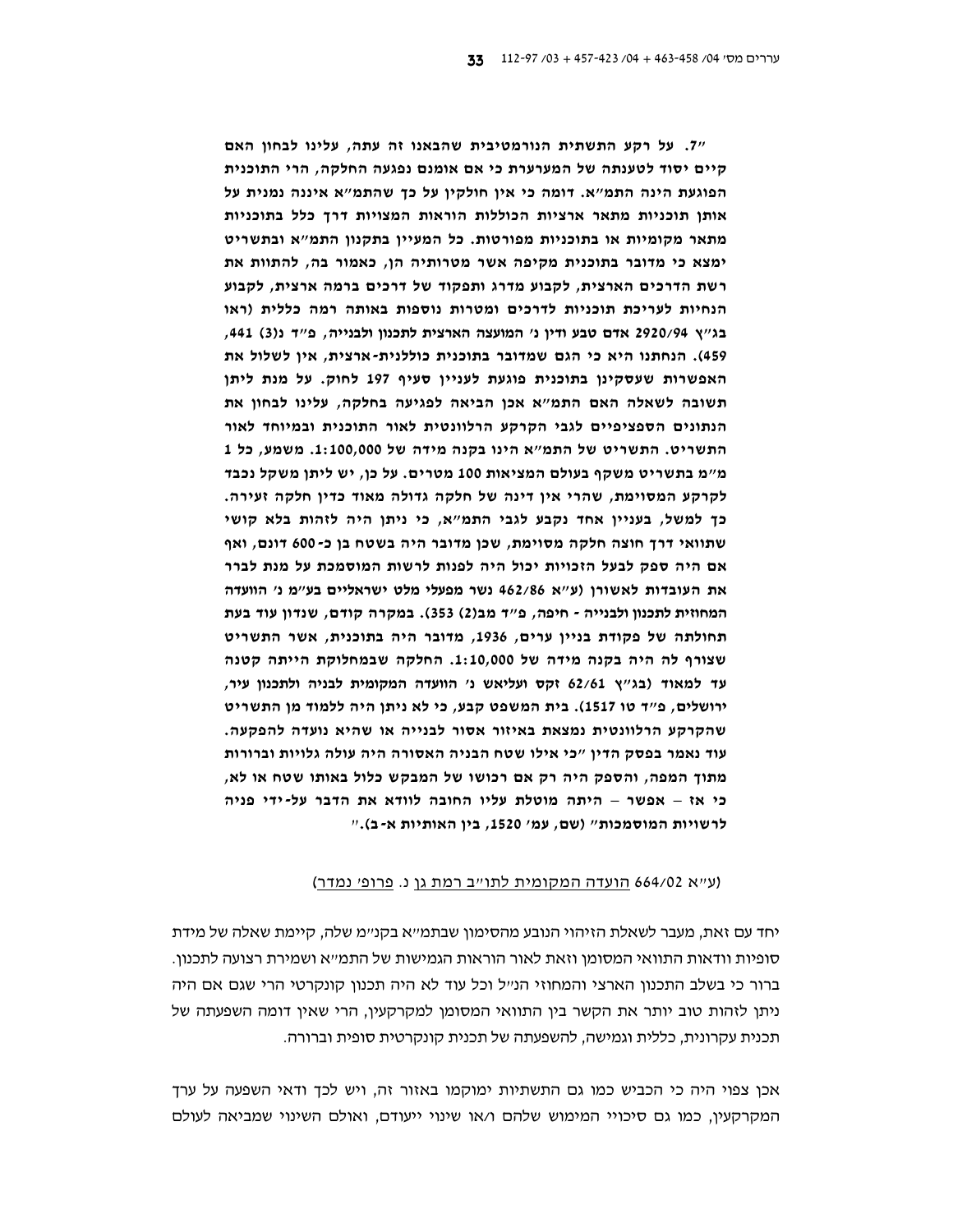**"7. על רקע התשתית הנורמטיבית שהבאנו זה עתה, עלינו לבחון האם קיים יסוד לטענתה של המערערת כי אם אומנם נפגעה החלקה, הרי התוכנית הפוגעת הינה התמ"א. דומה כי אין חולקין על כך שהתמ"א איננה נמנית על אותן תוכניות מתאר ארציות הכוללות הוראות המצויות דרך כלל בתוכניות מתאר מקומיות או בתוכניות מפורטות. כל המעיין בתקנון התמ"א ובתשריט ימצא כי מדובר בתוכנית מקיפה אשר מטרותיה הן, כאמור בה, להתוות את רשת הדרכים הארצית, לקבוע מדרג ותפקוד של דרכים ברמה ארצית, לקבוע הנחיות לעריכת תוכניות לדרכים ומטרות נוספות באותה רמה כללית (ראו בג"ץ 2920/94 אדם טבע ודין נ' המועצה הארצית לתכנון ולבנייה, פ"ד נ(3) 441, 459). הנחתנו היא כי הגם שמדובר בתוכנית כוללנית-ארצית, אין לשלול את האפשרות שעסקינן בתוכנית פוגעת לעניין סעיף 197 לחוק. על מנת ליתן תשובה לשאלה האם התמ"א אכן הביאה לפגיעה בחלקה, עלינו לבחון את הנתונים הספציפיים לגבי הקרקע הרלוונטית לאור התוכנית ובמיוחד לאור התשריט. התשריט של התמ"א הינו בקנה מידה של 1:100,000. משמע, כל 1 מ"מ בתשריט משקף בעולם המציאות 100 מטרים. על כן, יש ליתן משקל נכבד לקרקע המסוימת, שהרי אין דינה של חלקה גדולה מאוד כדין חלקה זעירה. כך למשל, בעניין אחד נקבע לגבי התמ"א, כי ניתן היה לזהות בלא קושי שתוואי דרך חוצה חלקה מסוימת, שכן מדובר היה בשטח בן כ-600 דונם, ואף אם היה ספק לבעל הזכויות יכול היה לפנות לרשות המוסמכת על מנת לברר את העובדות לאשורן (ע"א 462/86 נשר מפעלי מלט ישראליים בע"מ נ' הוועדה המחוזית לתכנון ולבנייה - חיפה, פ"ד מב(2) 353). במקרה קודם, שנדון עוד בעת תחולתה של פקודת בניין ערים, 1936, מדובר היה בתוכנית, אשר התשריט שצורף לה היה בקנה מידה של 1:10,000. החלקה שבמחלוקת הייתה קטנה עד למאוד (בג"ץ 62/61 זקס ועליאש נ' הוועדה המקומית לבניה ולתכנון עיר, ירושלים, פ"ד טו 1517). בית המשפט קבע, כי לא ניתן היה ללמוד מן התשריט שהקרקע הרלוונטית נמצאת באיזור אסור לבנייה או שהיא נועדה להפקעה. עוד נאמר בפסק הדין "כי אילו שטח הבניה האסורה היה עולה גלויות וברורות מתוך המפה, והספק היה רק אם רכושו של המבקש כלול באותו שטח או לא, כי אז – אפשר – היתה מוטלת עליו החובה לוודא את הדבר על-ידי פניה לרשויות המוסמכות" (שם, עמ' 1520, בין האותיות א-ב)."**

(ע"א 664/02 הועדה המקומית לתו"ב רמת גן נ. פרופ' נמדר)

יחד עם זאת, מעבר לשאלת הזיהוי הנובע מהסימון שבתמ"א בקנ"מ שלה, קיימת שאלה של מידת סופיות וודאות התוואי המסומן וזאת לאור הוראות הגמישות של התמ"א ושמירת רצועה לתכנון. ברור כי בשלב התכנון הארצי והמחוזי הנ"ל וכל עוד לא היה תכנון קונקרטי הרי שגם אם היה ניתן לזהות טוב יותר את הקשר בין התוואי המסומן למקרקעין, הרי שאין דומה השפעתה של תכנית עקרונית, כללית וגמישה, להשפעתה של תכנית קונקרטית סופית וברורה.

אכן צפוי היה כי הכביש כמו גם התשתיות ימוקמו באזור זה, ויש לכך ודאי השפעה על ערך המקרקעין, כמו גם סיכויי המימוש שלהם ו/או שינוי ייעודם, ואולם השינוי שמביאה לעולם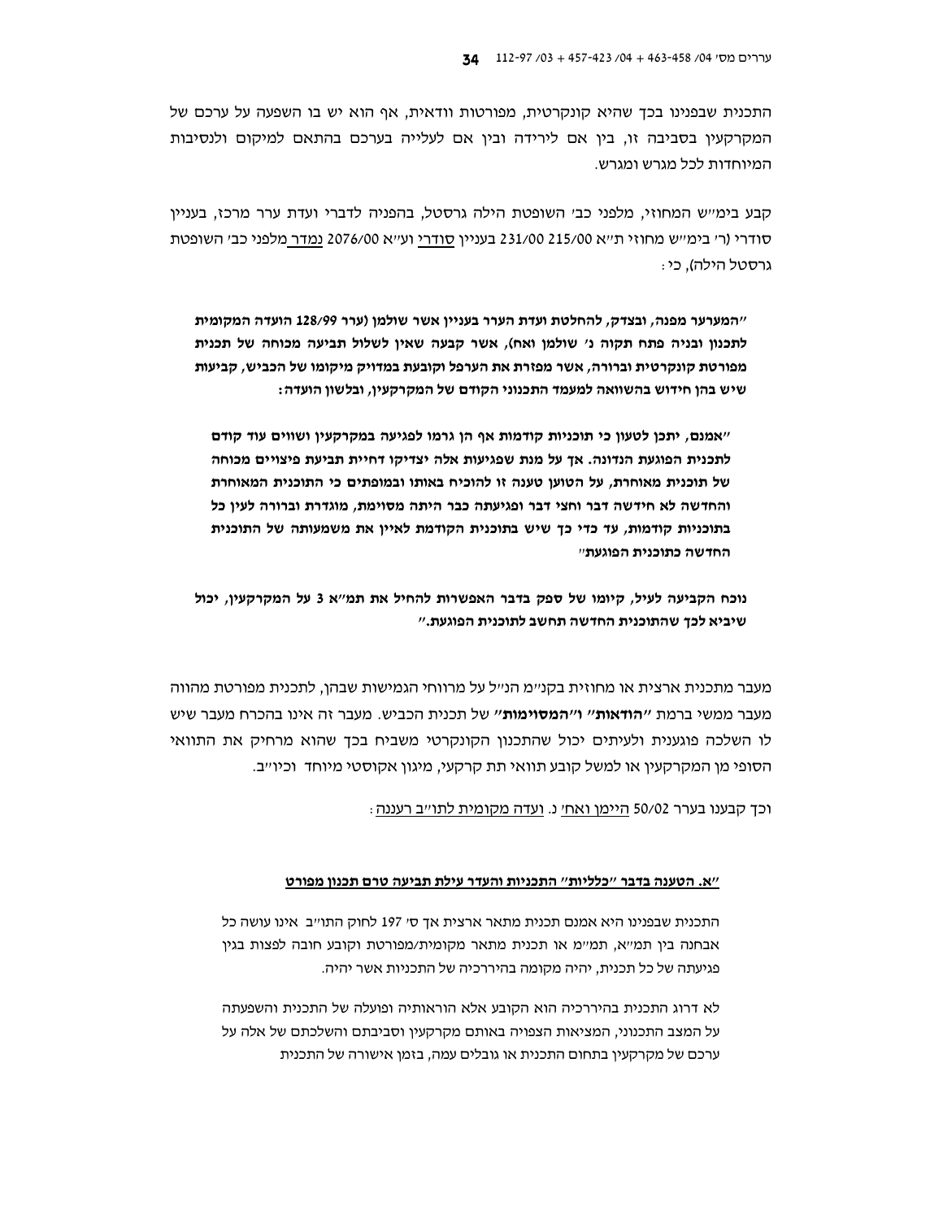התכנית שבפנינו בכך שהיא קונקרטית, מפורטות וודאית, אף הוא יש בו השפעה על ערכם של המקרקעין בסביבה זו, בין אם לירידה ובין אם לעלייה בערכם בהתאם למיקום ולנסיבות המיוחדות לכל מגרש ומגרש.

קבע בימ"ש המחוזי, מלפני כב' השופטת הילה גרסטל, בהפניה לדברי ועדת ערר מרכז, בעניין סודרי (ר' בימ"ש מחוזי ת"א 215/00 231/00 בעניין סודרי וע"א 2076/00 נמדר מלפני כב' השופטת גרסטל הילה), כי:

**"המערער מפנה, ובצדק, להחלטת ועדת הערר בעניין אשר שולמן (ערר 128/99 הועדה המקומית לתכנון ובניה פתח תקוה נ' שולמן ואח), אשר קבעה שאין לשלול תביעה מכוחה של תכנית מפורטת קונקרטית וברורה, אשר מפזרת את הערפל וקובעת במדויק מיקומו של הכביש, קביעות שיש בהן חידוש בהשוואה למעמד התכנוני הקודם של המקרקעין, ובלשון הועדה:**

**"אמנם, יתכן לטעון כי תוכניות קודמות אף הן גרמו לפגיעה במקרקעין ושווים עוד קודם לתכנית הפוגעת הנדונה. אך על מנת שפגיעות אלה יצדיקו דחיית תביעת פיצויים מכוחה של תוכנית מאוחרת, על הטוען טענה זו להוכיח באותו ובמופתים כי התוכנית המאוחרת והחדשה לא חידשה דבר וחצי דבר ופגיעתה כבר היתה מסוימת, מוגדרת וברורה לעין כל בתוכניות קודמות, עד כדי כך שיש בתוכנית הקודמת לאיין את משמעותה של התוכנית החדשה כתוכנית הפוגעת"**

**נוכח הקביעה לעיל, קיומו של ספק בדבר האפשרות להחיל את תמ"א 3 על המקרקעין, יכול שיביא לכך שהתוכנית החדשה תחשב לתוכנית הפוגעת."**

מעבר מתכנית ארצית או מחוזית בקנ"מ הנ"ל על מרווחי הגמישות שבהן, לתכנית מפורטת מהווה מעבר ממשי ברמת **"הודאות"** ו**"המסוימות"** של תכנית הכביש. מעבר זה אינו בהכרח מעבר שיש לו השלכה פוגענית ולעיתים יכול שהתכנון הקונקרטי משביח בכך שהוא מרחיק את התוואי הסופי מן המקרקעין או למשל קובע תוואי תת קרקעי, מיגון אקוסטי מיוחד וכיו"ב.

וכך קבענו בערר 50/02 <u>היימן ואח'</u> נ. <u>ועדה מקומית לתו"ב רעננה</u>:

**<u>"א. הטענה בדבר "כלליות" התכניות והעדר עילת תביעה טרם תכנון מפורט</u>**

התכנית שבפנינו היא אמנם תכנית מתאר ארצית אך ס' 197 לחוק התו"ב אינו עושה כל אבחנה בין תמ"א, תמ"מ או תכנית מתאר מקומית/מפורטת וקובע חובה לפצות בגין פגיעתה של כל תכנית, יהיה מקומה בהירככיה של התכניות אשר יהיה.

לא דרוג התכנית בהירככיה הוא הקובע אלא הוראותיה ופועלה של התכנית והשפעתה על המצב התכנוני, המציאות הצפויה באותם מקרקעין וסביבתם והשלכתם של אלה על ערכם של מקרקעין בתחום התכנית או גובלים עמה, בזמן אישורה של התכנית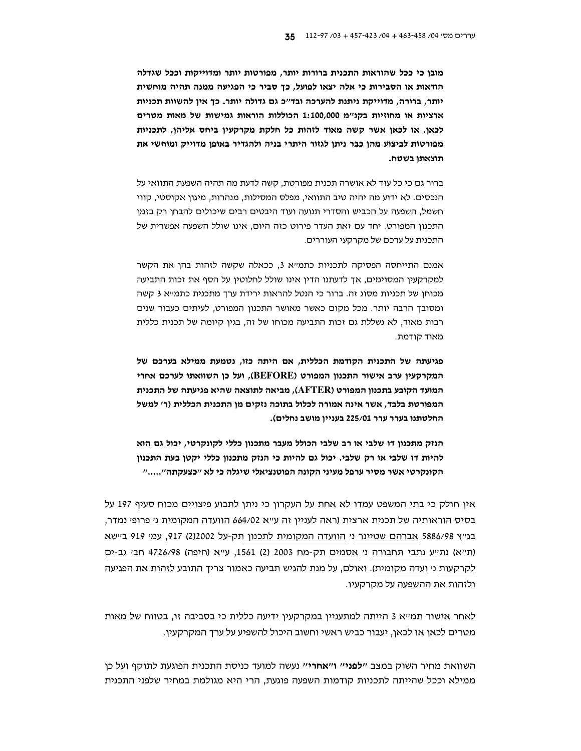**מובן כי ככל שהוראות התכנית ברורות יותר, מפורטות יותר ומדוייקות וככל שגדלה הודאות או הסבירות כי אלה יצאו לפועל, כך סביר כי הפגיעה ממנה תהיה מוחשית יותר, ברורה, מדוייקת ניתנת להערכה ובד"כ גם גדולה יותר. כך אין להשוות תכניות ארציות או מחוזיות בקנ"מ 1:100,000 הכוללות הוראות גמישות של מאות מטרים לכאן, או לכאן אשר קשה מאוד לזהות כל חלקת מקרקעין ביחס אליהן, לתכניות מפורטות לביצוע מהן כבר ניתן לגזור היתרי בניה ולהגדיר באופן מדוייק ומוחשי את תוצאתן בשטח.**

ברור גם כי כל עוד לא אושרה תכנית מפורטת, קשה לדעת מה תהיה השפעת התוואי על הנכסים. לא ידוע מה יהיה טיב התוואי, מפלס המסילות, מנהרות, מיגון אקוסטי, קווי חשמל, השפעה על הכביש והסדרי תנועה ועוד היבטים רבים שיכולים להבחן רק בזמן התכנון המפורט. יחד עם זאת העדר פירוט כזה היום, אינו שולל השפעה אפשרית של התכנית על ערכם של מקרקעי העוררים.

אמנם התייחסה הפסיקה לתכניות כתמ"א 3, כבאלה שקשה לזהות בהן את הקשר למקרקעין המסוימים, אך לדעתנו הדין אינו שולל לחלוטין על הסף את זכות התביעה מכוחן של תכניות מסוג זה. ברור כי הנטל להראות ירידת ערך מתכנית כתמ"א 3 קשה ומסובך הרבה יותר. מכל מקום כאשר מאושר התכנון המפורט, לעיתים כעבור שנים רבות מאוד, לא נשללת גם זכות התביעה מכוחו של זה, בגין קיומה של תכנית כללית מאוד קודמת.

**פגיעתה של התכנית הקודמת הכללית, אם היתה כזו, נטמעת ממילא בערכם של המקרקעין ערב אישור התכנון המפורט (BEFORE), ועל כן השוואתו לערכם אחרי המועד הקובע בתכנון המפורט (AFTER), מביאה לתוצאה שהיא פגיעתה של התכנית המפורטת בלבד, אשר אינה אמורה לכלול בתוכה נזקים מן התכנית הכללית (ר' למשל החלטתנו בערר ערר 225/01 בעניין מושב נחלים).**

**הנזק מתכנון דו שלבי או רב שלבי הכולל מעבר מתכנון כללי לקונקרטי, יכול גם הוא להיות דו שלבי או רק שלבי. יכול גם להיות כי הנזק מתכנון כללי יקטן בעת התכנון הקונקרטי אשר מסיר ערפל מעיני הקונה הפוטנציאלי שיגלה כי לא "כצעקתה"....."**

אין חולק כי בתי המשפט עמדו לא אחת על העקרון כי ניתן לתבוע פיצויים מכוח סעיף 197 על בסיס הוראותיה של תכנית ארצית (ראה לעניין זה ע"א 664/02 הוועדה המקומית נ' פרופ' נמדר, בג"ץ 5886/98 <u>אברהם שטיינר</u> נ' <u>הוועדה המקומית לתכנון</u> תק-על 2002(2) 917, עמ' 919 ב"שא (ת"א) <u>נת"ע נתבי תחבורה</u> נ' <u>אסמים</u> תק-מח 2003 (2) 1561, ע"א (חיפה) 4726/98 <u>חב' גב-ים לקרקעות</u> נ' <u>ועדה מקומית</u>). ואולם, על מנת להגיש תביעה כאמור צריך התובע לזהות את הפגיעה ולזהות את ההשפעה על מקרקעיו.

לאחר אישור תמ"א 3 הייתה למתעניין במקרקעין ידיעה כללית כי בסביבה זו, בטווח של מאות מטרים לכאן או לכאן, יעבור כביש ראשי וחשוב היכול להשפיע על ערך המקרקעין.

השוואת מחיר השוק במצב "**לפני**" ו"**אחרי**" נעשה למועד כניסת התכנית הפוגעת לתוקף ועל כן ממילא וככל שהייתה לתכניות קודמות השפעה פוגעת, הרי היא מגולמת במחיר שלפני התכנית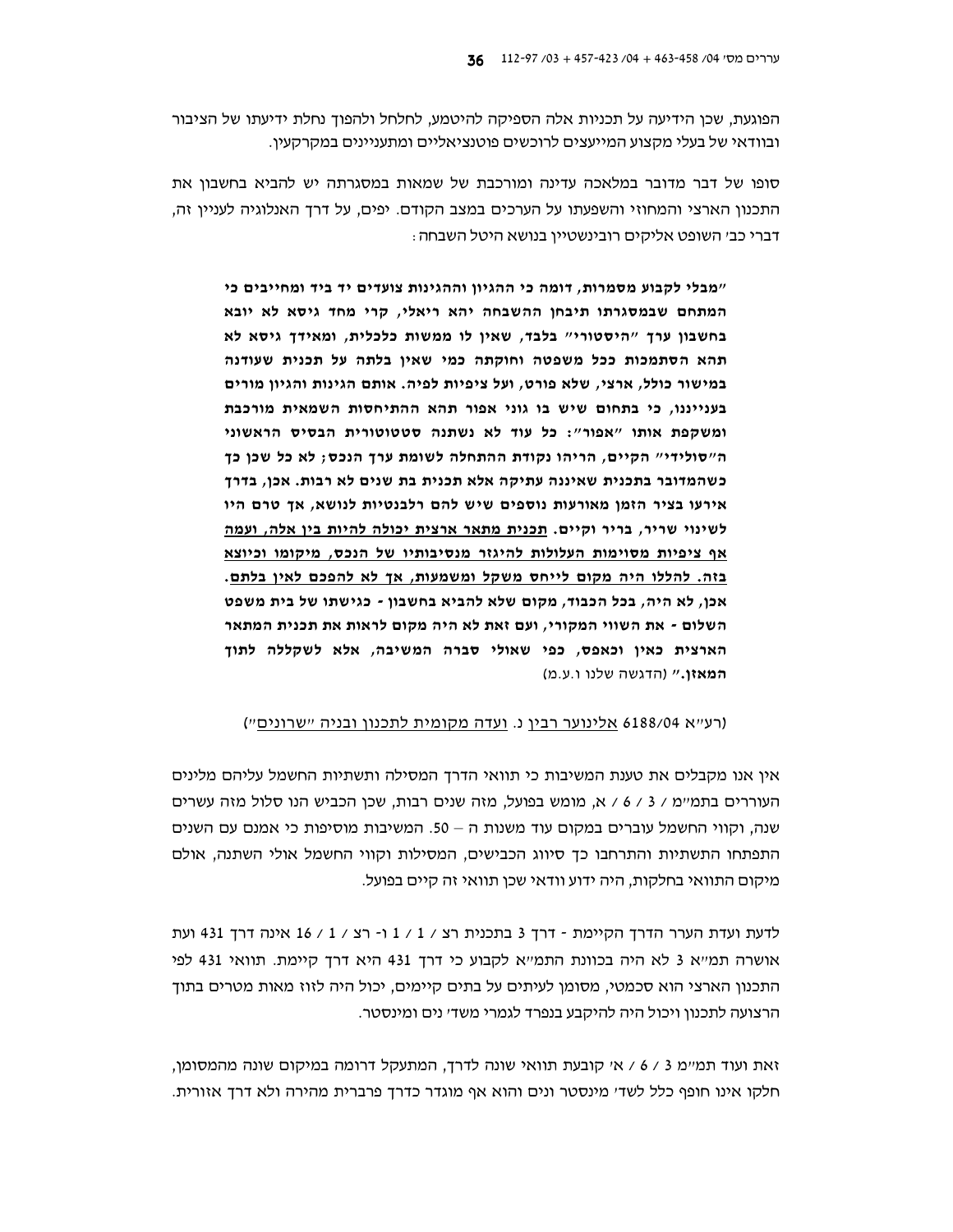הפוגעת, שכן הידיעה על תכניות אלה הספיקה להיטמע, לחלחל ולהפוך נחלת ידיעתו של הציבור ובוודאי של בעלי מקצוע המייעצים לרוכשים פוטנציאליים ומתעניינים במקרקעין.

סופו של דבר מדובר במלאכה עדינה ומורכבת של שמאות במסגרתה יש להביא בחשבון את התכנון הארצי והמחוזי והשפעתו על הערכים במצב הקודם. יפים, על דרך האנלוגיה לעניין זה, דברי כב' השופט אליקים רובינשטיין בנושא היטל השבחה:

> **"מבלי לקבוע מסמרות, דומה כי ההגיון וההגינות צועדים יד ביד ומחייבים כי המתחם שבמסגרתו תיבחן ההשבחה יהא ריאלי, קרי מחד גיסא לא יובא בחשבון ערך "היסטורי" בלבד, שאין לו ממשות כלכלית, ומאידך גיסא לא תהא הסתמכות ככל משפטה וחוקתה כמי שאין בלתה על תכנית שעודנה במישור כולל, ארצי, שלא פורט, ועל ציפיות לפיה. אותם הגינות והגיון מורים בענייננו, כי בתחום שיש בו גוני אפור תהא ההתיחסות השמאית מורכבת ומשקפת אותו "אפור": כל עוד לא נשתנה סטטוטורית הבסיס הראשוני ה"סולידי" הקיים, הריהו נקודת ההתחלה לשומת ערך הנכס; לא כל שכן כך כשהמדובר בתכנית שאיננה עתיקה אלא תכנית בת שנים לא רבות. אכן, בדרך אירעו בציר הזמן מאורעות נוספים שיש להם רלבנטיות לנושא, אך טרם היו לשינוי שריר, בריר וקיים. <u>תכנית מתאר ארצית יכולה להיות בין אלה, ועמה אף ציפיות מסוימות העלולות להיגזר מנסיבותיו של הנכס, מיקומו וכיוצא בזה. להללו היה מקום לייחס משקל ומשמעות, אך לא להפכם לאין בלתם</u>. אכן, לא היה, בכל הכבוד, מקום שלא להביא בחשבון - כגישתו של בית משפט השלום - את השווי המקורי, ועם זאת לא היה מקום לראות את תכנית המתאר הארצית כאין וכאפס, כפי שאולי סברה המשיבה, אלא לשקללה לתוך המאזן."** (הדגשה שלנו ו.ע.מ)

(רע"א 6188/04 <u>אלינוער רבין</u> נ. <u>ועדה מקומית לתכנון ובניה "שרונים"</u>)

אין אנו מקבלים את טענת המשיבות כי תוואי הדרך המסילה ותשתיות החשמל עליהם מלינים העוררים בתמ"מ / 3 / 6 / א, מומש בפועל, מזה שנים רבות, שכן הכביש הנו סלול מזה עשרים שנה, וקווי החשמל עוברים במקום עוד משנות ה – 50. המשיבות מוסיפות כי אמנם עם השנים התפתחו התשתיות והתרחבו כך סיווג הכבישים, המסילות וקווי החשמל אולי השתנה, אולם מיקום התוואי בחלקות, היה ידוע וודאי שכן תוואי זה קיים בפועל.

לדעת ועדת הערר הדרך הקיימת - דרך 3 בתכנית רצ / 1 / 1 ו- רצ / 1 / 16 אינה דרך 431 ועת אושרה תמ"א 3 לא היה בכוונת התמ"א לקבוע כי דרך 431 היא דרך קיימת. תוואי 431 לפי התכנון הארצי הוא סכמטי, מסומן לעיתים על בתים קיימים, יכול היה לזוז מאות מטרים בתוך הרצועה לתכנון ויכול היה להיקבע בנפרד לגמרי משד' נים ומינסטר.

זאת ועוד תמ"מ 3 / 6 / א' קובעת תוואי שונה לדרך, המתעקל דרומה במיקום שונה מהמסומן, חלקו אינו חופף כלל לשד' מינסטר ונים והוא אף מוגדר כדרך פרברית מהירה ולא דרך אזורית.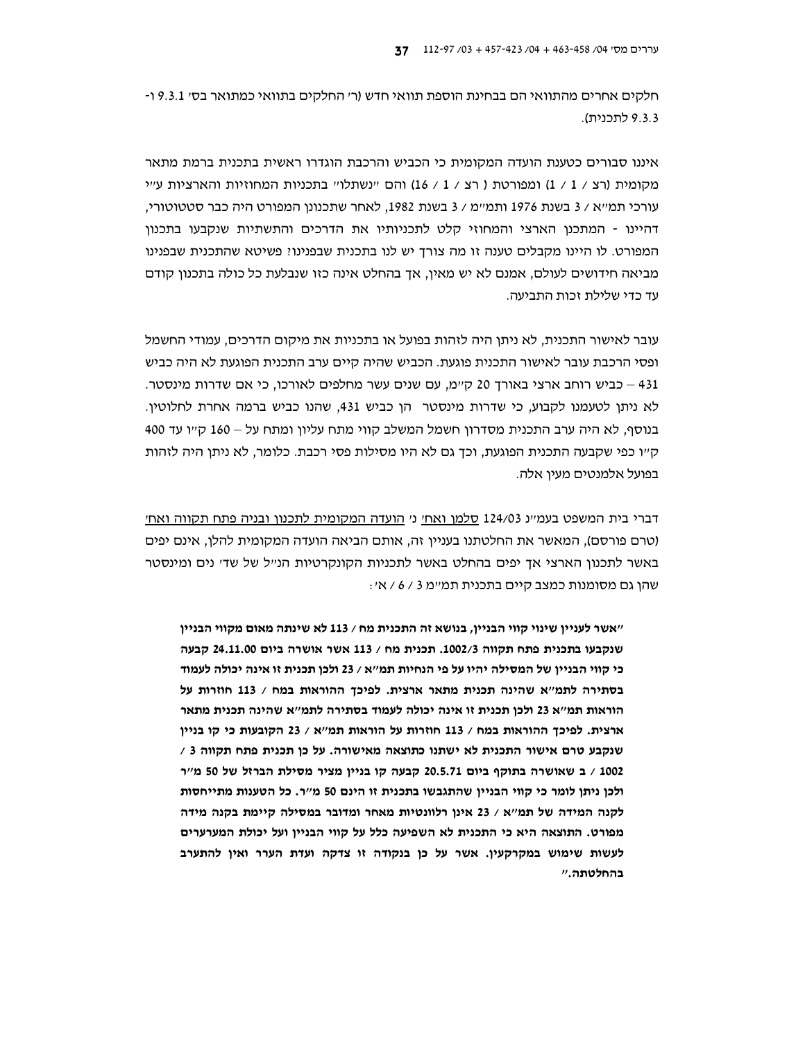חלקים אחרים מהתוואי הם בבחינת הוספת תוואי חדש (ר' החלקים בתוואי כמתואר בס' 9.3.1 ו-9.3.3 לתכנית).

איננו סבורים כטענת הועדה המקומית כי הכביש והרכבת הוגדרו ראשית בתכנית ברמת מתאר מקומית (רצ / 1 / 1) ומפורטת ( רצ / 1 / 16) והם "נשתלו" בתכניות המחוזיות והארציות ע"י עורכי תמ"א / 3 בשנת 1976 ותמ"מ / 3 בשנת 1982, לאחר שתכנונן המפורט היה כבר סטטוטורי, דהיינו - המתכנן הארצי והמחוזי קלט לתכניותיו את הדרכים והתשתיות שנקבעו בתכנון המפורט. לו היינו מקבלים טענה זו מה צורך יש לנו בתכנית שבפנינו? פשיטא שהתכנית שבפנינו מביאה חידושים לעולם, אמנם לא יש מאין, אך בהחלט אינה כזו שנבלעת כל כולה בתכנון קודם עד כדי שלילת זכות התביעה.

עובר לאישור התכנית, לא ניתן היה לזהות בפועל או בתכניות את מיקום הדרכים, עמודי החשמל ופסי הרכבת עובר לאישור התכנית פוגעת. הכביש שהיה קיים ערב התכנית הפוגעת לא היה כביש 431 – כביש רוחב ארצי באורך 20 ק"מ, עם שנים עשר מחלפים לאורכו, כי אם שדרות מינסטר. לא ניתן לטעמנו לקבוע, כי שדרות מינסטר הן כביש 431, שהנו כביש ברמה אחרת לחלוטין. בנוסף, לא היה ערב התכנית מסדרון חשמל המשלב קווי מתח עליון ומתח על – 160 ק"ו עד 400 ק"ו כפי שקבעה התכנית הפוגעת, וכך גם לא היו מסילות פסי רכבת. כלומר, לא ניתן היה לזהות בפועל אלמנטים מעין אלה.

דברי בית המשפט בעמ"נ 124/03 <u>סלמן ואח'</u> נ' <u>הועדה המקומית לתכנון ובניה פתח תקווה ואח'</u> (טרם פורסם), המאשר את החלטתנו בעניין זה, אותם הביאה הועדה המקומית להלן, אינם יפים באשר לתכנון הארצי אך יפים בהחלט באשר לתכניות הקונקרטיות הנ"ל של שד' נים ומינסטר שהן גם מסומנות כמצב קיים בתכנית תמ"מ 3 / 6 / א':

> **"אשר לעניין שינוי קווי הבניין, בנושא זה התכנית מח / 113 לא שינתה מאום מקווי הבניין שנקבעו בתכנית פתח תקווה 1002/3. תכנית מח / 113 אשר אושרה ביום 24.11.00 קבעה כי קווי הבניין של המסילה יהיו על פי הנחיות תמ"א / 23 ולכן תכנית זו אינה יכולה לעמוד בסתירה לתמ"א שהינה תכנית מתאר ארצית. לפיכך ההוראות במח / 113 חוזרות על הוראות תמ"א 23 ולכן תכנית זו אינה יכולה לעמוד בסתירה לתמ"א שהינה תכנית מתאר ארצית. לפיכך ההוראות במח / 113 חוזרות על הוראות תמ"א / 23 הקובעות כי קו בניין שנקבע טרם אישור התכנית לא ישתנו כתוצאה מאישורה. על כן תכנית פתח תקווה 3 / 1002 / ב שאושרה בתוקף ביום 20.5.71 קבעה קו בניין מציר מסילת הברזל של 50 מ"ר ולכן ניתן לומר כי קווי הבניין שהתגבשו בתכנית זו הינם 50 מ"ר. כל הטענות מתייחסות לקנה המידה של תמ"א / 23 אינן רלוונטיות מאחר ומדובר במסילה קיימת בקנה מידה מפורט. התוצאה היא כי התכנית לא השפיעה כלל על קווי הבניין ועל יכולת המערערים לעשות שימוש במקרקעין. אשר על כן בנקודה זו צדקה ועדת הערר ואין להתערב בהחלטתה."**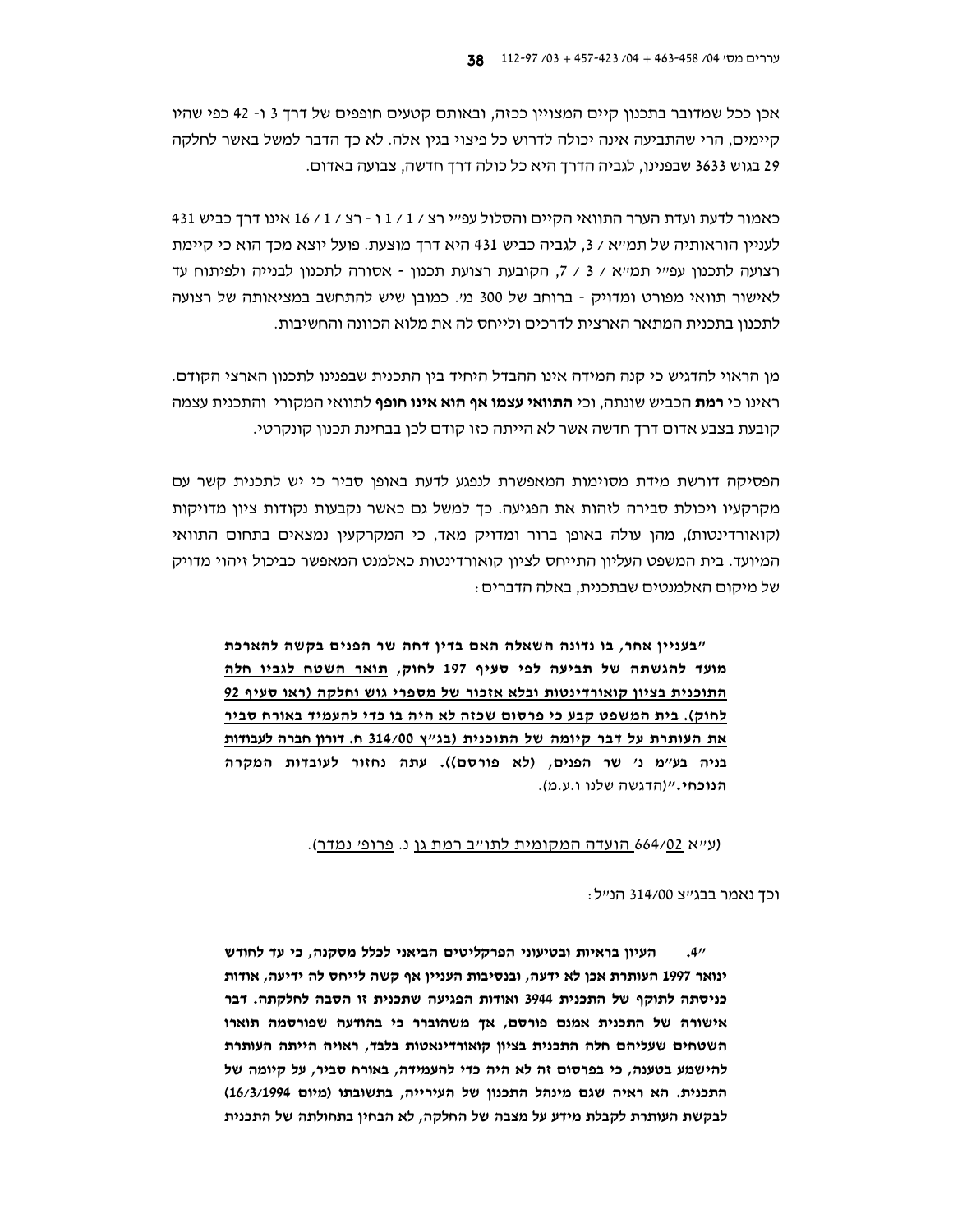אכן ככל שמדובר בתכנון קיים המצויין ככזה, ובאותם קטעים חופפים של דרך 3 ו- 42 כפי שהיו קיימים, הרי שהתביעה אינה יכולה לדרוש כל פיצוי בגין אלה. לא כך הדבר למשל באשר לחלקה 29 בגוש 3633 שבפנינו, לגביה הדרך היא כל כולה דרך חדשה, צבועה באדום.

כאמור לדעת ועדת הערר התוואי הקיים והסלול עפ"י רצ / 1 / 1 ו - רצ / 1 / 16 אינו דרך כביש 431 לעניין הוראותיה של תמ"א / 3, לגביה כביש 431 היא דרך מוצעת. פועל יוצא מכך הוא כי קיימת רצועה לתכנון עפ"י תמ"א / 3 / 7, הקובעת רצועת תכנון - אסורה לתכנון לבנייה ולפיתוח עד לאישור תוואי מפורט ומדויק - ברוחב של 300 מ'. כמובן שיש להתחשב במציאותה של רצועה לתכנון בתכנית המתאר הארצית לדרכים ולייחס לה את מלוא הכוונה והחשיבות.

מן הראוי להדגיש כי קנה המידה אינו ההבדל היחיד בין התכנית שבפנינו לתכנון הארצי הקודם. ראינו כי **רמת** הכביש שונתה, וכי **התוואי עצמו אף הוא אינו חופף** לתוואי המקורי והתכנית עצמה קובעת בצבע אדום דרך חדשה אשר לא הייתה כזו קודם לכן בבחינת תכנון קונקרטי.

הפסיקה דורשת מידת מסוימות המאפשרת לנפגע לדעת באופן סביר כי יש לתכנית קשר עם מקרקעיו ויכולת סבירה לזהות את הפגיעה. כך למשל גם כאשר נקבעות נקודות ציון מדויקות (קואורדינטות), מהן עולה באופן ברור ומדויק מאד, כי המקרקעין נמצאים בתחום התוואי המיועד. בית המשפט העליון התייחס לציון קואורדינטות כאלמנט המאפשר כביכול זיהוי מדויק של מיקום האלמנטים שבתכנית, באלה הדברים:

> **"בעניין אחר, בו נדונה השאלה האם בדין דחה שר הפנים בקשה להארכת מועד להגשתה של תביעה לפי סעיף 197 לחוק, <u>תואר השטח לגביו חלה התוכנית בציון קואורדינטות ובלא אזכור של מספרי גוש וחלקה (ראו סעיף 92 לחוק). בית המשפט קבע כי פרסום שכזה לא היה בו כדי להעמיד באורח סביר את העותרת על דבר קיומה של התוכנית (בג"ץ 314/00 ח. דורון חברה לעבודות בניה בע"מ נ' שר הפנים, (לא פורסם))</u>. עתה נחזור לעובדות המקרה הנוכחי."** (הדגשה שלנו ו.ע.מ).

(ע"א <u>02</u>/664 <u>הועדה המקומית לתו"ב רמת גן</u> נ. <u>פרופ' נמדר</u>).

וכך נאמר בבג"צ 314/00 הנ"ל:

> **"4. העיון בראיות ובטיעוני הפרקליטים הביאני לכלל מסקנה, כי עד לחודש ינואר 1997 העותרת אכן לא ידעה, ובנסיבות העניין אף קשה לייחס לה ידיעה, אודות כניסתה לתוקף של התכנית 3944 ואודות הפגיעה שתכנית זו הסבה לחלקתה. דבר אישורה של התכנית אמנם פורסם, אך משהוברר כי בהודעה שפורסמה תוארו השטחים שעליהם חלה התכנית בציון קואורדינאטות בלבד, ראויה הייתה העותרת להישמע בטענה, כי בפרסום זה לא היה כדי להעמידה, באורח סביר, על קיומה של התכנית. הא ראיה שגם מינהל התכנון של העירייה, בתשובתו (מיום 16/3/1994) לבקשת העותרת לקבלת מידע על מצבה של החלקה, לא הבחין בתחולתה של התכנית**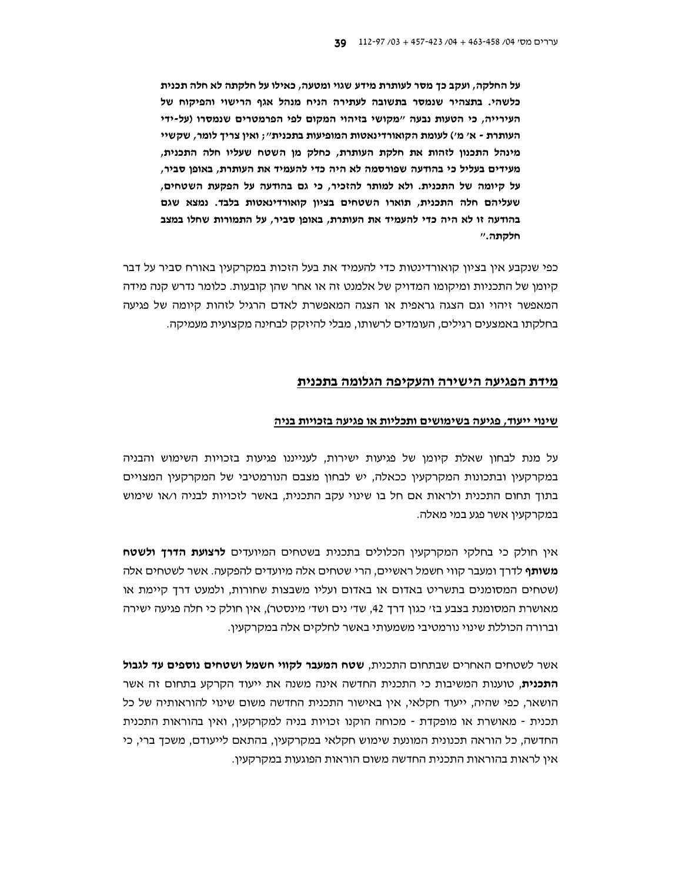**על החלקה, ועקב כך מסר לעותרת מידע שגוי ומטעה, כאילו על חלקתה לא חלה תכנית כלשהי. בתצהיר שנמסר בתשובה לעתירה הניח מנהל אגף הרישוי והפיקוח של העירייה, כי הטעות נבעה "מקושי בזיהוי המקום לפי הפרמטרים שנמסרו (על-ידי העותרת - א' מ') לעומת הקואורדינאטות המופיעות בתכנית"; ואין צריך לומר, שקשיי מינהל התכנון לזהות את חלקת העותרת, כחלק מן השטח שעליו חלה התכנית, מעידים בעליל כי בהודעה שפורסמה לא היה כדי להעמיד את העותרת, באופן סביר, על קיומה של התכנית. ולא למותר להזכיר, כי גם בהודעה על הפקעת השטחים, שעליהם חלה התכנית, תוארו השטחים בציון קואורדינאטות בלבד. נמצא שגם בהודעה זו לא היה כדי להעמיד את העותרת, באופן סביר, על התמורות שחלו במצב חלקתה."**

כפי שנקבע אין בציון קואורדינטות כדי להעמיד את בעל הזכות במקרקעין באורח סביר על דבר קיומן של התכניות ומיקומו המדויק של אלמנט זה או אחר שהן קובעות. כלומר נדרש קנה מידה המאפשר זיהוי וגם הצגה גראפית או הצגה המאפשרת לאדם הרגיל לזהות קיומה של פגיעה בחלקתו באמצעים רגילים, העומדים לרשותו, מבלי להיזקק לבחינה מקצועית מעמיקה.

## מידת הפגיעה הישירה והעקיפה הגלומה בתכנית

### שינוי ייעוד, פגיעה בשימושים ותכליות או פגיעה בזכויות בניה

על מנת לבחון שאלת קיומן של פגיעות ישירות, לענייננו פגיעות בזכויות השימוש והבניה במקרקעין ובתכונות המקרקעין ככאלה, יש לבחון מצבם הנורמטיבי של המקרקעין המצויים בתוך תחום התכנית ולראות אם חל בו שינוי עקב התכנית, באשר לזכויות לבניה ו/או שימוש במקרקעין אשר פגע במי מאלה.

אין חולק כי בחלקי המקרקעין הכלולים בתכנית בשטחים המיועדים **לרצועת הדרך ולשטח משותף** לדרך ומעבר קווי חשמל ראשיים, הרי שטחים אלה מיועדים להפקעה. אשר לשטחים אלה (שטחים המסומנים בתשריט באדום או באדום ועליו משבצות שחורות, ולמעט דרך קיימת או מאושרת המסומנת בצבע בז' כגון דרך 42, שד' נים ושד' מינסטר), אין חולק כי חלה פגיעה ישירה וברורה הכוללת שינוי נורמטיבי משמעותי באשר לחלקים אלה במקרקעין.

אשר לשטחים האחרים שבתחום התכנית, **שטח המעבר לקווי חשמל ושטחים נוספים עד לגבול התכנית**, טוענות המשיבות כי התכנית החדשה אינה משנה את ייעוד הקרקע בתחום זה אשר הושאר, כפי שהיה, ייעוד חקלאי, אין באישור התכנית החדשה משום שינוי להוראותיה של כל תכנית - מאושרת או מופקדת - מכוחה הוקנו זכויות בניה למקרקעין, ואין בהוראות התכנית החדשה, כל הוראה תכנונית המונעת שימוש חקלאי במקרקעין, בהתאם לייעודם, משכך ברי, כי אין לראות בהוראות התכנית החדשה משום הוראות הפוגעות במקרקעין.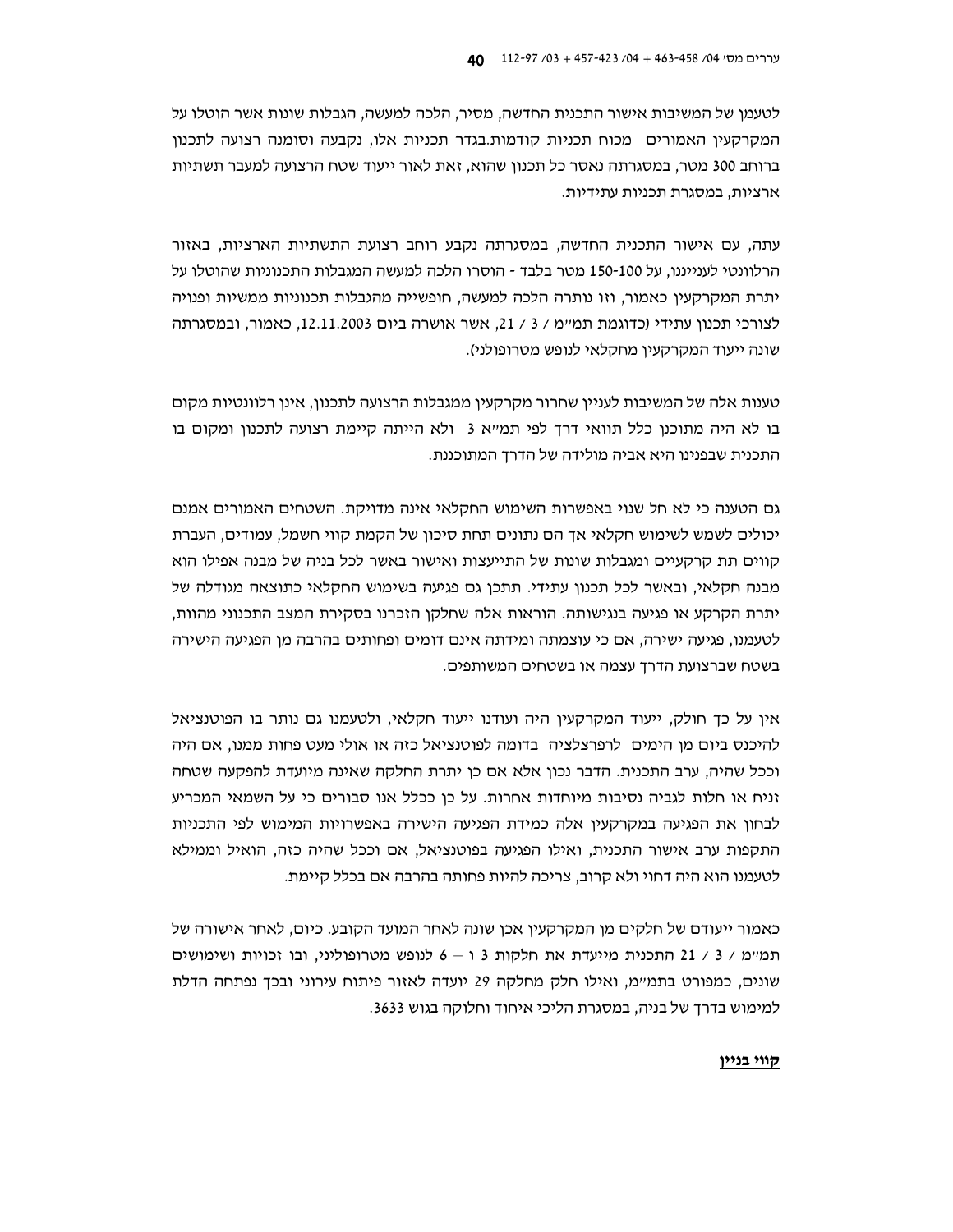לטעמן של המשיבות אישור התכנית החדשה, מסיר, הלכה למעשה, הגבלות שונות אשר הוטלו על המקרקעין האמורים מכוח תכניות קודמות.בגדר תכניות אלו, נקבעה וסומנה רצועה לתכנון ברוחב 300 מטר, במסגרתה נאסר כל תכנון שהוא, זאת לאור ייעוד שטח הרצועה למעבר תשתיות ארציות, במסגרת תכניות עתידיות.

עתה, עם אישור התכנית החדשה, במסגרתה נקבע רוחב רצועת התשתיות הארציות, באזור הרלוונטי לענייננו, על 100-150 מטר בלבד - הוסרו הלכה למעשה המגבלות התכנוניות שהוטלו על יתרת המקרקעין כאמור, וזו נותרה הלכה למעשה, חופשייה מהגבלות תכנוניות ממשיות ופנויה לצורכי תכנון עתידי (כדוגמת תמ"מ / 3 / 21, אשר אושרה ביום 12.11.2003, כאמור, ובמסגרתה שונה ייעוד המקרקעין מחקלאי לנופש מטרופולני).

טענות אלה של המשיבות לעניין שחרור מקרקעין ממגבלות הרצועה לתכנון, אינן רלוונטיות מקום בו לא היה מתוכנן כלל תוואי דרך לפי תמ"א 3 ולא הייתה קיימת רצועה לתכנון ומקום בו התכנית שבפנינו היא אביה מולידה של הדרך המתוכננת.

גם הטענה כי לא חל שנוי באפשרות השימוש החקלאי אינה מדויקת. השטחים האמורים אמנם יכולים לשמש לשימוש חקלאי אך הם נתונים תחת סיכון של הקמת קווי חשמל, עמודים, העברת קווים תת קרקעיים ומגבלות שונות של התייעצות ואישור באשר לכל בניה של מבנה אפילו הוא מבנה חקלאי, ובאשר לכל תכנון עתידי. תתכן גם פגיעה בשימוש החקלאי כתוצאה מגודלה של יתרת הקרקע או פגיעה בנגישותה. הוראות אלה שחלקן הזכרנו בסקירת המצב התכנוני מהוות, לטעמנו, פגיעה ישירה, אם כי עוצמתה ומידתה אינם דומים ופחותים בהרבה מן הפגיעה הישירה בשטח שברצועת הדרך עצמה או בשטחים המשותפים.

אין על כך חולק, ייעוד המקרקעין היה ועודנו ייעוד חקלאי, ולטעמנו גם נותר בו הפוטנציאל להיכנס ביום מן הימים לרפרצלציה בדומה לפוטנציאל כזה או אולי מעט פחות ממנו, אם היה וככל שהיה, ערב התכנית. הדבר נכון אלא אם כן יתרת החלקה שאינה מיועדת להפקעה שטחה זניח או חלות לגביה נסיבות מיוחדות אחרות. על כן ככלל אנו סבורים כי על השמאי המכריע לבחון את הפגיעה במקרקעין אלה כמידת הפגיעה הישירה באפשרויות המימוש לפי התכניות התקפות ערב אישור התכנית, ואילו הפגיעה בפוטנציאל, אם וככל שהיה כזה, הואיל וממילא לטעמנו הוא היה דחוי ולא קרוב, צריכה להיות פחותה בהרבה אם בכלל קיימת.

כאמור ייעודם של חלקים מן המקרקעין אכן שונה לאחר המועד הקובע. כיום, לאחר אישורה של תמ"מ / 3 / 21 התכנית מייעדת את חלקות 3 ו – 6 לנופש מטרופוליני, ובו זכויות ושימושים שונים, כמפורט בתמ"מ, ואילו חלק מחלקה 29 יועדה לאזור פיתוח עירוני ובכך נפתחה הדלת למימוש בדרך של בניה, במסגרת הליכי איחוד וחלוקה בגוש 3633.

**קווי בניין**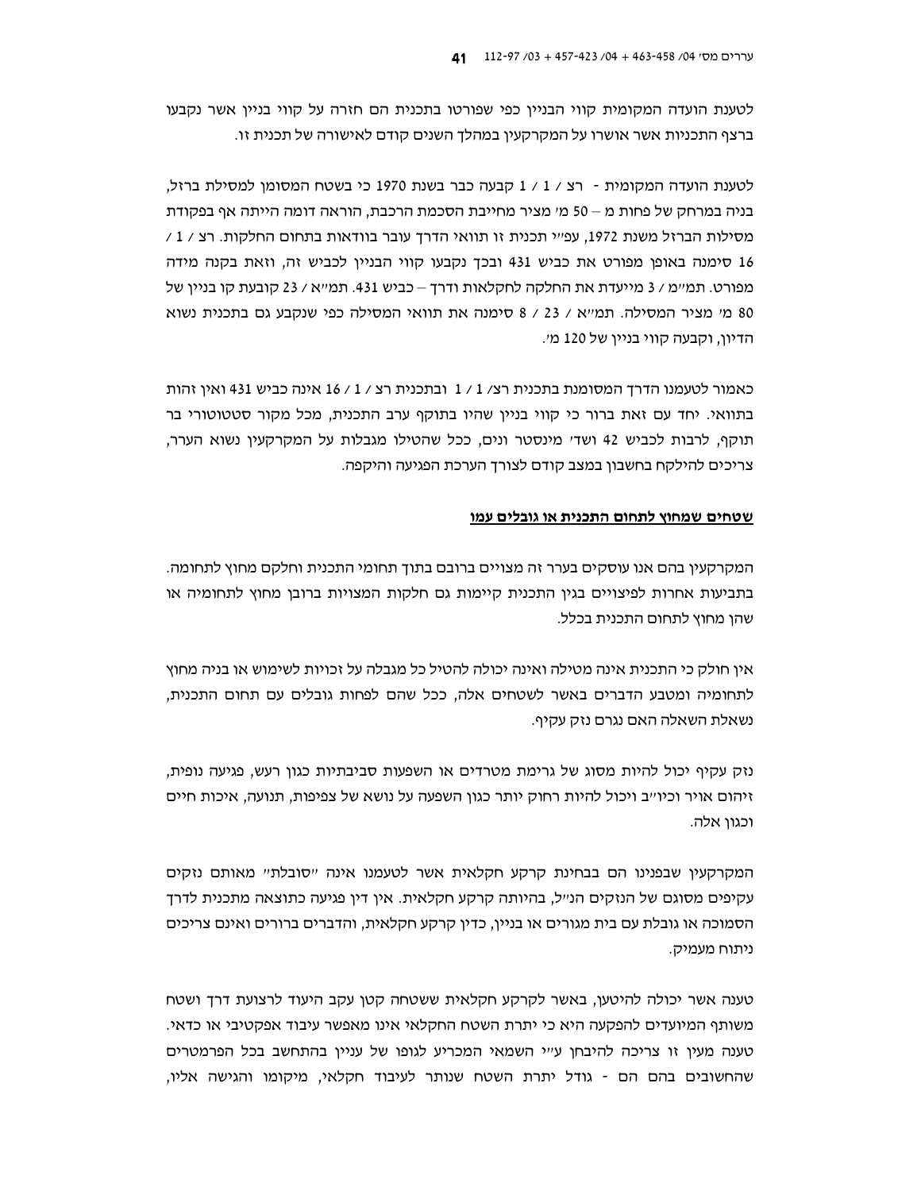לטענת הועדה המקומית קווי הבניין כפי שפורטו בתכנית הם חזרה על קווי בניין אשר נקבעו ברצף התכניות אשר אושרו על המקרקעין במהלך השנים קודם לאישורה של תכנית זו.

לטענת הועדה המקומית - רצ / 1 / 1 קבעה כבר בשנת 1970 כי בשטח המסומן למסילת ברזל, בניה במרחק של פחות מ – 50 מ' מציר מחייבת הסכמת הרכבת, הוראה דומה הייתה אף בפקודת מסילות הברזל משנת 1972, עפ"י תכנית זו תוואי הדרך עובר בוודאות בתחום החלקות. רצ / 1 / 16 סימנה באופן מפורט את כביש 431 ובכך נקבעו קווי הבניין לכביש זה, וזאת בקנה מידה מפורט. תמ"מ / 3 מייעדת את החלקה לחקלאות ודרך – כביש 431. תמ"א / 23 קובעת קו בניין של 80 מ' מציר המסילה. תמ"א / 23 / 8 סימנה את תוואי המסילה כפי שנקבע גם בתכנית נשוא הדיון, וקבעה קווי בניין של 120 מ'.

כאמור לטעמנו הדרך המסומנת בתכנית רצ/ 1 / 1 ובתכנית רצ / 1 / 16 אינה כביש 431 ואין זהות בתוואי. יחד עם זאת ברור כי קווי בניין שהיו בתוקף ערב התכנית, מכל מקור סטטוטורי בר תוקף, לרבות לכביש 42 ושד' מינסטר ונים, ככל שהטילו מגבלות על המקרקעין נשוא הערר, צריכים להילקח בחשבון במצב קודם לצורך הערכת הפגיעה והיקפה.

<u>**שטחים שמחוץ לתחום התכנית או גובלים עמו**</u>

המקרקעין בהם אנו עוסקים בערר זה מצויים ברובם בתוך תחומי התכנית וחלקם מחוץ לתחומה. בתביעות אחרות לפיצויים בגין התכנית קיימות גם חלקות המצויות ברובן מחוץ לתחומיה או שהן מחוץ לתחום התכנית בכלל.

אין חולק כי התכנית אינה מטילה ואינה יכולה להטיל כל מגבלה על זכויות לשימוש או בניה מחוץ לתחומיה ומטבע הדברים באשר לשטחים אלה, ככל שהם לפחות גובלים עם תחום התכנית, נשאלת השאלה האם נגרם נזק עקיף.

נזק עקיף יכול להיות מסוג של גרימת מטרדים או השפעות סביבתיות כגון רעש, פגיעה נופית, זיהום אויר וכיו"ב ויכול להיות רחוק יותר כגון השפעה על נושא של צפיפות, תנועה, איכות חיים וכגון אלה.

המקרקעין שבפנינו הם בבחינת קרקע חקלאית אשר לטעמנו אינה "סובלת" מאותם נזקים עקיפים מסוגם של הנזקים הנ"ל, בהיותה קרקע חקלאית. אין דין פגיעה כתוצאה מתכנית לדרך הסמוכה או גובלת עם בית מגורים או בניין, כדין קרקע חקלאית, והדברים ברורים ואינם צריכים ניתוח מעמיק.

טענה אשר יכולה להיטען, באשר לקרקע חקלאית ששטחה קטן עקב היעוד לרצועת דרך ושטח משותף המיועדים להפקעה היא כי יתרת השטח החקלאי אינו מאפשר עיבוד אפקטיבי או כדאי. טענה מעין זו צריכה להיבחן ע"י השמאי המכריע לגופו של עניין בהתחשב בכל הפרמטרים שהחשובים בהם הם - גודל יתרת השטח שנותר לעיבוד חקלאי, מיקומו והגישה אליו,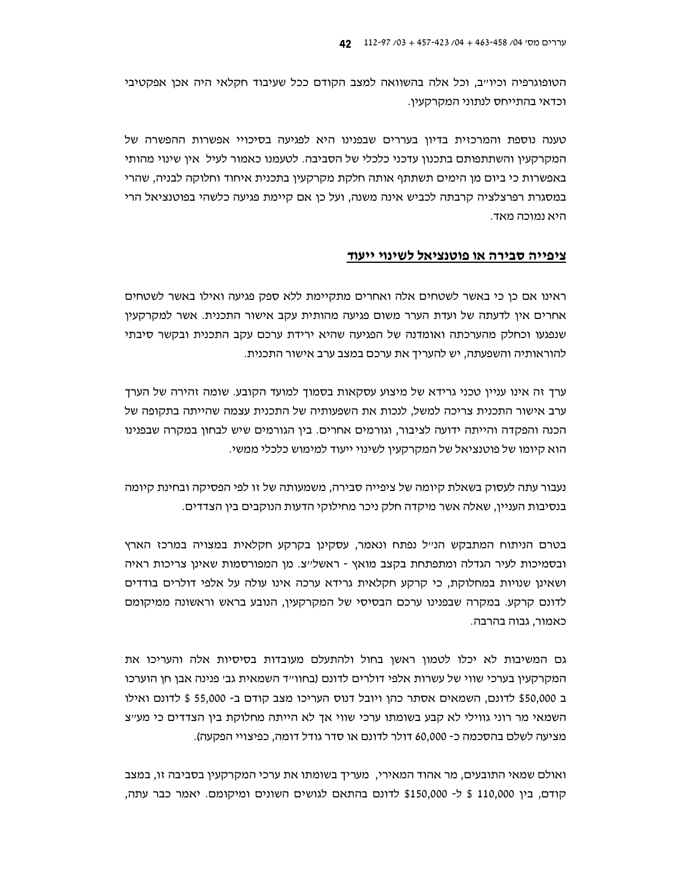הטופוגרפיה וכיו"ב, וכל אלה בהשוואה למצב הקודם ככל שעיבוד חקלאי היה אכן אפקטיבי וכדאי בהתייחס לנתוני המקרקעין.

טענה נוספת והמרכזית בדיון בעררים שבפנינו היא לפגיעה בסיכויי אפשרות ההפשרה של המקרקעין והשתתפותם בתכנון עדכני כלכלי של הסביבה. לטעמנו כאמור לעיל אין שינוי מהותי באפשרות כי ביום מן הימים תשתתף אותה חלקת מקרקעין בתכנית איחוד וחלוקה לבניה, שהרי במסגרת רפרצלציה קרבתה לכביש אינה משנה, ועל כן אם קיימת פגיעה כלשהי בפוטנציאל הרי היא נמוכה מאד.

## **ציפייה סבירה או פוטנציאל לשינוי ייעוד**

ראינו אם כן כי באשר לשטחים אלה ואחרים מתקיימת ללא ספק פגיעה ואילו באשר לשטחים אחרים אין לדעתה של ועדת הערר משום פגיעה מהותית עקב אישור התכנית. אשר למקרקעין שנפגעו וכחלק מהערכתה ואומדנה של הפגיעה שהיא ירידת ערכם עקב התכנית ובקשר סיבתי להוראותיה והשפעתה, יש להעריך את ערכם במצב ערב אישור התכנית.

ערך זה אינו עניין טכני גרידא של מיצוע עסקאות בסמוך למועד הקובע. שומה זהירה של הערך ערב אישור התכנית צריכה למשל, לנכות את השפעותיה של התכנית עצמה שהייתה בתקופה של הכנה והפקדה והייתה ידועה לציבור, וגורמים אחרים. בין הגורמים שיש לבחון במקרה שבפנינו הוא קיומו של פוטנציאל של המקרקעין לשינוי ייעוד למימוש כלכלי ממשי.

נעבור עתה לעסוק בשאלת קיומה של ציפייה סבירה, משמעותה של זו לפי הפסיקה ובחינת קיומה בנסיבות העניין, שאלה אשר מיקדה חלק ניכר מחילוקי הדעות הנוקבים בין הצדדים.

בטרם הניתוח המתבקש הנ"ל נפתח ונאמר, עסקינן בקרקע חקלאית במצויה במרכז הארץ ובסמיכות לעיר הגדלה ומתפתחת בקצב מואץ - ראשל"צ. מן המפורסמות שאינן צריכות ראיה ושאינן שנויות במחלוקת, כי קרקע חקלאית גרידא ערכה אינו עולה על אלפי דולרים בודדים לדונם קרקע. במקרה שבפנינו ערכם הבסיסי של המקרקעין, הנובע בראש וראשונה ממיקומם כאמור, גבוה בהרבה.

גם המשיבות לא יכלו לטמון ראשן בחול ולהתעלם מעובדות בסיסיות אלה והעריכו את המקרקעין בערכי שווי של עשרות אלפי דולרים לדונם (בחוו"ד השמאית גב' פנינה אבן חן הוערכו ב $50,000 לדונם, השמאים אסתר כהן ויובל דנוס העריכו מצב קודם ב- 55,000 $ לדונם ואילו השמאי מר רוני גווילי לא קבע בשומתו ערכי שווי אך לא הייתה מחלוקת בין הצדדים כי מע"צ מציעה לשלם בהסכמה כ- 60,000 דולר לדונם או סדר גודל דומה, כפיצויי הפקעה).

ואולם שמאי התובעים, מר אהוד המאירי, מעריך בשומתו את ערכי המקרקעין בסביבה זו, במצב קודם, בין 110,000 $ ל- $150,000 לדונם בהתאם לגושים השונים ומיקומם. יאמר כבר עתה,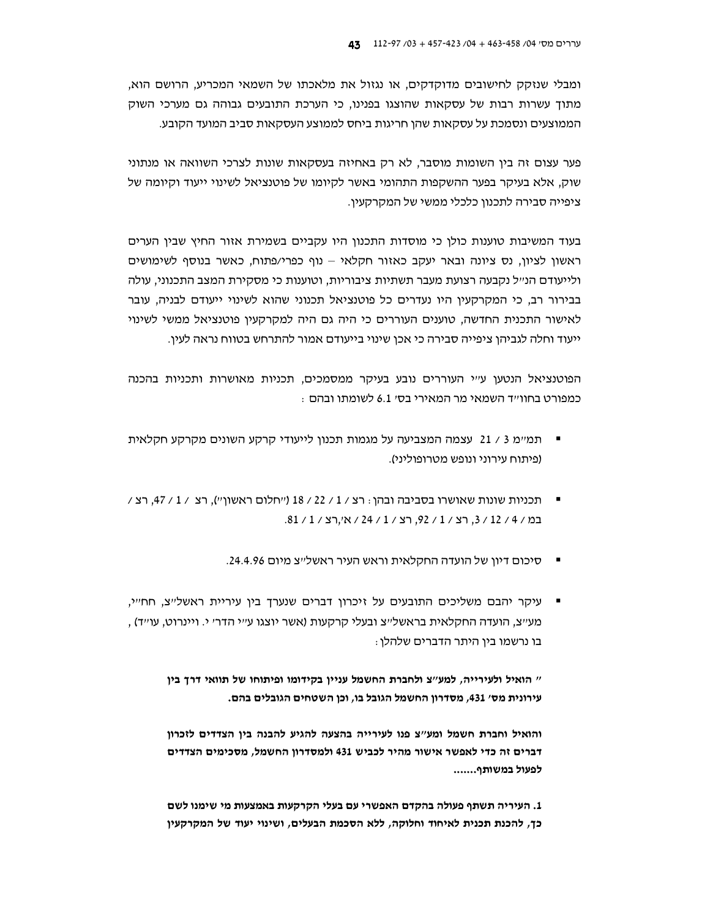ומבלי שנזקק לחישובים מדוקדקים, או נגזול את מלאכתו של השמאי המכריע, הרושם הוא, מתוך עשרות רבות של עסקאות שהוצגו בפנינו, כי הערכת התובעים גבוהה גם מערכי השוק הממוצעים ונסמכת על עסקאות שהן חריגות ביחס לממוצע העסקאות סביב המועד הקובע.

פער עצום זה בין השומות מוסבר, לא רק באחיזה בעסקאות שונות לצרכי השוואה או מנתוני שוק, אלא בעיקר בפער ההשקפות התהומי באשר לקיומו של פוטנציאל לשינוי ייעוד וקיומה של ציפייה סבירה לתכנון כלכלי ממשי של המקרקעין.

בעוד המשיבות טוענות כולן כי מוסדות התכנון היו עקביים בשמירת אזור החיץ שבין הערים ראשון לציון, נס ציונה ובאר יעקב כאזור חקלאי – נוף כפרי/פתוח, כאשר בנוסף לשימושים ולייעודים הנ"ל נקבעה רצועת מעבר תשתיות ציבוריות, וטוענות כי מסקירת המצב התכנוני, עולה בבירור רב, כי המקרקעין היו נעדרים כל פוטנציאל תכנוני שהוא לשינוי ייעודם לבניה, עובר לאישור התכנית החדשה, טוענים העוררים כי היה גם היה למקרקעין פוטנציאל ממשי לשינוי ייעוד וחלה לגביהן ציפייה סבירה כי אכן שינוי בייעודם אמור להתרחש בטווח נראה לעין.

הפוטנציאל הנטען ע"י העוררים נובע בעיקר ממסמכים, תכניות מאושרות ותכניות בהכנה כמפורט בחוו"ד השמאי מר המאירי בס' 6.1 לשומתו ובהם :

- תמ"מ 3 / 21 עצמה המצביעה על מגמות תכנון לייעודי קרקע השונים מקרקע חקלאית (פיתוח עירוני ונופש מטרופוליני).
- תכניות שונות שאושרו בסביבה ובהן : רצ / 1 / 22 / 18 ("חלום ראשון"), רצ / 1 / 47, רצ / במ / 4 / 12 / 3, רצ / 1 / 92, רצ / 1 / 24 / א',רצ / 1 / 81.
- סיכום דיון של הועדה החקלאית וראש העיר ראשל"צ מיום 24.4.96.
- עיקר יהבם משליכים התובעים על זיכרון דברים שנערך בין עיריית ראשל"צ, חח"י, מע"צ, הועדה החקלאית בראשל"צ ובעלי קרקעות (אשר יוצגו ע"י הדר' י. ויינרוט, עו"ד) , בו נרשמו בין היתר הדברים שלהלן:

> **" הואיל ולעירייה, למע"צ ולחברת החשמל עניין בקידומו ופיתוחו של תוואי דרך בין עירונית מס' 431, מסדרון החשמל הגובל בו, וכן השטחים הגובלים בהם.**
>
> **והואיל וחברת חשמל ומע"צ פנו לעירייה בהצעה להגיע להבנה בין הצדדים לזכרון דברים זה כדי לאפשר אישור מהיר לכביש 431 ולמסדרון החשמל, מסכימים הצדדים לפעול במשותף.......**
>
> **1. העיריה תשתף פעולה בהקדם האפשרי עם בעלי הקרקעות באמצעות מי שימנו לשם כך, להכנת תכנית לאיחוד וחלוקה, ללא הסכמת הבעלים, ושינוי יעוד של המקרקעין**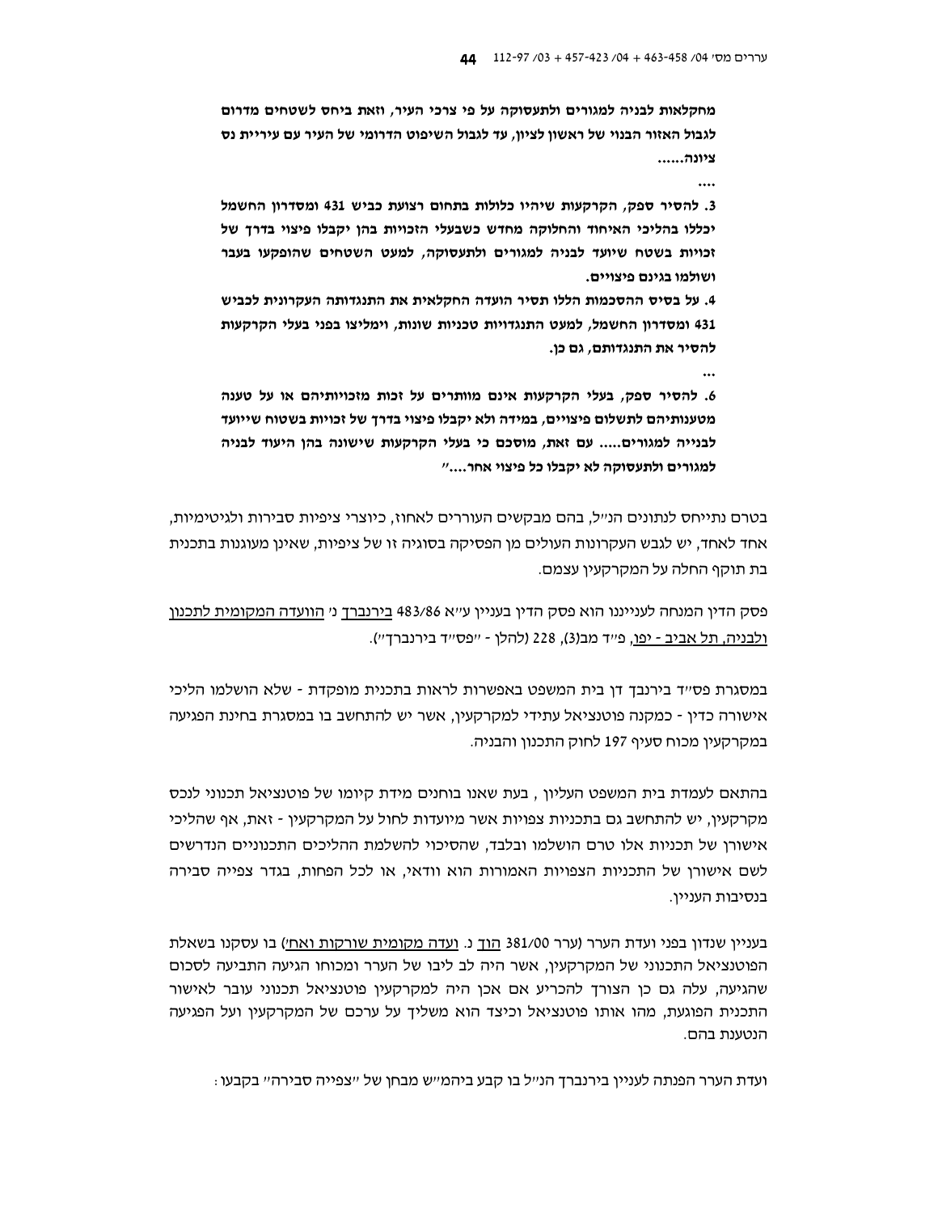**מחקלאות לבניה למגורים ולתעסוקה על פי צרכי העיר, וזאת ביחס לשטחים מדרום לגבול האזור הבנוי של ראשון לציון, עד לגבול השיפוט הדרומי של העיר עם עיריית נס ציונה......**

**....**

**3. להסיר ספק, הקרקעות שיהיו כלולות בתחום רצועת כביש 431 ומסדרון החשמל יכללו בהליכי האיחוד והחלוקה מחדש כשבעלי הזכויות בהן יקבלו פיצוי בדרך של זכויות בשטח שיועד לבניה למגורים ולתעסוקה, למעט השטחים שהופקעו בעבר ושולמו בגינם פיצויים.**

**4. על בסיס ההסכמות הללו תסיר הועדה החקלאית את התנגדותה העקרונית לכביש 431 ומסדרון החשמל, למעט התנגדויות טכניות שונות, וימליצו בפני בעלי הקרקעות להסיר את התנגדותם, גם כן.**

**...**

**6. להסיר ספק, בעלי הקרקעות אינם מוותרים על זכות מזכויותיהם או על טענה מטענותיהם לתשלום פיצויים, במידה ולא יקבלו פיצוי בדרך של זכויות בשטח שייועד לבנייה למגורים..... עם זאת, מוסכם כי בעלי הקרקעות שישונה בהן היעוד לבניה למגורים ולתעסוקה לא יקבלו כל פיצוי אחר...."**

בטרם נתייחס לנתונים הנ"ל, בהם מבקשים העוררים לאחוז, כיוצרי ציפיות סבירות ולגיטימיות, אחד לאחד, יש לגבש העקרונות העולים מן הפסיקה בסוגיה זו של ציפיות, שאינן מעוגנות בתכנית בת תוקף החלה על המקרקעין עצמם.

פסק הדין המנחה לענייננו הוא פסק הדין בעניין ע"א 483/86 בירנברך נ' הוועדה המקומית לתכנון ולבניה, תל אביב - יפו, פ"ד מב(3), 228 (להלן - "פס"ד בירנברך").

במסגרת פס"ד בירנבך דן בית המשפט באפשרות לראות בתכנית מופקדת - שלא הושלמו הליכי אישורה כדין - כמקנה פוטנציאל עתידי למקרקעין, אשר יש להתחשב בו במסגרת בחינת הפגיעה במקרקעין מכוח סעיף 197 לחוק התכנון והבניה.

בהתאם לעמדת בית המשפט העליון , בעת שאנו בוחנים מידת קיומו של פוטנציאל תכנוני לנכס מקרקעין, יש להתחשב גם בתכניות צפויות אשר מיועדות לחול על המקרקעין - זאת, אף שהליכי אישורן של תכניות אלו טרם הושלמו ובלבד, שהסיכוי להשלמת ההליכים התכנוניים הנדרשים לשם אישורן של התכניות הצפויות האמורות הוא וודאי, או לכל הפחות, בגדר צפייה סבירה בנסיבות העניין.

בעניין שנדון בפני ועדת הערר (ערר 381/00 הוך נ. ועדה מקומית שורקות ואח') בו עסקנו בשאלת הפוטנציאל התכנוני של המקרקעין, אשר היה לב ליבו של הערר ומכוחו הגיעה התביעה לסכום שהגיעה, עלה גם כן הצורך להכריע אם אכן היה למקרקעין פוטנציאל תכנוני עובר לאישור התכנית הפוגעת, מהו אותו פוטנציאל וכיצד הוא משליך על ערכם של המקרקעין ועל הפגיעה הנטענת בהם.

ועדת הערר הפנתה לעניין בירנברך הנ"ל בו קבע ביהמ"ש מבחן של "צפייה סבירה" בקבעו: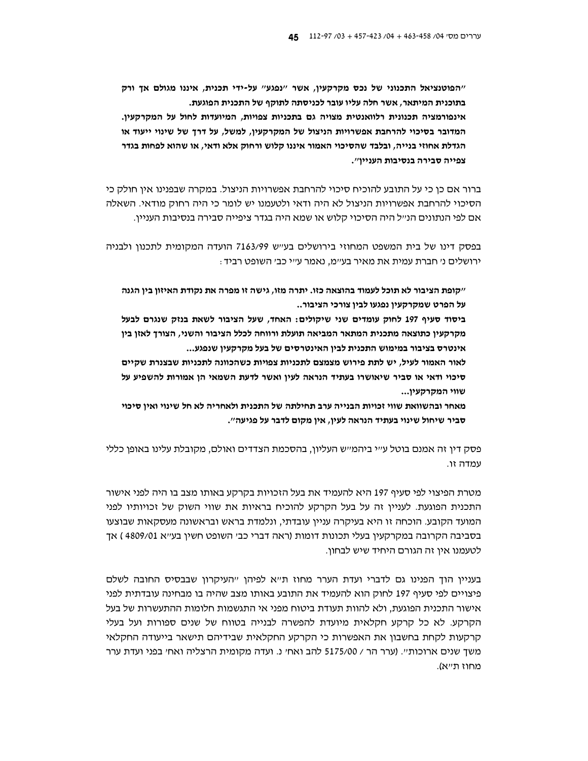**"הפוטנציאל התכנוני של נכס מקרקעין, אשר "נפגע" על-ידי תכנית, איננו מגולם אך ורק בתוכנית המיתאר, אשר חלה עליו עובר לכניסתה לתוקף של התכנית הפוגעת. אינפורמציה תכנונית רלוואנטית מצויה גם בתכניות צפויות, המיועדות לחול על המקרקעין. המדובר בסיכוי להרחבת אפשרויות הניצול של המקרקעין, למשל, על דרך של שינוי ייעוד או הגדלת אחוזי בנייה, ובלבד שהסיכוי האמור איננו קלוש ורחוק אלא ודאי, או שהוא לפחות בגדר צפייה סבירה בנסיבות העניין".**

ברור אם כן כי על התובע להוכיח סיכוי להרחבת אפשרויות הניצול. במקרה שבפנינו אין חולק כי הסיכוי להרחבת אפשרויות הניצול לא היה ודאי ולטעמנו יש לומר כי היה רחוק מודאי. השאלה אם לפי הנתונים הנ"ל היה הסיכוי קלוש או שמא היה בגדר ציפייה סבירה בנסיבות העניין.

בפסק דינו של בית המשפט המחוזי בירושלים בע"ש 7163/99 הועדה המקומית לתכנון ולבניה ירושלים נ' חברת עמית את מאיר בע"מ, נאמר ע"י כב' השופט רביד:

**"קופת הציבור לא תוכל לעמוד בהוצאה כזו. יתרה מזו, גישה זו מפרה את נקודת האיזון בין הגנה על הפרט שמקרקעין נפגעו לבין צורכי הציבור..**

**ביסוד סעיף 197 לחוק עומדים שני שיקולים: האחד, שעל הציבור לשאת בנזק שנגרם לבעל מקרקעין כתוצאה מתכנית המתאר המביאה תועלת ורווחה לכלל הציבור והשני, הצורך לאזן בין אינטרס בציבור במימוש התכנית לבין האינטרסים של בעל מקרקעין שנפגע...**

**לאור האמור לעיל, יש לתת פירוש מצמצם לתכניות צפויות כשהכוונה לתכניות שבצנרת שקיים סיכוי ודאי או סביר שיאושרו בעתיד הנראה לעין ואשר לדעת השמאי הן אמורות להשפיע על שווי המקרקעין...**

**מאחר ובהשוואת שווי זכויות הבנייה ערב תחילתה של התכנית ולאחריה לא חל שינוי ואין סיכוי סביר שיחול שינוי בעתיד הנראה לעין, אין מקום לדבר על פגיעה".**

פסק דין זה אמנם בוטל ע"י ביהמ"ש העליון, בהסכמת הצדדים ואולם, מקובלת עלינו באופן כללי עמדה זו.

מטרת הפיצוי לפי סעיף 197 היא להעמיד את בעל הזכויות בקרקע באותו מצב בו היה לפני אישור התכנית הפוגעת. לעניין זה על בעל הקרקע להוכיח בראיות את שווי השוק של זכויותיו לפני המועד הקובע. הוכחה זו היא בעיקרה עניין עובדתי, ונלמדת בראש ובראשונה מעסקאות שבוצעו בסביבה הקרובה במקרקעין בעלי תכונות דומות (ראה דברי כב' השופט חשין בע"א 4809/01 ) אך לטעמנו אין זה הגורם היחיד שיש לבחון.

בעניין הוך הפנינו גם לדברי ועדת הערר מחוז ת"א לפיהן "העיקרון שבבסיס החובה לשלם פיצויים לפי סעיף 197 לחוק הוא להעמיד את התובע באותו מצב שהיה בו מבחינה עובדתית לפני אישור התכנית הפוגעת, ולא להוות תעודת ביטוח מפני אי התגשמות חלומות ההתעשרות של בעל הקרקע. לא כל קרקע חקלאית מיועדת להפשרה לבנייה בטווח של שנים ספורות ועל בעלי קרקעות לקחת בחשבון את האפשרות כי הקרקע החקלאית שבידיהם תישאר בייעודה החקלאי משך שנים ארוכות". (ערר הר / 5175/00 להב ואח' נ. ועדה מקומית הרצליה ואח' בפני ועדת ערר מחוז ת"א).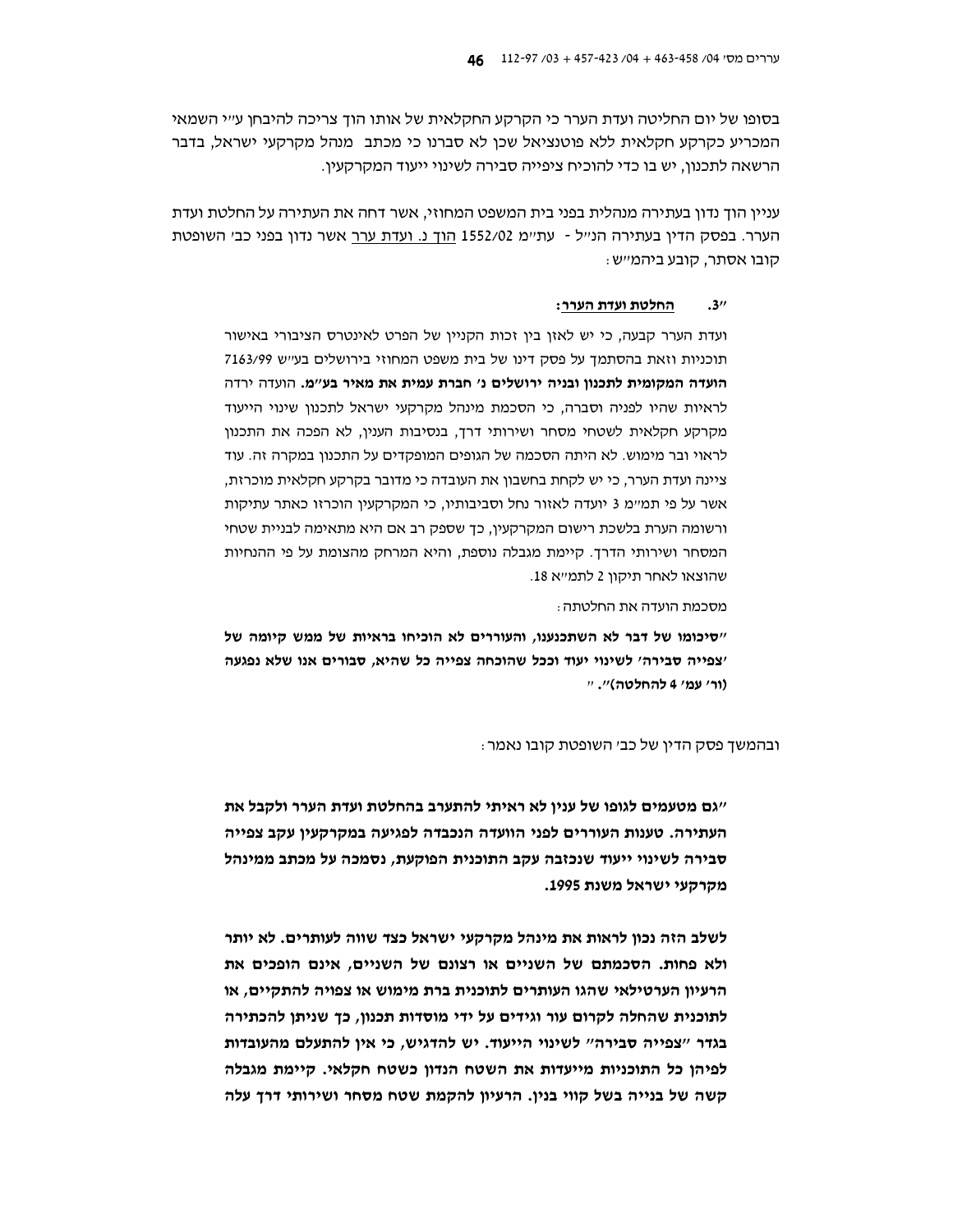בסופו של יום החליטה ועדת הערר כי הקרקע החקלאית של אותו הוך צריכה להיבחן ע"י השמאי המכריע כקרקע חקלאית ללא פוטנציאל שכן לא סברנו כי מכתב מנהל מקרקעי ישראל, בדבר הרשאה לתכנון, יש בו כדי להוכיח ציפייה סבירה לשינוי ייעוד המקרקעין.

עניין הוך נדון בעתירה מנהלית בפני בית המשפט המחוזי, אשר דחה את העתירה על החלטת ועדת הערר. בפסק הדין בעתירה הנ"ל - עת"מ 1552/02 הוך נ. ועדת ערר אשר נדון בפני כב' השופטת קובו אסתר, קובע ביהמ"ש:

"3. **החלטת ועדת הערר:**

> ועדת הערר קבעה, כי יש לאזן בין זכות הקניין של הפרט לאינטרס הציבורי באישור תוכניות וזאת בהסתמך על פסק דינו של בית משפט המחוזי בירושלים בע"ש 7163/99 **הועדה המקומית לתכנון ובניה ירושלים נ' חברת עמית את מאיר בע"מ.** הועדה ירדה לראיות שהיו לפניה וסברה, כי הסכמת מינהל מקרקעי ישראל לתכנון שינוי הייעוד מקרקע חקלאית לשטחי מסחר ושירותי דרך, בנסיבות הענין, לא הפכה את התכנון לראוי ובר מימוש. לא היתה הסכמה של הגופים המופקדים על התכנון במקרה זה. עוד ציינה ועדת הערר, כי יש לקחת בחשבון את העובדה כי מדובר בקרקע חקלאית מוכרזת, אשר על פי תמ"מ 3 יועדה לאזור נחל וסביבותיו, כי המקרקעין הוכרזו כאתר עתיקות ורשומה הערת בלשכת רישום המקרקעין, כך שספק רב אם היא מתאימה לבניית שטחי המסחר ושירותי הדרך. קיימת מגבלה נוספת, והיא המרחק מהצומת על פי ההנחיות שהוצאו לאחר תיקון 2 לתמ"א 18.
>
> מסכמת הועדה את החלטתה:
>
> **"סיכומו של דבר לא השתכנענו, והעוררים לא הוכיחו בראיות של ממש קיומה של 'צפייה סבירה' לשינוי יעוד וככל שהוכחה צפייה כל שהיא, סבורים אנו שלא נפגעה (ור' עמ' 4 להחלטה)". "**

ובהמשך פסק הדין של כב' השופטת קובו נאמר:

> **"גם מטעמים לגופו של ענין לא ראיתי להתערב בהחלטת ועדת הערר ולקבל את העתירה. טענות העוררים לפני הוועדה הנכבדה לפגיעה במקרקעין עקב צפייה סבירה לשינוי ייעוד שנכזבה עקב התוכנית הפוקעת, נסמכה על מכתב ממינהל מקרקעי ישראל משנת 1995.**
>
> **לשלב הזה נכון לראות את מינהל מקרקעי ישראל כצד שווה לעותרים. לא יותר ולא פחות. הסכמתם של השניים או רצונם של השניים, אינם הופכים את הרעיון הערטילאי שהגו העותרים לתוכנית ברת מימוש או צפויה להתקיים, או לתוכנית שהחלה לקרום עור וגידים על ידי מוסדות תכנון, כך שניתן להכתירה בגדר "צפייה סבירה" לשינוי הייעוד. יש להדגיש, כי אין להתעלם מהעובדות לפיהן כל התוכניות מייעדות את השטח הנדון כשטח חקלאי. קיימת מגבלה קשה של בנייה בשל קווי בנין. הרעיון להקמת שטח מסחר ושירותי דרך עלה**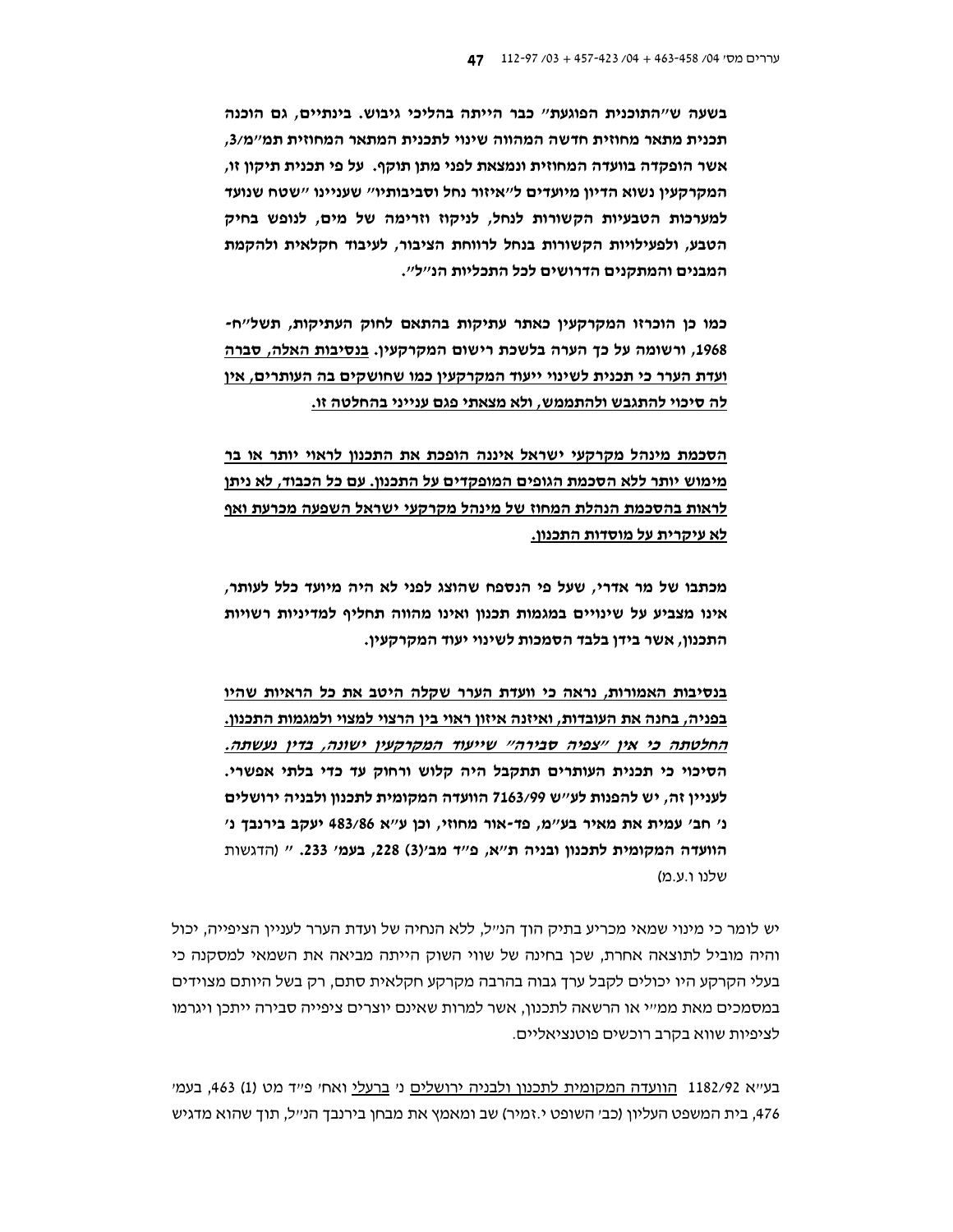**בשעה ש"התוכנית הפוגעת" כבר הייתה בהליכי גיבוש. בינתיים, גם הוכנה תכנית מתאר מחוזית חדשה המהווה שינוי לתכנית המתאר המחוזית תמ"מ/3, אשר הופקדה בוועדה המחוזית ונמצאת לפני מתן תוקף. על פי תכנית תיקון זו, המקרקעין נשוא הדיון מיועדים ל"איזור נחל וסביבותיו" שעניינו "שטח שנועד למערכות הטבעיות הקשורות לנחל, לניקוז וזרימה של מים, לנופש בחיק הטבע, ולפעילויות הקשורות בנחל לרווחת הציבור, לעיבוד חקלאית ולהקמת המבנים והמתקנים הדרושים לכל התכליות הנ"ל".**

**כמו כן הוכרזו המקרקעין כאתר עתיקות בהתאם לחוק העתיקות, תשל"ח-1968, ורשומה על כך הערה בלשכת רישום המקרקעין. <u>בנסיבות האלה, סברה ועדת הערר כי תכנית לשינוי ייעוד המקרקעין כמו שחושקים בה העותרים, אין לה סיכוי להתגבש ולהתממש, ולא מצאתי פגם ענייני בהחלטה זו.</u>**

**<u>הסכמת מינהל מקרקעי ישראל איננה הופכת את התכנון לראוי יותר או בר מימוש יותר ללא הסכמת הגופים המופקדים על התכנון. עם כל הכבוד, לא ניתן לראות בהסכמת הנהלת המחוז של מינהל מקרקעי ישראל השפעה מכרעת ואף לא עיקרית על מוסדות התכנון.</u>**

**מכתבו של מר אדרי, שעל פי הנספח שהוצג לפני לא היה מיועד כלל לעותר, אינו מצביע על שינויים במגמות תכנון ואינו מהווה תחליף למדיניות רשויות התכנון, אשר בידן בלבד הסמכות לשינוי יעוד המקרקעין.**

**<u>בנסיבות האמורות, נראה כי וועדת הערר שקלה היטב את כל הראיות שהיו בפניה, בחנה את העובדות, ואיזנה איזון ראוי בין הרצוי למצוי ולמגמות התכנון.</u> <u>*החלטתה כי אין "צפיה סבירה" שייעוד המקרקעין ישונה, בדין נעשתה.*</u> הסיכוי כי תכנית העותרים תתקבל היה קלוש ורחוק עד כדי בלתי אפשרי. לעניין זה, יש להפנות לעו"ש 7163/99 הוועדה המקומית לתכנון ולבניה ירושלים נ' חב' עמית את מאיר בע"מ, פד-אור מחוזי, וכן ע"א 483/86 יעקב בירנבך נ' הוועדה המקומית לתכנון ובניה ת"א, פ"ד מב'(3) 228, בעמ' 233. "** (הדגשות שלנו ו.ע.מ)

יש לומר כי מינוי שמאי מכריע בתיק הוך הנ"ל, ללא הנחיה של ועדת הערר לעניין הציפייה, יכול והיה מוביל לתוצאה אחרת, שכן בחינה של שווי השוק הייתה מביאה את השמאי למסקנה כי בעלי הקרקע היו יכולים לקבל ערך גבוה בהרבה מקרקע חקלאית סתם, רק בשל היותם מצוידים במסמכים מאת ממ"י או הרשאה לתכנון, אשר למרות שאינם יוצרים ציפייה סבירה ייתכן ויגרמו לציפיות שווא בקרב רוכשים פוטנציאליים.

בע"א 1182/92 <u>הוועדה המקומית לתכנון ולבניה ירושלים</u> נ' <u>ברעלי</u> ואח' פ"ד מט (1) 463, בעמ' 476, בית המשפט העליון (כב' השופט י.זמיר) שב ומאמץ את מבחן בירנבך הנ"ל, תוך שהוא מדגיש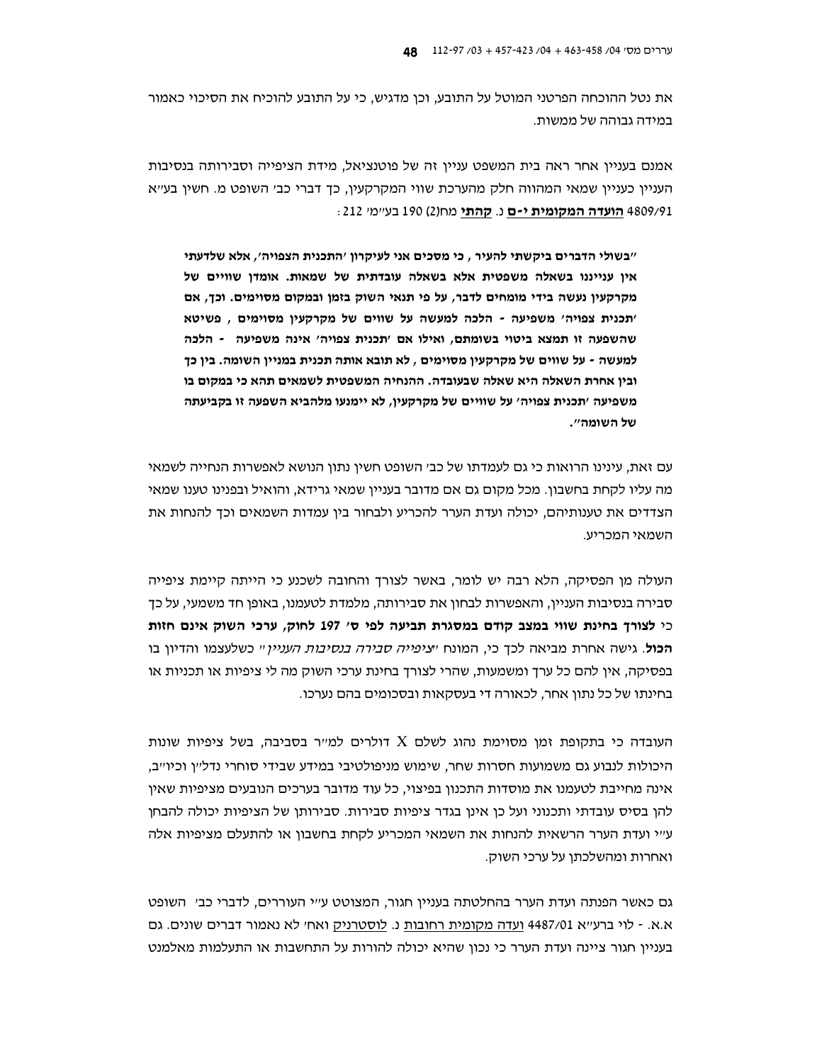את נטל ההוכחה הפרטני המוטל על התובע, וכן מדגיש, כי על התובע להוכיח את הסיכוי כאמור במידה גבוהה של ממשות.

אמנם בעניין אחר ראה בית המשפט עניין זה של פוטנציאל, מידת הציפייה וסבירותה בנסיבות העניין כעניין שמאי המהווה חלק מהערכת שווי המקרקעין, כך דברי כב' השופט מ. חשין בע"א 4809/91 הועדה המקומית י-ם נ. קהתי מח(2) 190 בע"מ' 212 :

**"בשולי הדברים ביקשתי להעיר , כי מסכים אני לעיקרון 'התכנית הצפויה', אלא שלדעתי איןענייננו בשאלה משפטית אלא בשאלה עובדתית של שמאות. אומדן שוויים של מקרקעין נעשה בידי מומחים לדבר, על פי תנאי השוק בזמן ובמקום מסוימים. וכך, אם 'תכנית צפויה' משפיעה - הלכה למעשה על שווים של מקרקעין מסוימים , פשיטא שהשפעה זו תמצא ביטוי בשומתם, ואילו אם 'תכנית צפויה' אינה משפיעה - הלכה למעשה - על שווים של מקרקעין מסוימים , לא תובא אותה תכנית במניין השומה. בין כך ובין אחרת השאלה היא שאלה שבעובדה. ההנחיה המשפטית לשמאים תהא כי במקום בו משפיעה 'תכנית צפויה' על שוויים של מקרקעין, לא יימנעו מלהביא השפעה זו בקביעתה של השומה".**

עם זאת, עינינו הרואות כי גם לעמדתו של כב' השופט חשין נתון הנושא לאפשרות הנחייה לשמאי מה עליו לקחת בחשבון. מכל מקום גם אם מדובר בעניין שמאי גרידא, והואיל ובפנינו טענו שמאי הצדדים את טענותיהם, יכולה ועדת הערר להכריע ולבחור בין עמדות השמאים וכך להנחות את השמאי המכריע.

העולה מן הפסיקה, הלא רבה יש לומר, באשר לצורך והחובה לשכנע כי הייתה קיימת ציפייה סבירה בנסיבות העניין, והאפשרות לבחון את סבירותה, מלמדת לטעמנו, באופן חד משמעי, על כך כי **לצורך בחינת שווי במצב קודם במסגרת תביעה לפי ס' 197 לחוק, ערכי השוק אינם חזות הכול**. גישה אחרת מביאה לכך כי, המונח *"ציפייה סבירה בנסיבות העניין"* כשלעצמו והדיון בו בפסיקה, אין להם כל ערך ומשמעות, שהרי לצורך בחינת ערכי השוק מה לי ציפיות או תכניות או בחינתו של כל נתון אחר, לכאורה די בעסקאות ובסכומים בהם נערכו.

העובדה כי בתקופת זמן מסוימת נהוג לשלם X דולרים למ"ר בסביבה, בשל ציפיות שונות היכולות לנבוע גם משמועות חסרות שחר, שימוש מניפולטיבי במידע שבידי סוחרי נדל"ן וכיו"ב, אינה מחייבת לטעמנו את מוסדות התכנון בפיצוי, כל עוד מדובר בערכים הנובעים מציפיות שאין להן בסיס עובדתי ותכנוני ועל כן אינן בגדר ציפיות סבירות. סבירותן של הציפיות יכולה להבחן ע"י ועדת הערר הרשאית להנחות את השמאי המכריע לקחת בחשבון או להתעלם מציפיות אלה ואחרות ומהשלכתן על ערכי השוק.

גם כאשר הפנתה ועדת הערר בהחלטתה בעניין חגור, המצוטט ע"י העוררים, לדברי כב' השופט א.א. - לוי ברע"א 4487/01 ועדה מקומית רחובות נ. לוסטרניק ואח' לא נאמר דברים שונים. גם בעניין חגור ציינה ועדת הערר כי נכון שהיא יכולה להורות על התחשבות או התעלמות מאלמנט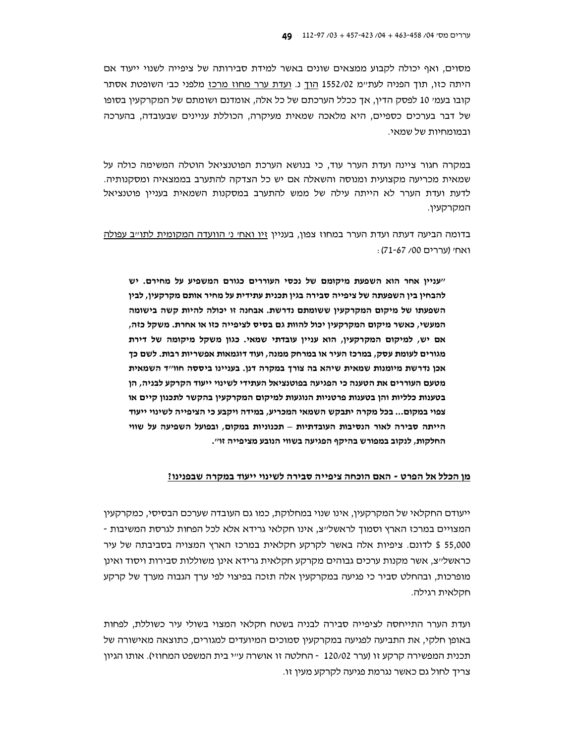מסוים, ואף יכולה לקבוע ממצאים שונים באשר למידת סבירותה של ציפייה לשנוי ייעוד אם היתה כזו, תוך הפניה לעת"מ 1552/02 הוך נ. ועדת ערר מחוז מרכז מלפני כב' השופטת אסתר קובו בעמ' 10 לפסק הדין, אך ככלל הערכתם של כל אלה, אומדנם ושומתם של המקרקעין בסופו של דבר בערכים כספיים, היא מלאכה שמאית מעיקרה, הכוללת עניינים שבעובדה, בהערכה ובמומחיות של שמאי.

במקרה חגור ציינה ועדת הערר עוד, כי בנושא הערכת הפוטנציאל הוטלה המשימה כולה על שמאית מכריעה מקצועית ומנוסה והשאלה אם יש כל הצדקה להתערב בממצאיה ומסקנותיה. לדעת ועדת הערר לא הייתה עילה של ממש להתערב במסקנות השמאית בעניין פוטנציאל המקרקעין.

בדומה הביעה דעתה ועדת הערר במחוז צפון, בעניין זיו ואח' נ' הוועדה המקומית לתו"ב עפולה ואח' (עררים 00/ 67-71):

**"עניין אחר הוא השפעת מיקומם של נכסי העוררים כגורם המשפיע על מחירם. יש להבחין בין השפעתה של ציפייה סבירה בגין תכנית עתידית על מחיר אותם מקרקעין, לבין השפעתו של מיקום המקרקעין ששומתם נדרשת. אבחנה זו יכולה להיות קשה בישומה המעשי, כאשר מיקום המקרקעין יכול להוות גם בסיס לציפייה כזו או אחרת. משקל כזה, אם יש, למיקום המקרקעין, הוא עניין עובדתי שמאי. כגון משקל מיקומה של דירת מגורים לעומת עסק, במרכז העיר או במרחק ממנה, ועוד דוגמאות אפשריות רבות. לשם כך אכן נדרשת מיומנות שמאית שיהא בה צורך במקרה דנן. בענייננו ביססה חוו"ד השמאית מטעם העוררים את הטענה כי הפגיעה בפוטנציאל העתידי לשינוי ייעוד הקרקע לבניה, הן בטענות כלליות והן בטענות פרטניות הנוגעות למיקום המקרקעין בהקשר לתכנון קיים או צפוי במקום... בכל מקרה יתבקש השמאי המכריע, במידה ויקבע כי הציפייה לשינוי ייעוד הייתה סבירה לאור הנסיבות העובדתיות – תכנוניות במקום, ובפועל השפיעה על שווי החלקות, לנקוב במפורש בהיקף הפגיעה בשווי הנובע מציפייה זו".**

## מן הכלל אל הפרט - האם הוכחה ציפייה סבירה לשינוי ייעוד במקרה שבפנינו?

ייעודם החקלאי של המקרקעין, אינו שנוי במחלוקת, כמו גם העובדה שערכם הבסיסי, כמקרקעין המצויים במרכז הארץ וסמוך לראשל"צ, אינו חקלאי גרידא אלא לכל הפחות לגרסת המשיבות - 55,000 $ לדונם. ציפיות אלה באשר לקרקע חקלאית במרכז הארץ המצויה בסביבתה של עיר כראשל"צ, אשר מקנות ערכים גבוהים מקרקע חקלאית גרידא אינן משוללות סבירות ויסוד ואינן מופרכות, ובהחלט סביר כי פגיעה במקרקעין אלה תזכה בפיצוי לפי ערך הגבוה מערך של קרקע חקלאית רגילה.

ועדת הערר התייחסה לציפייה סבירה לבניה בשטח חקלאי המצוי בשולי עיר כשוללת, לפחות באופן חלקי, את התביעה לפגיעה במקרקעין סמוכים המיועדים למגורים, כתוצאה מאישורה של תכנית המפשירה קרקע זו (ערר 120/02 - החלטה זו אושרה ע"י בית המשפט המחוזי). אותו הגיון צריך לחול גם כאשר נגרמת פגיעה לקרקע מעין זו.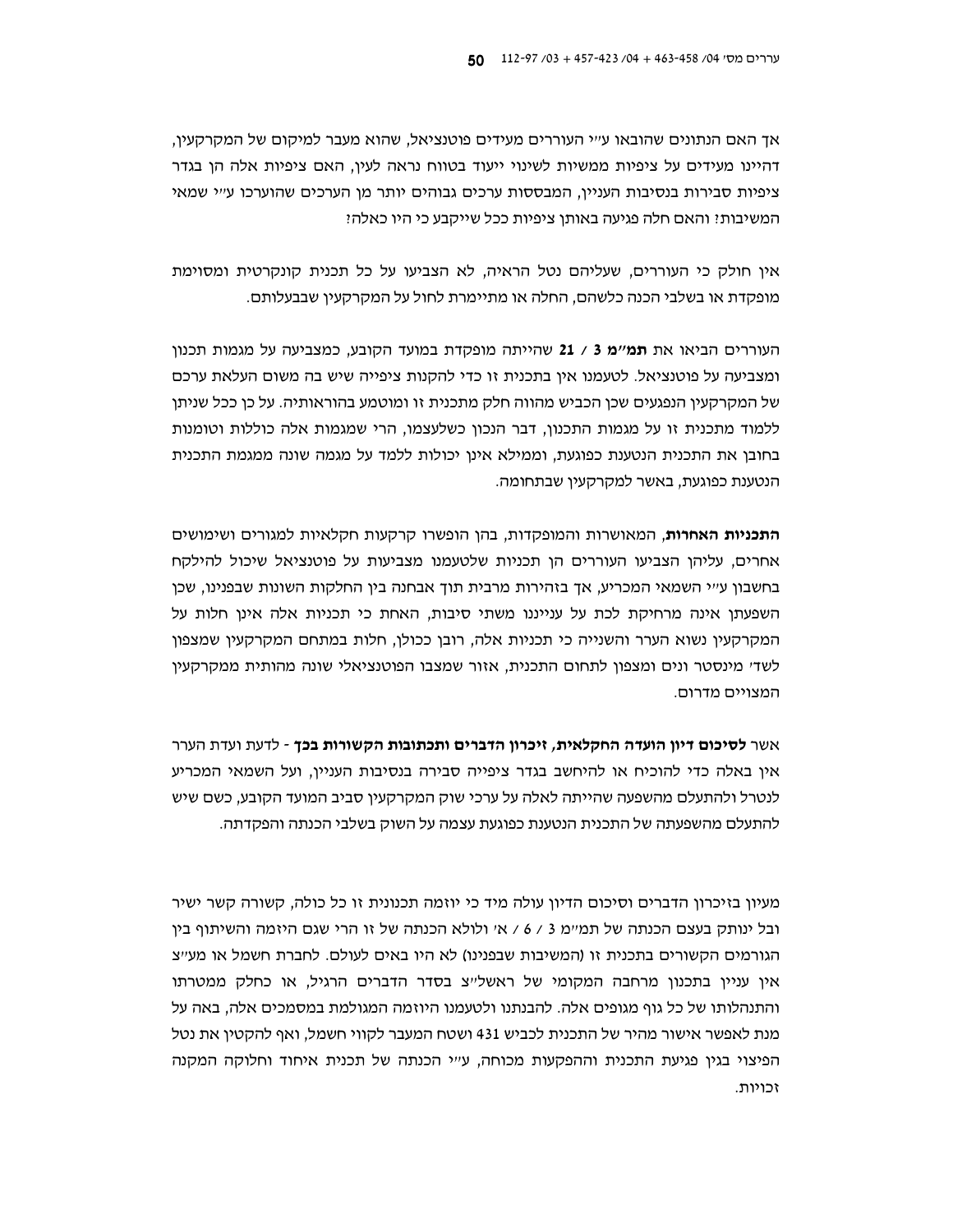אך האם הנתונים שהובאו ע"י העוררים מעידים פוטנציאל, שהוא מעבר למיקום של המקרקעין, דהיינו מעידים על ציפיות ממשיות לשינוי ייעוד בטווח נראה לעין, האם ציפיות אלה הן בגדר ציפיות סבירות בנסיבות העניין, המבססות ערכים גבוהים יותר מן הערכים שהוערכו ע"י שמאי המשיבות? והאם חלה פגיעה באותן ציפיות ככל שייקבע כי היו כאלה?

אין חולק כי העוררים, שעליהם נטל הראיה, לא הצביעו על כל תכנית קונקרטית ומסוימת מופקדת או בשלבי הכנה כלשהם, החלה או מתיימרת לחול על המקרקעין שבבעלותם.

העוררים הביאו את **תמ"מ 3 / 21** שהייתה מופקדת במועד הקובע, כמצביעה על מגמות תכנון ומצביעה על פוטנציאל. לטעמנו אין בתכנית זו כדי להקנות ציפייה שיש בה משום העלאת ערכם של המקרקעין הנפגעים שכן הכביש מהווה חלק מתכנית זו ומוטמע בהוראותיה. על כן ככל שניתן ללמוד מתכנית זו על מגמות התכנון, דבר הנכון כשלעצמו, הרי שמגמות אלה כוללות וטומנות בחובן את התכנית הנטענת כפוגעת, וממילא אינן יכולות ללמד על מגמה שונה ממגמת התכנית הנטענת כפוגעת, באשר למקרקעין שבתחומה.

**התכניות האחרות**, המאושרות והמופקדות, בהן הופשרו קרקעות חקלאיות למגורים ושימושים אחרים, עליהן הצביעו העוררים הן תכניות שלטעמנו מצביעות על פוטנציאל שיכול להילקח בחשבון ע"י השמאי המכריע, אך בזהירות מרבית תוך אבחנה בין החלקות השונות שבפנינו, שכן השפעתן אינה מרחיקת לכת על עניינו משתי סיבות, האחת כי תכניות אלה אינן חלות על המקרקעין נשוא הערר והשנייה כי תכניות אלה, רובן ככולן, חלות במתחם המקרקעין שמצפון לשד' מינסטר ונים ומצפון לתחום התכנית, אזור שמצבו הפוטנציאלי שונה מהותית ממקרקעין המצויים מדרום.

אשר **לסיכום דיון הועדה החקלאית, *זיכרון הדברים* ותכתובות הקשורות בכך** - לדעת ועדת הערר אין באלה כדי להוכיח או להיחשב בגדר ציפייה סבירה בנסיבות העניין, ועל השמאי המכריע לנטרל ולהתעלם מהשפעה שהייתה לאלה על ערכי שוק המקרקעין סביב המועד הקובע, כשם שיש להתעלם מהשפעתה של התכנית הנטענת כפוגעת עצמה על השוק בשלבי הכנתה והפקדתה.

מעיון בזיכרון הדברים וסיכום הדיון עולה מיד כי יוזמה תכנונית זו כל כולה, קשורה קשר ישיר ובל ינותק בעצם הכנתה של תמ"מ 3 / 6 / א' ולולא הכנתה של זו הרי שגם היזמה והשיתוף בין הגורמים הקשורים בתכנית זו (המשיבות שבפנינו) לא היו באים לעולם. לחברת חשמל או מע"צ אין עניין בתכנון מרחבה המקומי של ראשל"צ בסדר הדברים הרגיל, או כחלק ממטרתו והתנהלותו של כל גוף מגופים אלה. להבנתנו ולטעמנו היוזמה המגולמת במסמכים אלה, באה על מנת לאפשר אישור מהיר של התכנית לכביש 431 ושטח המעבר לקווי חשמל, ואף להקטין את נטל הפיצוי בגין פגיעת התכנית וההפקעות מכוחה, ע"י הכנתה של תכנית איחוד וחלוקה המקנה זכויות.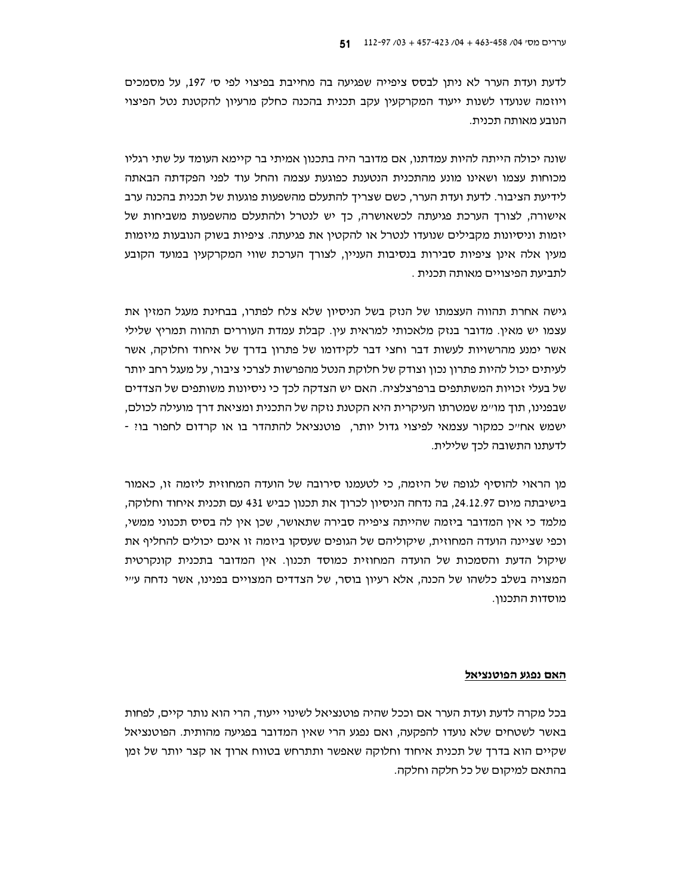לדעת ועדת הערר לא ניתן לבסס ציפייה שפגיעה בה מחייבת בפיצוי לפי ס' 197, על מסמכים ויוזמה שנועדו לשנות ייעוד המקרקעין עקב תכנית בהכנה כחלק מרעיון להקטנת נטל הפיצוי הנובע מאותה תכנית.

שונה יכולה הייתה להיות עמדתנו, אם מדובר היה בתכנון אמיתי בר קיימא העומד על שתי רגליו מכוחות עצמו ושאינו מונע מהתכנית הנטענת כפוגעת עצמה והחל עוד לפני הפקדתה הבאתה לידיעת הציבור. לדעת ועדת הערר, כשם שצריך להתעלם מהשפעות פוגעות של תכנית בהכנה ערב אישורה, לצורך הערכת פגיעתה לכשאושרה, כך יש לנטרל ולהתעלם מהשפעות משביחות של יזמות וניסיונות מקבילים שנועדו לנטרל או להקטין את פגיעתה. ציפיות בשוק הנובעות מיזמות מעין אלה אינן ציפיות סבירות בנסיבות העניין, לצורך הערכת שווי המקרקעין במועד הקובע לתביעת הפיצויים מאותה תכנית.

גישה אחרת תהווה העצמתו של הנזק בשל הניסיון שלא צלח לפתרו, בבחינת מעגל המזין את עצמו יש מאין. מדובר בנזק מלאכותי למראית עין. קבלת עמדת העוררים תהווה תמריץ שלילי אשר ימנע מהרשויות לעשות דבר וחצי דבר לקידומו של פתרון בדרך של איחוד וחלוקה, אשר לעיתים יכול להיות פתרון נכון וצודק של חלוקת הנטל מהפרשות לצרכי ציבור, על מעגל רחב יותר של בעלי זכויות המשתתפים ברפרצלציה. האם יש הצדקה לכך כי ניסיונות משותפים של הצדדים שבפנינו, תוך מו"מ שמטרתו העיקרית היא הקטנת נזקה של התכנית ומציאת דרך מועילה לכולם, ישמש אח"כ כמקור עצמאי לפיצוי גדול יותר, פוטנציאל להתהדר בו או קרדום לחפור בו? - לדעתנו התשובה לכך שלילית.

מן הראוי להוסיף לגופה של היזמה, כי לטעמנו סירובה של הועדה המחוזית ליזמה זו, כאמור בישיבתה מיום 24.12.97, בה נדחה הניסיון לכרוך את תכנון כביש 431 עם תכנית איחוד וחלוקה, מלמד כי אין המדובר ביזמה שהייתה ציפייה סבירה שתאושר, שכן אין לה בסיס תכנוני ממשי, וכפי שציינה הועדה המחוזית, שיקוליהם של הגופים שעסקו ביזמה זו אינם יכולים להחליף את שיקול הדעת והסמכות של הועדה המחוזית כמוסד תכנון. אין המדובר בתכנית קונקרטית המצויה בשלב כלשהו של הכנה, אלא רעיון בוסר, של הצדדים המצויים בפנינו, אשר נדחה ע"י מוסדות התכנון.

## <u>האם נפגע הפוטנציאל</u>

בכל מקרה לדעת ועדת הערר אם וככל שהיה פוטנציאל לשינוי ייעוד, הרי הוא נותר קיים, לפחות באשר לשטחים שלא נועדו להפקעה, ואם נפגע הרי שאין המדובר בפגיעה מהותית. הפוטנציאל שקיים הוא בדרך של תכנית איחוד וחלוקה שאפשר ותתרחש בטווח ארוך או קצר יותר של זמן בהתאם למיקום של כל חלקה וחלקה.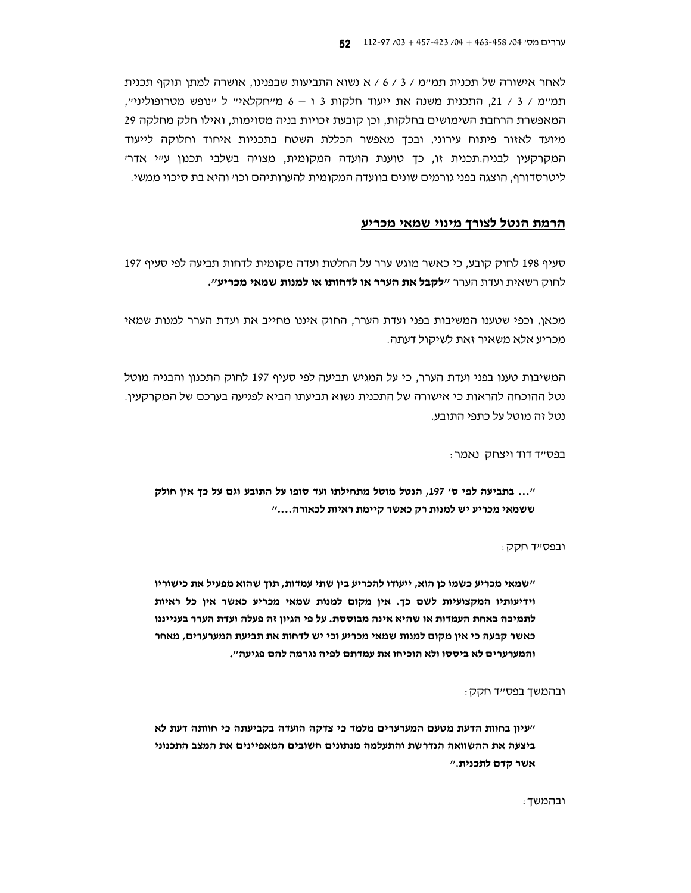לאחר אישורה של תכנית תמ"מ / 3 / 6 / א נשוא התביעות שבפנינו, אושרה למתן תוקף תכנית תמ"מ / 3 / 21, התכנית משנה את ייעוד חלקות 3 ו – 6 מ"חקלאי" ל "נופש מטרופוליני", המאפשרת הרחבת השימושים בחלקות, וכן קובעת זכויות בניה מסוימות, ואילו חלק מחלקה 29 מיועד לאזור פיתוח עירוני, ובכך מאפשר הכללת השטח בתכניות איחוד וחלוקה לייעוד המקרקעין לבניה.תכנית זו, כך טוענת הוועדה המקומית, מצויה בשלבי תכנון ע"י אדר' ליטרסדורף, הוצגה בפני גורמים שונים בוועדה המקומית להערותיהם וכו' והיא בת סיכוי ממשי.

## הרמת הנטל לצורך מינוי שמאי מכריע

סעיף 198 לחוק קובע, כי כאשר מוגש ערר על החלטת ועדה מקומית לדחות תביעה לפי סעיף 197 לחוק רשאית ועדת הערר **"לקבל את הערר או לדחותו או למנות שמאי מכריע".**

מכאן, וכפי שטענו המשיבות בפני ועדת הערר, החוק איננו מחייב את ועדת הערר למנות שמאי מכריע אלא משאיר זאת לשיקול דעתה.

המשיבות טענו בפני ועדת הערר, כי על המגיש תביעה לפי סעיף 197 לחוק התכנון והבניה מוטל נטל ההוכחה להראות כי אישורה של התכנית נשוא תביעתו הביא לפגיעה בערכם של המקרקעין. נטל זה מוטל על כתפי התובע.

בפס"ד דוד ויצחק נאמר:

> **"... בתביעה לפי ס' 197, הנטל מוטל מתחילתו ועד סופו על התובע וגם על כך אין חולק ששמאי מכריע יש למנות רק כאשר קיימת ראיות לכאורה...."**

ובפס"ד חקק:

> **"שמאי מכריע כשמו כן הוא, ייעודו להכריע בין שתי עמדות, תוך שהוא מפעיל את כישוריו וידיעותיו המקצועיות לשם כך. אין מקום למנות שמאי מכריע כאשר אין כל ראיות לתמיכה באחת העמדות או שהיא אינה מבוססת. על פי הגיון זה פעלה ועדת הערר בענייננו כאשר קבעה כי אין מקום למנות שמאי מכריע וכי יש לדחות את תביעת המערערים, מאחר והמערערים לא ביססו ולא הוכיחו את עמדתם לפיה נגרמה להם פגיעה".**

ובהמשך בפס"ד חקק:

> **"עיון בחוות הדעת מטעם המערערים מלמד כי צדקה הועדה בקביעתה כי חוותה דעת לא ביצעה את ההשוואה הנדרשת והתעלמה מנתונים חשובים המאפיינים את המצב התכנוני אשר קדם לתכנית."**

ובהמשך: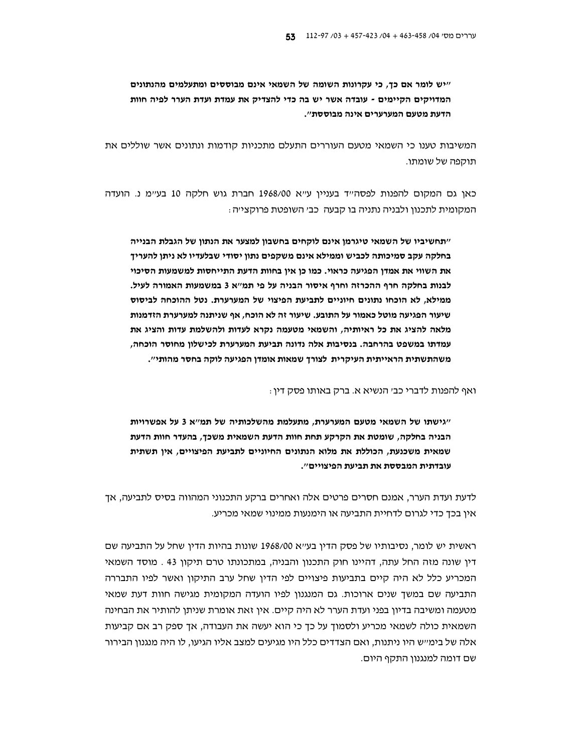**"יש לומר אם כך, כי עקרונות השומה של השמאי אינם מבוססים ומתעלמים מהנתונים המדויקים הקיימים - עובדה אשר יש בה כדי להצדיק את עמדת ועדת הערר לפיה חוות הדעת מטעם המערערים אינה מבוססת".**

המשיבות טענו כי השמאי מטעם העוררים התעלם מתכניות קודמות ונתונים אשר שוללים את תוקפה של שומתו.

כאן גם המקום להפנות לפסה"ד בעניין ע"א 1968/00 חברת גוש חלקה 10 בע"מ נ. הועדה המקומית לתכנון ולבניה נתניה בו קבעה כב' השופטת פרוקצ'יה:

**"תחשיביו של השמאי טיגרמן אינם לוקחים בחשבון למצער את הנתון של הגבלת הבנייה בחלקה עקב סמיכותה לכביש וממילא אינם משקפים נתון יסודי שבלעדיו לא ניתן להעריך את השווי את אמדן הפגיעה כראוי. כמו כן אין בחוות הדעת התייחסות למשמעות הסיכוי לבנות בחלקה חרף ההכרזה וחרף איסור הבניה על פי תמ"א 3 במשמעות האמורה לעיל. ממילא, לא הוכחו נתונים חיוניים לתביעת הפיצוי של המערערת. נטל ההוכחה לביסוס שיעור הפגיעה מוטל כאמור על התובע. שיעור זה לא הוכח, אף שניתנה למערערת הזדמנות מלאה להציג את כל ראיותיה, והשמאי מטעמה נקרא לעדות ולהשלמת עדות והציג את עמדתו במשפט בהרחבה. בנסיבות אלה נדונה תביעת המערערת לכישלון מחוסר הוכחה, משהתשתית הראייתית העיקרית לצורך שמאות אומדן הפגיעה לוקה בחסר מהותי".**

ואף להפנות לדברי כב' הנשיא א. ברק באותו פסק דין:

**"גישתו של השמאי מטעם המערערת, מתעלמת מהשלכותיה של תמ"א 3 על אפשרויות הבניה בחלקה, שומטת את הקרקע תחת חוות הדעת השמאית משכך, בהעדר חוות הדעת שמאית משכנעת, הכוללת את מלוא הנתונים החיוניים לתביעת הפיצויים, אין תשתית עובדתית המבססת את תביעת הפיצויים".**

לדעת ועדת הערר, אמנם חסרים פרטים אלה ואחרים ברקע התכנוני המהווה בסיס לתביעה, אך אין בכך כדי לגרום לדחיית התביעה או הימנעות ממינוי שמאי מכריע.

ראשית יש לומר, נסיבותיו של פסק הדין בע"א 1968/00 שונות בהיות הדין שחל על התביעה שם דין שונה מזה החל עתה, דהיינו חוק התכנון והבניה, במתכונתו טרם תיקון 43 . מוסד השמאי המכריע כלל לא היה קיים בתביעות פיצויים לפי הדין שחל ערב התיקון ואשר לפיו התבררה התביעה שם במשך שנים ארוכות. גם המנגנון לפיו הועדה המקומית מגישה חוות דעת שמאי מטעמה ומשיבה בדיון בפני ועדת הערר לא היה קיים. אין זאת אומרת שניתן להותיר את הבחינה השמאית כולה לשמאי מכריע ולסמוך על כך כי הוא יעשה את העבודה, אך ספק רב אם קביעות אלה של בימ"ש היו ניתנות, ואם הצדדים כלל היו מגיעים למצב אליו הגיעו, לו היה מנגנון הבירור שם דומה למנגנון התקף היום.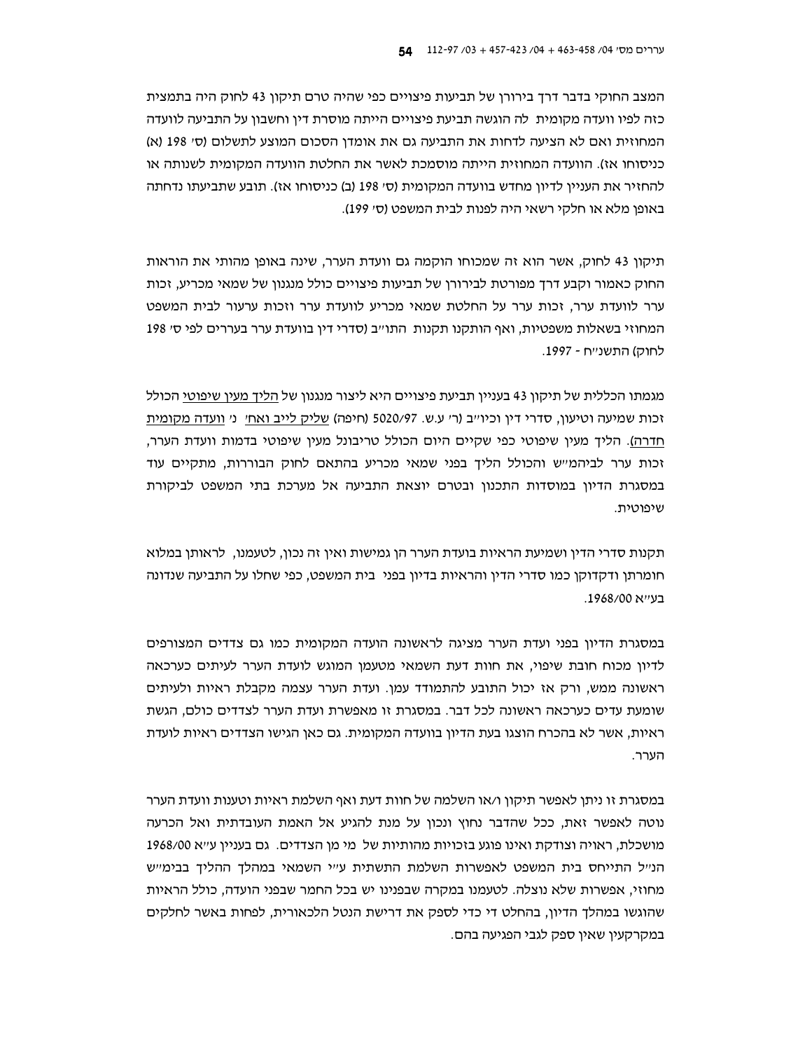המצב החוקי בדבר דרך בירורן של תביעות פיצויים כפי שהיה טרם תיקון 43 לחוק היה בתמצית כזה לפיו וועדה מקומית לה הוגשה תביעת פיצויים הייתה מוסרת דין וחשבון על התביעה לוועדה המחוזית ואם לא הציעה לדחות את התביעה גם את אומדן הסכום המוצע לתשלום (ס' 198 (א) כניסוחו אז). הוועדה המחוזית הייתה מוסמכת לאשר את החלטת הוועדה המקומית לשנותה או להחזיר את העניין לדיון מחדש בוועדה המקומית (ס' 198 (ב) כניסוחו אז). תובע שתביעתו נדחתה באופן מלא או חלקי רשאי היה לפנות לבית המשפט (ס' 199).

תיקון 43 לחוק, אשר הוא זה שמכוחו הוקמה גם וועדת הערר, שינה באופן מהותי את הוראות החוק כאמור וקבע דרך מפורטת לבירורן של תביעות פיצויים כולל מנגנון של שמאי מכריע, זכות ערר לוועדת ערר, זכות ערר על החלטת שמאי מכריע לוועדת ערר וזכות ערעור לבית המשפט המחוזי בשאלות משפטיות, ואף הותקנו תקנות התו"ב (סדרי דין בוועדת ערר בעררים לפי ס' 198 לחוק) התשנ"ח - 1997.

מגמתו הכללית של תיקון 43 בעניין תביעת פיצויים היא ליצור מנגנון של הליך מעין שיפוטי הכולל זכות שמיעה וטיעון, סדרי דין וכיו"ב (ר' ע.ש. 5020/97 (חיפה) שליק לייב ואח' נ' וועדה מקומית חדרה). הליך מעין שיפוטי כפי שקיים היום הכולל טריבונל מעין שיפוטי בדמות וועדת הערר, זכות ערר לביהמ"ש והכולל הליך בפני שמאי מכריע בהתאם לחוק הבוררות, מתקיים עוד במסגרת הדיון במוסדות התכנון ובטרם יוצאת התביעה אל מערכת בתי המשפט לביקורת שיפוטית.

תקנות סדרי הדין ושמיעת הראיות בועדת הערר הן גמישות ואין זה נכון, לטעמנו, לראותן במלוא חומרתן ודקדוקן כמו סדרי הדין והראיות בדיון בפני בית המשפט, כפי שחלו על התביעה שנדונה בע"א 1968/00.

במסגרת הדיון בפני ועדת הערר מציגה לראשונה הועדה המקומית כמו גם צדדים המצורפים לדיון מכוח חובת שיפוי, את חוות דעת השמאי מטעמן המוגש לועדת הערר לעיתים כערכאה ראשונה ממש, ורק אז יכול התובע להתמודד עמן. ועדת הערר עצמה מקבלת ראיות ולעיתים שומעת עדים כערכאה ראשונה לכל דבר. במסגרת זו מאפשרת ועדת הערר לצדדים כולם, הגשת ראיות, אשר לא בהכרח הוצגו בעת הדיון בוועדה המקומית. גם כאן הגישו הצדדים ראיות לועדת הערר.

במסגרת זו ניתן לאפשר תיקון ו/או השלמה של חוות דעת ואף השלמת ראיות וטענות וועדת הערר נוטה לאפשר זאת, ככל שהדבר נחוץ ונכון על מנת להגיע אל האמת העובדתית ואל הכרעה מושכלת, ראויה וצודקת ואינו פוגע בזכויות מהותיות של מי מן הצדדים. גם בעניין ע"א 1968/00 הנ"ל התייחס בית המשפט לאפשרות השלמת התשתית ע"י השמאי במהלך ההליך בבימ"ש מחוזי, אפשרות שלא נוצלה. לטעמנו במקרה שבפנינו יש בכל החמר שבפני הועדה, כולל הראיות שהוגשו במהלך הדיון, בהחלט די כדי לספק את דרישת הנטל הלכאורית, לפחות באשר לחלקים במקרקעין שאין ספק לגבי הפגיעה בהם.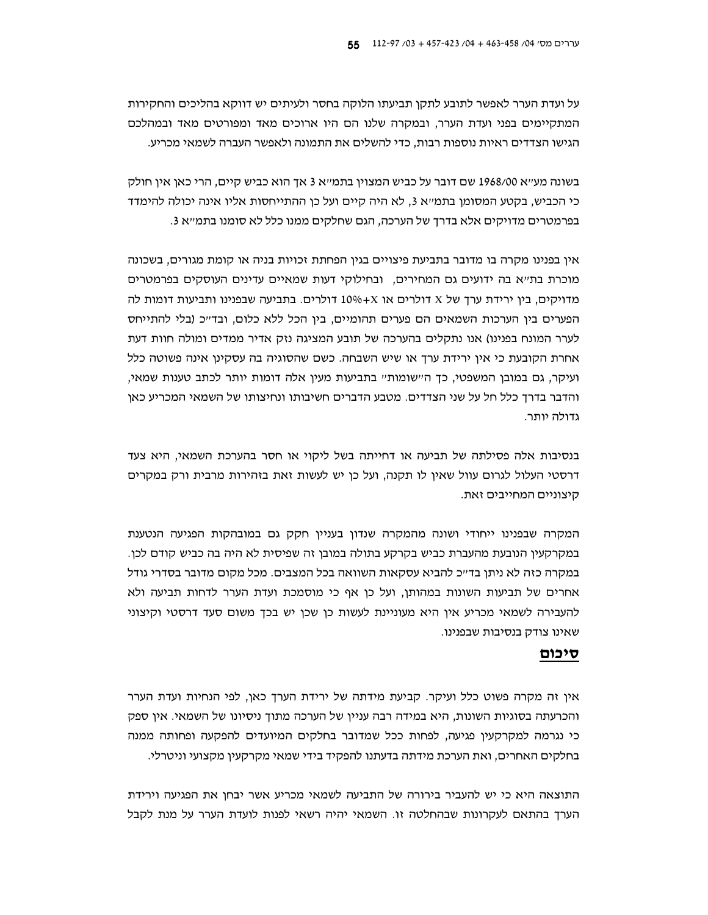על ועדת הערר לאפשר לתובע לתקן תביעתו הלוקה בחסר ולעיתים יש דווקא בהליכים והחקירות המתקיימים בפני ועדת הערר, ובמקרה שלנו הם היו ארוכים מאד ומפורטים מאד ובמהלכם הגישו הצדדים ראיות נוספות רבות, כדי להשלים את התמונה ולאפשר העברה לשמאי מכריע.

בשונה מע״א 1968/00 שם דובר על כביש המצוין בתמ״א 3 אך הוא כביש קיים, הרי כאן אין חולק כי הכביש, בקטע המסומן בתמ״א 3, לא היה קיים ועל כן ההתייחסות אליו אינה יכולה להימדד בפרמטרים מדויקים אלא בדרך של הערכה, הגם שחלקים ממנו כלל לא סומנו בתמ״א 3.

אין בפנינו מקרה בו מדובר בתביעת פיצויים בגין הפחתת זכויות בניה או קומת מגורים, בשכונה מוכרת בת״א בה ידועים גם המחירים, ובחילוקי דעות שמאיים עדינים העוסקים בפרמטרים מדויקים, בין ירידת ערך של X דולרים או X+10% דולרים. בתביעה שבפנינו ותביעות דומות לה הפערים בין הערכות השמאים הם פערים תהומיים, בין הכל ללא כלום, ובד״כ (בלי להתייחס לערר המונח בפנינו) אנו נתקלים בהערכה של תובע המציגה נזק אדיר ממדים ומולה חוות דעת אחרת הקובעת כי אין ירידת ערך או שיש השבחה. כשם שהסוגיה בה עסקינן אינה פשוטה כלל ועיקר, גם במובן המשפטי, כך ה״שומות״ בתביעות מעין אלה דומות יותר לכתב טענות שמאי, והדבר בדרך כלל חל על שני הצדדים. מטבע הדברים חשיבותו ונחיצותו של השמאי המכריע כאן גדולה יותר.

בנסיבות אלה פסילתה של תביעה או דחייתה בשל ליקוי או חסר בהערכת השמאי, היא צעד דרסטי העלול לגרום עוול שאין לו תקנה, ועל כן יש לעשות זאת בזהירות מרבית ורק במקרים קיצוניים המחייבים זאת.

המקרה שבפנינו ייחודי ושונה מהמקרה שנדון בעניין חקק גם במובהקות הפגיעה הנטענת במקרקעין הנובעת מהעברת כביש בקרקע בתולה במובן זה שפיסית לא היה בה כביש קודם לכן. במקרה כזה לא ניתן בד״כ להביא עסקאות השוואה בכל המצבים. מכל מקום מדובר בסדרי גודל אחרים של תביעות השונות במהותן, ועל כן אף כי מוסמכת ועדת הערר לדחות תביעה ולא להעבירה לשמאי מכריע אין היא מעוניינת לעשות כן שכן יש בכך משום סעד דרסטי וקיצוני שאינו צודק בנסיבות שבפנינו.

## **סיכום**

אין זה מקרה פשוט כלל ועיקר. קביעת מידתה של ירידת הערך כאן, לפי הנחיות ועדת הערר והכרעתה בסוגיות השונות, היא במידה רבה עניין של הערכה מתוך ניסיונו של השמאי. אין ספק כי נגרמה למקרקעין פגיעה, לפחות ככל שמדובר בחלקים המיועדים להפקעה ופחותה ממנה בחלקים האחרים, ואת הערכת מידתה בדעתנו להפקיד בידי שמאי מקרקעין מקצועי וניטרלי.

התוצאה היא כי יש להעביר בירורה של התביעה לשמאי מכריע אשר יבחן את הפגיעה וירידת הערך בהתאם לעקרונות שבהחלטה זו. השמאי יהיה רשאי לפנות לועדת הערר על מנת לקבל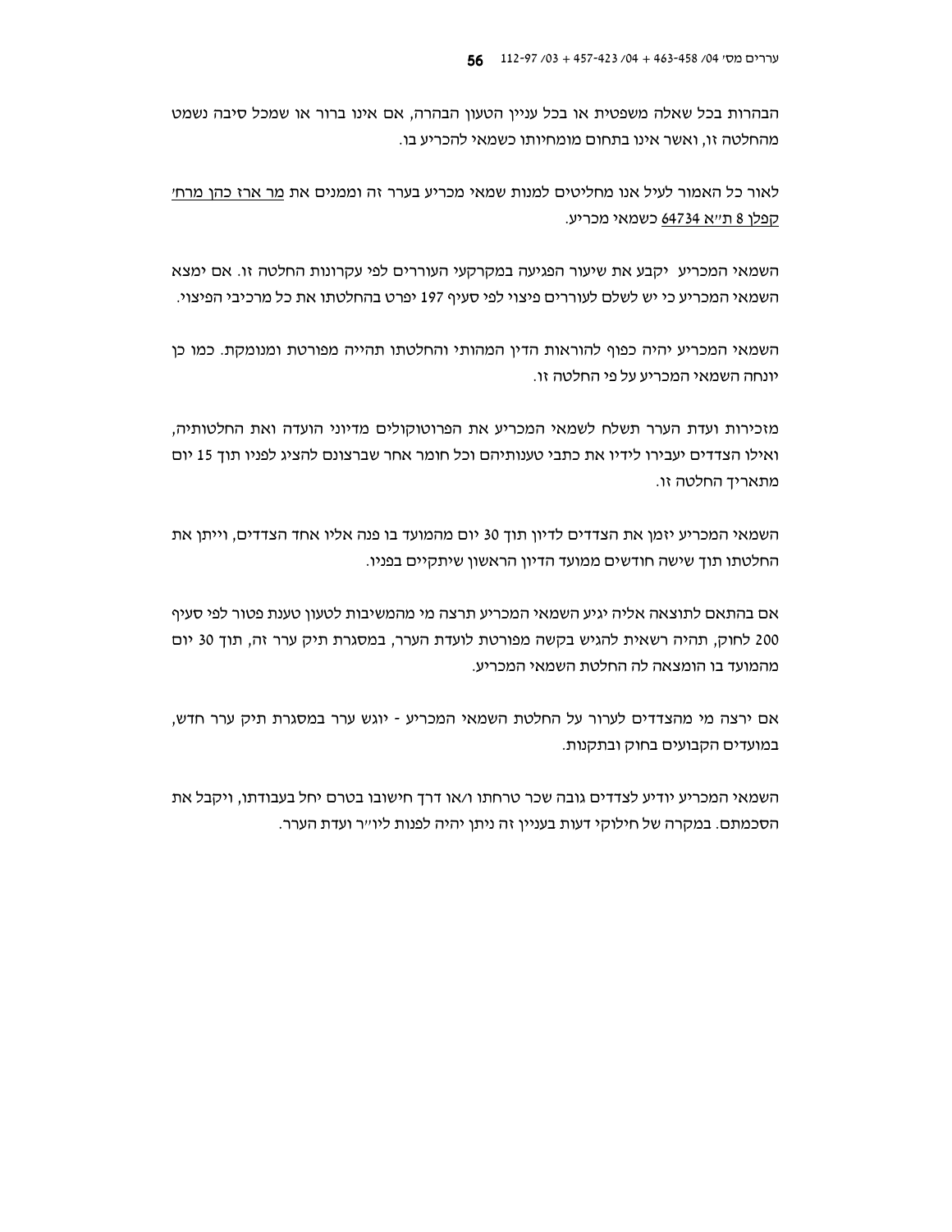הבהרות בכל שאלה משפטית או בכל עניין הטעון הבהרה, אם אינו ברור או שמכל סיבה נשמט מהחלטה זו, ואשר אינו בתחום מומחיותו כשמאי להכריע בו.

לאור כל האמור לעיל אנו מחליטים למנות שמאי מכריע בערר זה וממנים את <u>מר ארז כהן מרח' קפלן 8 ת"א 64734</u> כשמאי מכריע.

השמאי המכריע יקבע את שיעור הפגיעה במקרקעי העוררים לפי עקרונות החלטה זו. אם ימצא השמאי המכריע כי יש לשלם לעוררים פיצוי לפי סעיף 197 יפרט בהחלטתו את כל מרכיבי הפיצוי.

השמאי המכריע יהיה כפוף להוראות הדין המהותי והחלטתו תהייה מפורטת ומנומקת. כמו כן יונחה השמאי המכריע על פי החלטה זו.

מזכירות ועדת הערר תשלח לשמאי המכריע את הפרוטוקולים מדיוני הועדה ואת החלטותיה, ואילו הצדדים יעבירו לידיו את כתבי טענותיהם וכל חומר אחר שברצונם להציג לפניו תוך 15 יום מתאריך החלטה זו.

השמאי המכריע יזמן את הצדדים לדיון תוך 30 יום מהמועד בו פנה אליו אחד הצדדים, וייתן את החלטתו תוך שישה חודשים ממועד הדיון הראשון שיתקיים בפניו.

אם בהתאם לתוצאה אליה יגיע השמאי המכריע תרצה מי מהמשיבות לטעון טענת פטור לפי סעיף 200 לחוק, תהיה רשאית להגיש בקשה מפורטת לועדת הערר, במסגרת תיק ערר זה, תוך 30 יום מהמועד בו הומצאה לה החלטת השמאי המכריע.

אם ירצה מי מהצדדים לערור על החלטת השמאי המכריע - יוגש ערר במסגרת תיק ערר חדש, במועדים הקבועים בחוק ובתקנות.

השמאי המכריע יודיע לצדדים גובה שכר טרחתו ו/או דרך חישובו בטרם יחל בעבודתו, ויקבל את הסכמתם. במקרה של חילוקי דעות בעניין זה ניתן יהיה לפנות ליו"ר ועדת הערר.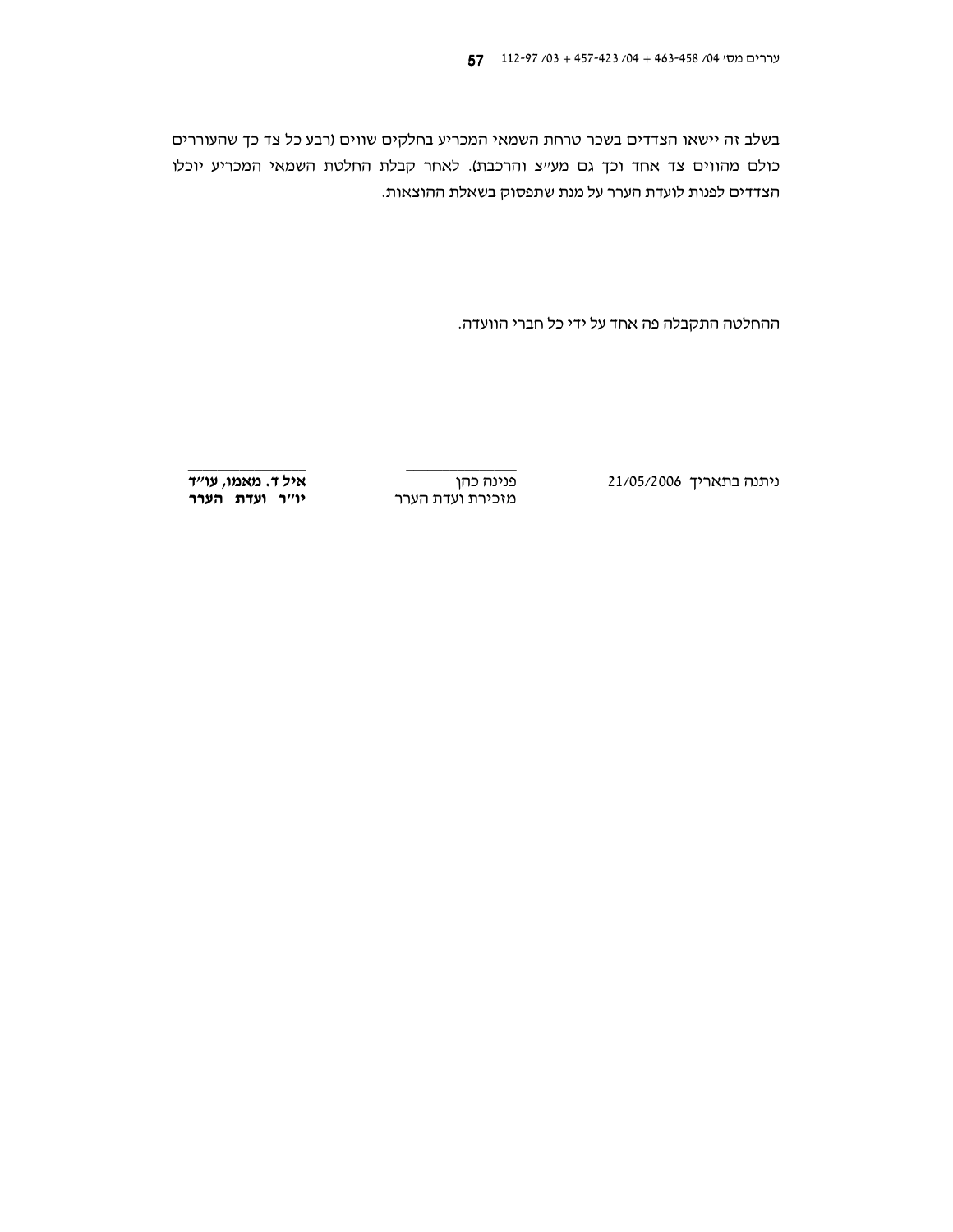בשלב זה יישאו הצדדים בשכר טרחת השמאי המכריע בחלקים שווים (רבע כל צד כך שהעוררים כולם מהווים צד אחד וכך גם מע״צ והרכבת). לאחר קבלת החלטת השמאי המכריע יוכלו הצדדים לפנות לועדת הערר על מנת שתפסוק בשאלת ההוצאות.

ההחלטה התקבלה פה אחד על ידי כל חברי הוועדה.

ניתנה בתאריך 21/05/2006

\_\_\_\_\_\_\_\_\_\_\_\_\_\_\_\_
פנינה כהן
מזכירת ועדת הערר

\_\_\_\_\_\_\_\_\_\_\_\_\_\_\_\_
**איל ד. מאמו, עו״ד**
**יו״ר ועדת הערר**